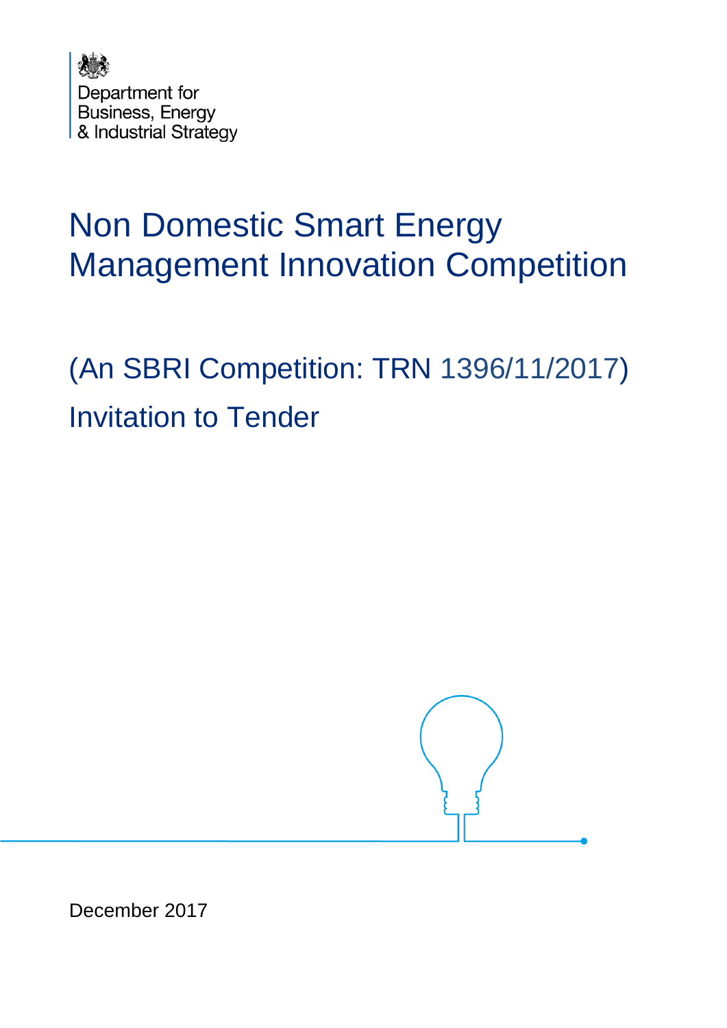Department for
Business, Energy
& Industrial Strategy

# Non Domestic Smart Energy Management Innovation Competition

## (An SBRI Competition: TRN 1396/11/2017)

## Invitation to Tender

December 2017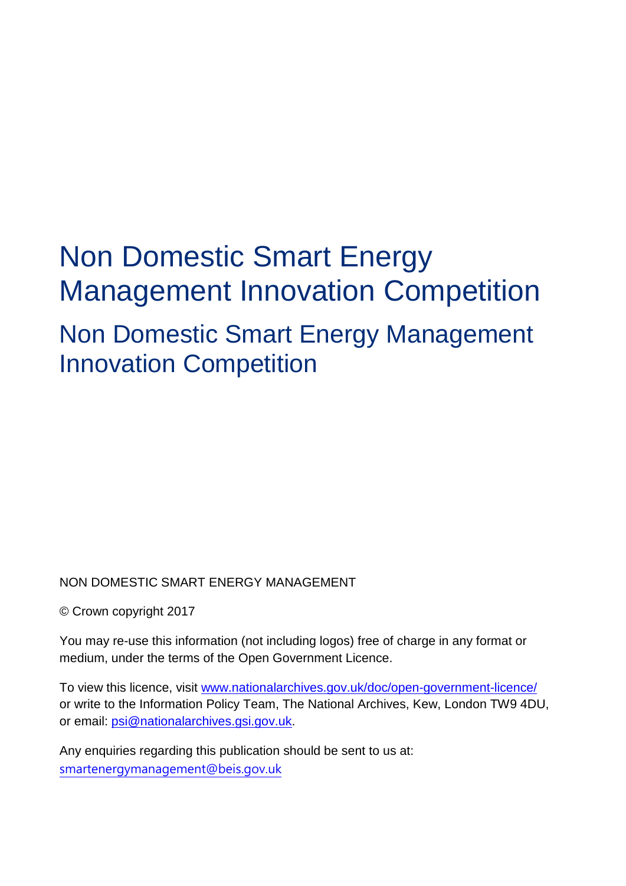# Non Domestic Smart Energy Management Innovation Competition

## Non Domestic Smart Energy Management Innovation Competition

NON DOMESTIC SMART ENERGY MANAGEMENT

© Crown copyright 2017

You may re-use this information (not including logos) free of charge in any format or medium, under the terms of the Open Government Licence.

To view this licence, visit www.nationalarchives.gov.uk/doc/open-government-licence/ or write to the Information Policy Team, The National Archives, Kew, London TW9 4DU, or email: psi@nationalarchives.gsi.gov.uk.

Any enquiries regarding this publication should be sent to us at: smartenergymanagement@beis.gov.uk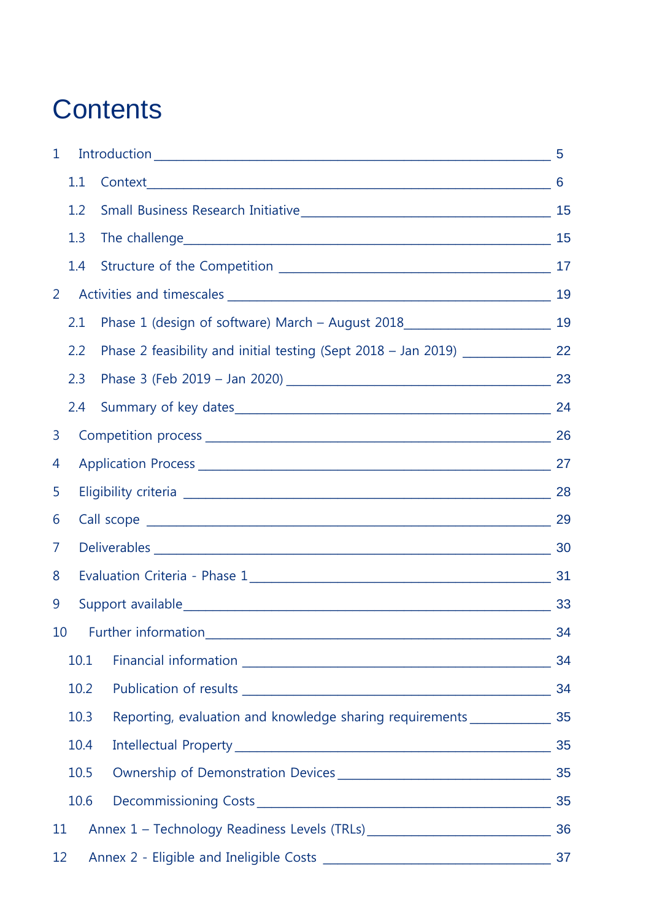# Contents

1 Introduction ____________________________________________ 5

 1.1 Context ____________________________________________ 6

 1.2 Small Business Research Initiative ____________________ 15

 1.3 The challenge _______________________________________ 15

 1.4 Structure of the Competition __________________________ 17

2 Activities and timescales ____________________________ 19

 2.1 Phase 1 (design of software) March – August 2018 ___________ 19

 2.2 Phase 2 feasibility and initial testing (Sept 2018 – Jan 2019) _______ 22

 2.3 Phase 3 (Feb 2019 – Jan 2020) ________________________ 23

 2.4 Summary of key dates _______________________________ 24

3 Competition process _________________________________ 26

4 Application Process _________________________________ 27

5 Eligibility criteria ___________________________________ 28

6 Call scope __________________________________________ 29

7 Deliverables _________________________________________ 30

8 Evaluation Criteria - Phase 1 ___________________________ 31

9 Support available ____________________________________ 33

10 Further information _________________________________ 34

 10.1 Financial information _______________________________ 34

 10.2 Publication of results _______________________________ 34

 10.3 Reporting, evaluation and knowledge sharing requirements ______ 35

 10.4 Intellectual Property _________________________________ 35

 10.5 Ownership of Demonstration Devices ____________________ 35

 10.6 Decommissioning Costs _______________________________ 35

11 Annex 1 – Technology Readiness Levels (TRLs) _______________ 36

12 Annex 2 - Eligible and Ineligible Costs ______________________ 37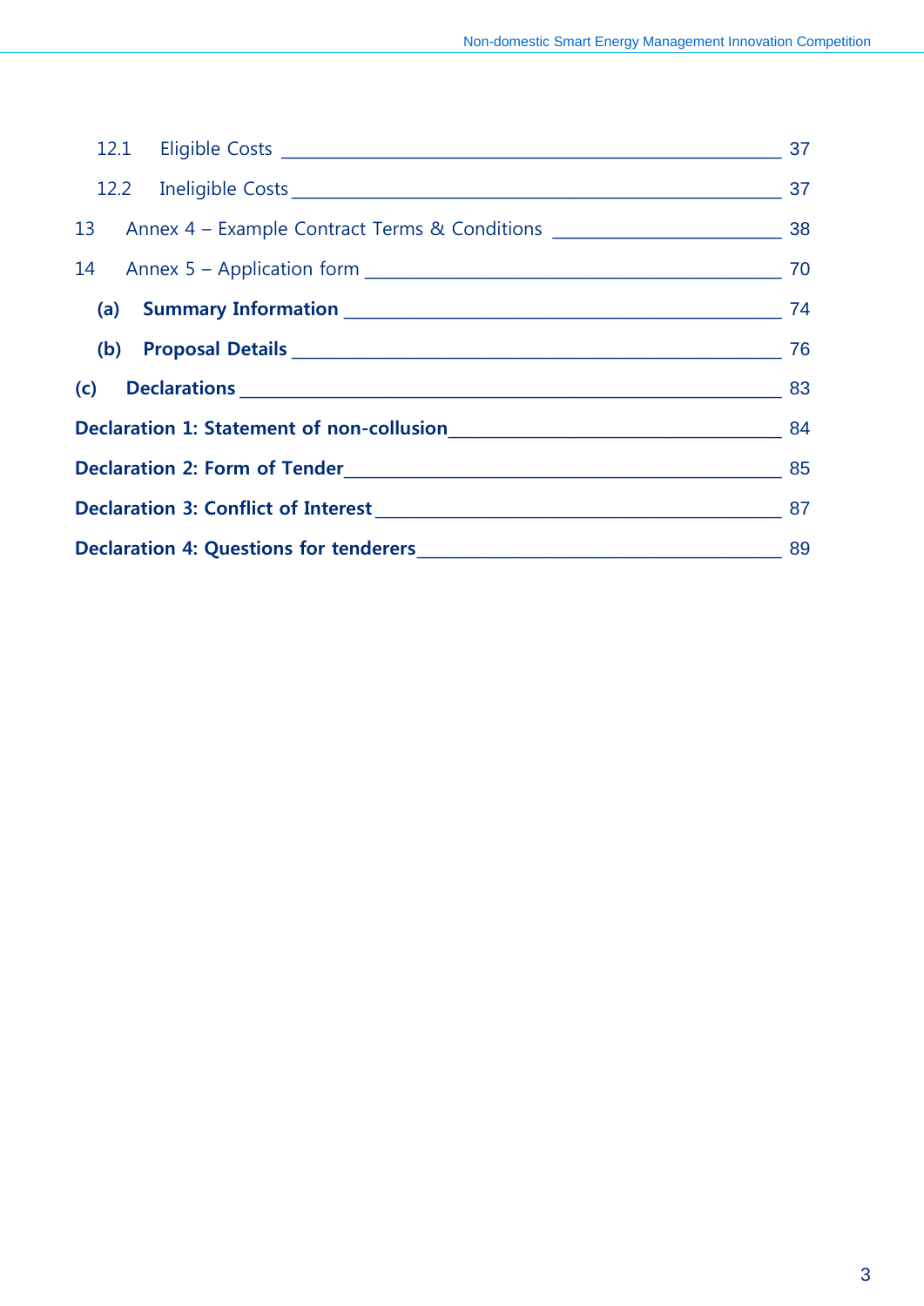12.1 Eligible Costs ___ 37

12.2 Ineligible Costs ___ 37

13 Annex 4 – Example Contract Terms & Conditions ___ 38

14 Annex 5 – Application form ___ 70

**(a) Summary Information** ___ 74

**(b) Proposal Details** ___ 76

**(c) Declarations** ___ 83

**Declaration 1: Statement of non-collusion** ___ 84

**Declaration 2: Form of Tender** ___ 85

**Declaration 3: Conflict of Interest** ___ 87

**Declaration 4: Questions for tenderers** ___ 89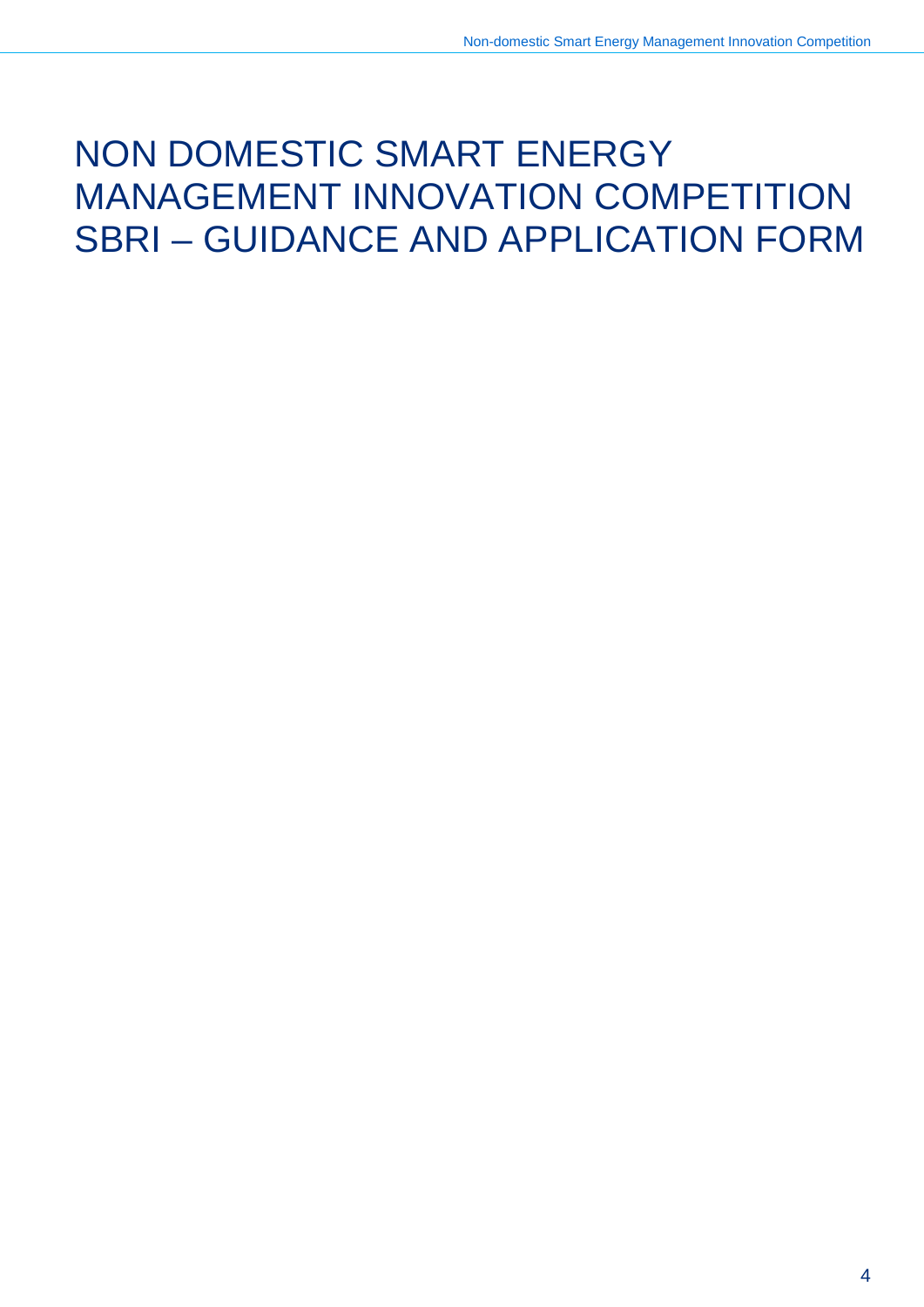# NON DOMESTIC SMART ENERGY MANAGEMENT INNOVATION COMPETITION SBRI – GUIDANCE AND APPLICATION FORM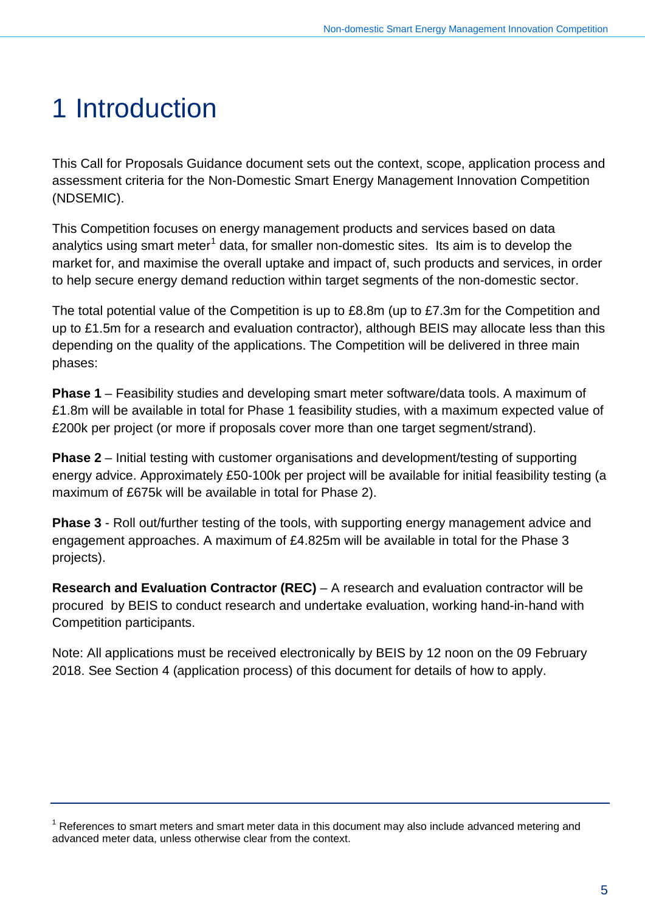# 1 Introduction

This Call for Proposals Guidance document sets out the context, scope, application process and assessment criteria for the Non-Domestic Smart Energy Management Innovation Competition (NDSEMIC).

This Competition focuses on energy management products and services based on data analytics using smart meter[1] data, for smaller non-domestic sites. Its aim is to develop the market for, and maximise the overall uptake and impact of, such products and services, in order to help secure energy demand reduction within target segments of the non-domestic sector.

The total potential value of the Competition is up to £8.8m (up to £7.3m for the Competition and up to £1.5m for a research and evaluation contractor), although BEIS may allocate less than this depending on the quality of the applications. The Competition will be delivered in three main phases:

**Phase 1** – Feasibility studies and developing smart meter software/data tools. A maximum of £1.8m will be available in total for Phase 1 feasibility studies, with a maximum expected value of £200k per project (or more if proposals cover more than one target segment/strand).

**Phase 2** – Initial testing with customer organisations and development/testing of supporting energy advice. Approximately £50-100k per project will be available for initial feasibility testing (a maximum of £675k will be available in total for Phase 2).

**Phase 3** - Roll out/further testing of the tools, with supporting energy management advice and engagement approaches. A maximum of £4.825m will be available in total for the Phase 3 projects).

**Research and Evaluation Contractor (REC)** – A research and evaluation contractor will be procured by BEIS to conduct research and undertake evaluation, working hand-in-hand with Competition participants.

Note: All applications must be received electronically by BEIS by 12 noon on the 09 February 2018. See Section 4 (application process) of this document for details of how to apply.

[1] References to smart meters and smart meter data in this document may also include advanced metering and advanced meter data, unless otherwise clear from the context.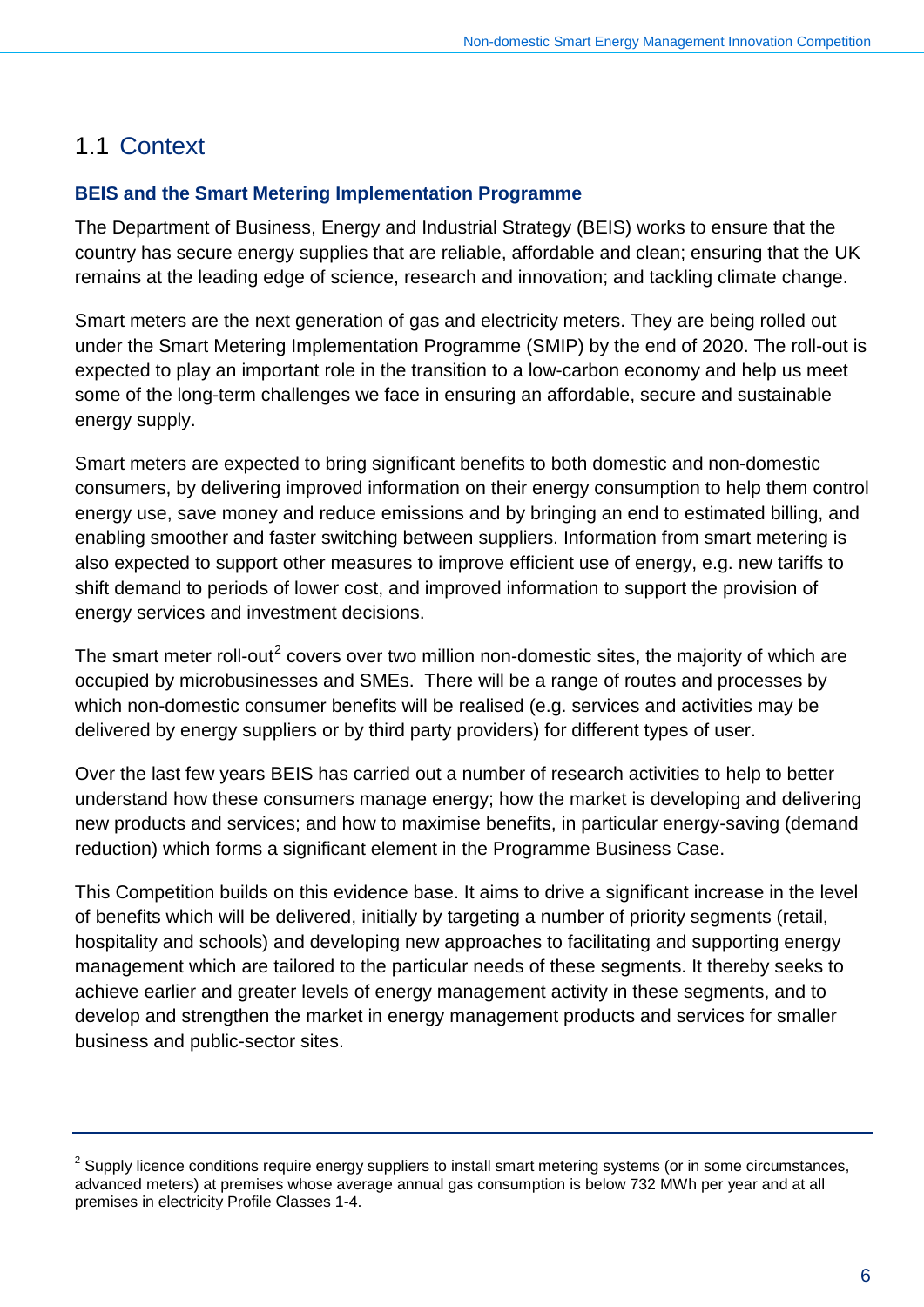## 1.1 Context

### BEIS and the Smart Metering Implementation Programme

The Department of Business, Energy and Industrial Strategy (BEIS) works to ensure that the country has secure energy supplies that are reliable, affordable and clean; ensuring that the UK remains at the leading edge of science, research and innovation; and tackling climate change.

Smart meters are the next generation of gas and electricity meters. They are being rolled out under the Smart Metering Implementation Programme (SMIP) by the end of 2020. The roll-out is expected to play an important role in the transition to a low-carbon economy and help us meet some of the long-term challenges we face in ensuring an affordable, secure and sustainable energy supply.

Smart meters are expected to bring significant benefits to both domestic and non-domestic consumers, by delivering improved information on their energy consumption to help them control energy use, save money and reduce emissions and by bringing an end to estimated billing, and enabling smoother and faster switching between suppliers. Information from smart metering is also expected to support other measures to improve efficient use of energy, e.g. new tariffs to shift demand to periods of lower cost, and improved information to support the provision of energy services and investment decisions.

The smart meter roll-out[2] covers over two million non-domestic sites, the majority of which are occupied by microbusinesses and SMEs. There will be a range of routes and processes by which non-domestic consumer benefits will be realised (e.g. services and activities may be delivered by energy suppliers or by third party providers) for different types of user.

Over the last few years BEIS has carried out a number of research activities to help to better understand how these consumers manage energy; how the market is developing and delivering new products and services; and how to maximise benefits, in particular energy-saving (demand reduction) which forms a significant element in the Programme Business Case.

This Competition builds on this evidence base. It aims to drive a significant increase in the level of benefits which will be delivered, initially by targeting a number of priority segments (retail, hospitality and schools) and developing new approaches to facilitating and supporting energy management which are tailored to the particular needs of these segments. It thereby seeks to achieve earlier and greater levels of energy management activity in these segments, and to develop and strengthen the market in energy management products and services for smaller business and public-sector sites.

---

[2] Supply licence conditions require energy suppliers to install smart metering systems (or in some circumstances, advanced meters) at premises whose average annual gas consumption is below 732 MWh per year and at all premises in electricity Profile Classes 1-4.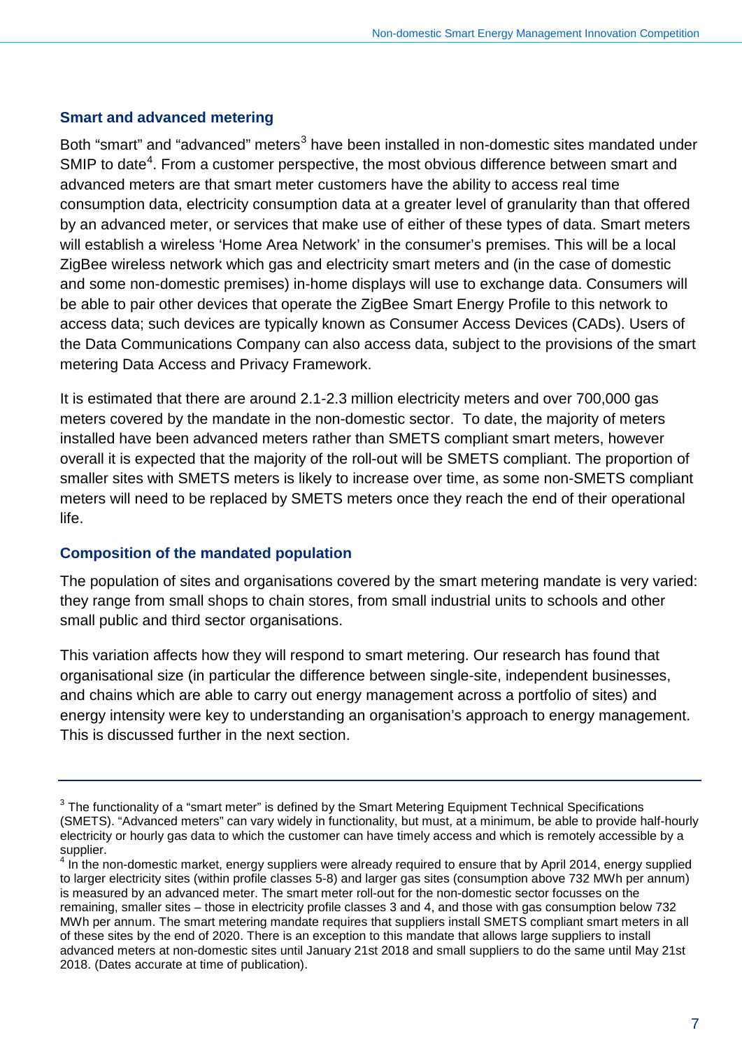### Smart and advanced metering

Both "smart" and "advanced" meters[3] have been installed in non-domestic sites mandated under SMIP to date[4]. From a customer perspective, the most obvious difference between smart and advanced meters are that smart meter customers have the ability to access real time consumption data, electricity consumption data at a greater level of granularity than that offered by an advanced meter, or services that make use of either of these types of data. Smart meters will establish a wireless 'Home Area Network' in the consumer's premises. This will be a local ZigBee wireless network which gas and electricity smart meters and (in the case of domestic and some non-domestic premises) in-home displays will use to exchange data. Consumers will be able to pair other devices that operate the ZigBee Smart Energy Profile to this network to access data; such devices are typically known as Consumer Access Devices (CADs). Users of the Data Communications Company can also access data, subject to the provisions of the smart metering Data Access and Privacy Framework.

It is estimated that there are around 2.1-2.3 million electricity meters and over 700,000 gas meters covered by the mandate in the non-domestic sector. To date, the majority of meters installed have been advanced meters rather than SMETS compliant smart meters, however overall it is expected that the majority of the roll-out will be SMETS compliant. The proportion of smaller sites with SMETS meters is likely to increase over time, as some non-SMETS compliant meters will need to be replaced by SMETS meters once they reach the end of their operational life.

### Composition of the mandated population

The population of sites and organisations covered by the smart metering mandate is very varied: they range from small shops to chain stores, from small industrial units to schools and other small public and third sector organisations.

This variation affects how they will respond to smart metering. Our research has found that organisational size (in particular the difference between single-site, independent businesses, and chains which are able to carry out energy management across a portfolio of sites) and energy intensity were key to understanding an organisation's approach to energy management. This is discussed further in the next section.

---

[3] The functionality of a "smart meter" is defined by the Smart Metering Equipment Technical Specifications (SMETS). "Advanced meters" can vary widely in functionality, but must, at a minimum, be able to provide half-hourly electricity or hourly gas data to which the customer can have timely access and which is remotely accessible by a supplier.

[4] In the non-domestic market, energy suppliers were already required to ensure that by April 2014, energy supplied to larger electricity sites (within profile classes 5-8) and larger gas sites (consumption above 732 MWh per annum) is measured by an advanced meter. The smart meter roll-out for the non-domestic sector focusses on the remaining, smaller sites – those in electricity profile classes 3 and 4, and those with gas consumption below 732 MWh per annum. The smart metering mandate requires that suppliers install SMETS compliant smart meters in all of these sites by the end of 2020. There is an exception to this mandate that allows large suppliers to install advanced meters at non-domestic sites until January 21st 2018 and small suppliers to do the same until May 21st 2018. (Dates accurate at time of publication).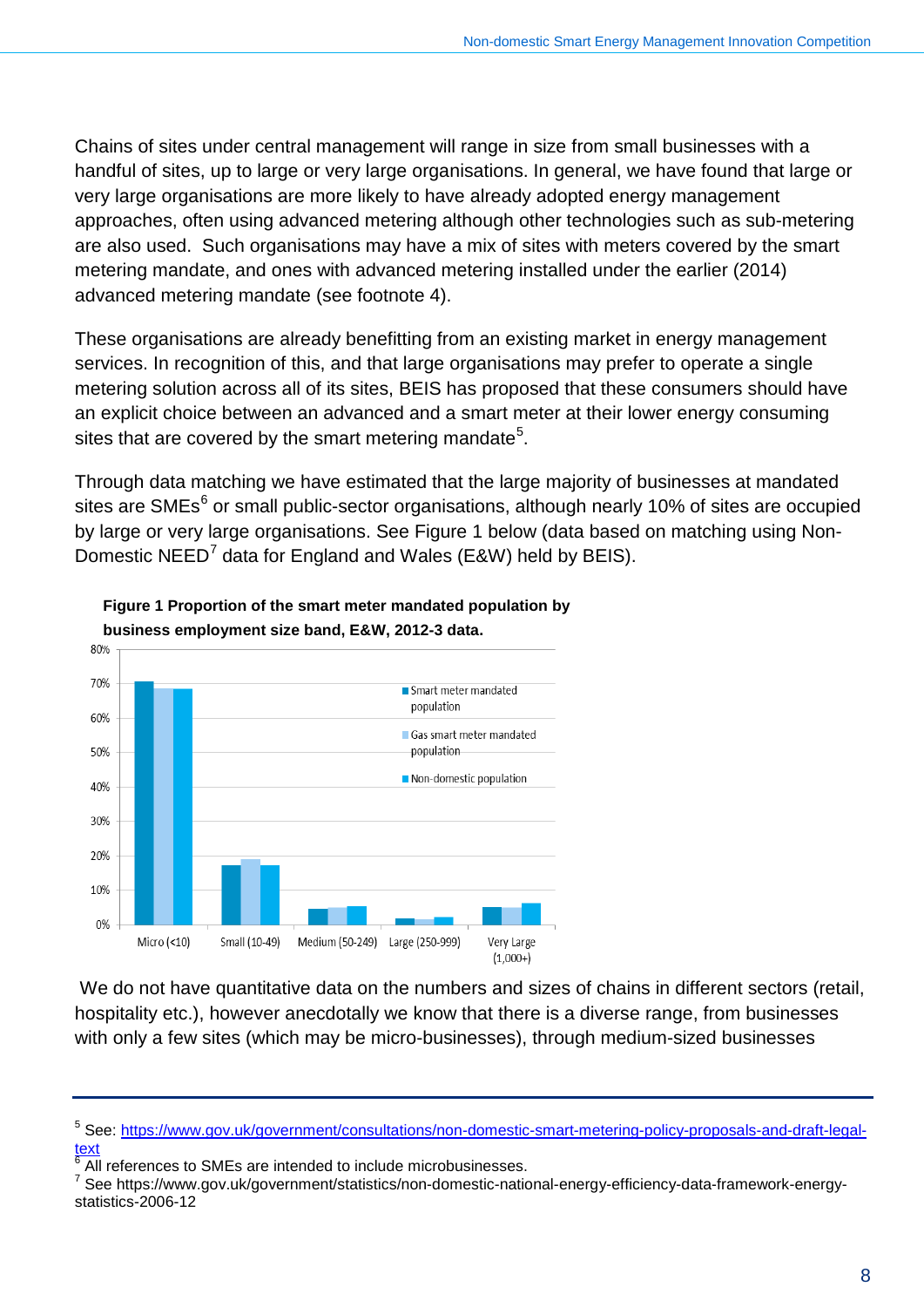Chains of sites under central management will range in size from small businesses with a handful of sites, up to large or very large organisations. In general, we have found that large or very large organisations are more likely to have already adopted energy management approaches, often using advanced metering although other technologies such as sub-metering are also used. Such organisations may have a mix of sites with meters covered by the smart metering mandate, and ones with advanced metering installed under the earlier (2014) advanced metering mandate (see footnote 4).

These organisations are already benefitting from an existing market in energy management services. In recognition of this, and that large organisations may prefer to operate a single metering solution across all of its sites, BEIS has proposed that these consumers should have an explicit choice between an advanced and a smart meter at their lower energy consuming sites that are covered by the smart metering mandate[5].

Through data matching we have estimated that the large majority of businesses at mandated sites are SMEs[6] or small public-sector organisations, although nearly 10% of sites are occupied by large or very large organisations. See Figure 1 below (data based on matching using Non-Domestic NEED[7] data for England and Wales (E&W) held by BEIS).

**Figure 1 Proportion of the smart meter mandated population by business employment size band, E&W, 2012-3 data.**

We do not have quantitative data on the numbers and sizes of chains in different sectors (retail, hospitality etc.), however anecdotally we know that there is a diverse range, from businesses with only a few sites (which may be micro-businesses), through medium-sized businesses

---

[5] See: https://www.gov.uk/government/consultations/non-domestic-smart-metering-policy-proposals-and-draft-legal-text

[6] All references to SMEs are intended to include microbusinesses.

[7] See https://www.gov.uk/government/statistics/non-domestic-national-energy-efficiency-data-framework-energy-statistics-2006-12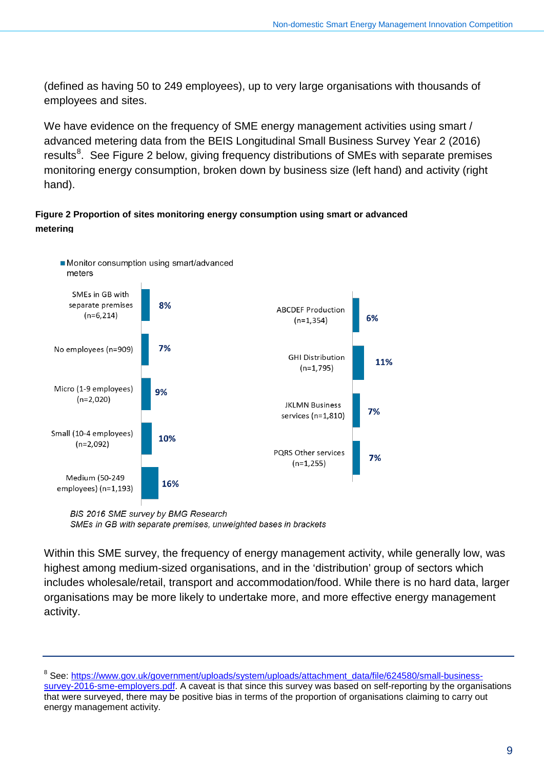(defined as having 50 to 249 employees), up to very large organisations with thousands of employees and sites.

We have evidence on the frequency of SME energy management activities using smart / advanced metering data from the BEIS Longitudinal Small Business Survey Year 2 (2016) results[8]. See Figure 2 below, giving frequency distributions of SMEs with separate premises monitoring energy consumption, broken down by business size (left hand) and activity (right hand).

**Figure 2 Proportion of sites monitoring energy consumption using smart or advanced metering**

Monitor consumption using smart/advanced meters

| Business size | % |
|---|---|
| SMEs in GB with separate premises (n=6,214) | 8% |
| No employees (n=909) | 7% |
| Micro (1-9 employees) (n=2,020) | 9% |
| Small (10-4 employees) (n=2,092) | 10% |
| Medium (50-249 employees) (n=1,193) | 16% |

| Activity | % |
|---|---|
| ABCDEF Production (n=1,354) | 6% |
| GHI Distribution (n=1,795) | 11% |
| JKLMN Business services (n=1,810) | 7% |
| PQRS Other services (n=1,255) | 7% |

*BIS 2016 SME survey by BMG Research*
*SMEs in GB with separate premises, unweighted bases in brackets*

Within this SME survey, the frequency of energy management activity, while generally low, was highest among medium-sized organisations, and in the 'distribution' group of sectors which includes wholesale/retail, transport and accommodation/food. While there is no hard data, larger organisations may be more likely to undertake more, and more effective energy management activity.

---

[8] See: https://www.gov.uk/government/uploads/system/uploads/attachment_data/file/624580/small-business-survey-2016-sme-employers.pdf. A caveat is that since this survey was based on self-reporting by the organisations that were surveyed, there may be positive bias in terms of the proportion of organisations claiming to carry out energy management activity.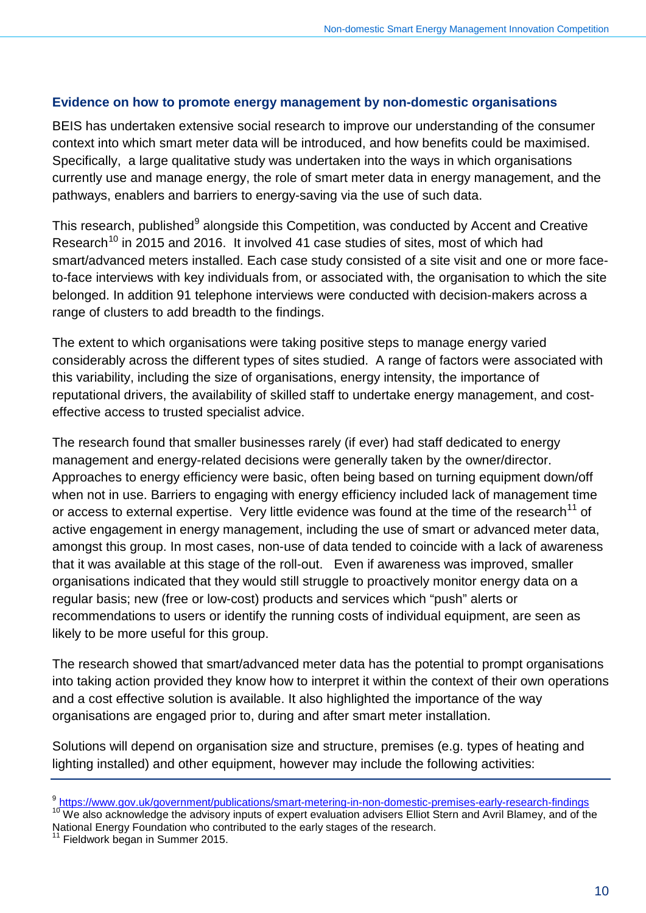### Evidence on how to promote energy management by non-domestic organisations

BEIS has undertaken extensive social research to improve our understanding of the consumer context into which smart meter data will be introduced, and how benefits could be maximised. Specifically, a large qualitative study was undertaken into the ways in which organisations currently use and manage energy, the role of smart meter data in energy management, and the pathways, enablers and barriers to energy-saving via the use of such data.

This research, published[9] alongside this Competition, was conducted by Accent and Creative Research[10] in 2015 and 2016. It involved 41 case studies of sites, most of which had smart/advanced meters installed. Each case study consisted of a site visit and one or more face-to-face interviews with key individuals from, or associated with, the organisation to which the site belonged. In addition 91 telephone interviews were conducted with decision-makers across a range of clusters to add breadth to the findings.

The extent to which organisations were taking positive steps to manage energy varied considerably across the different types of sites studied. A range of factors were associated with this variability, including the size of organisations, energy intensity, the importance of reputational drivers, the availability of skilled staff to undertake energy management, and cost-effective access to trusted specialist advice.

The research found that smaller businesses rarely (if ever) had staff dedicated to energy management and energy-related decisions were generally taken by the owner/director. Approaches to energy efficiency were basic, often being based on turning equipment down/off when not in use. Barriers to engaging with energy efficiency included lack of management time or access to external expertise. Very little evidence was found at the time of the research[11] of active engagement in energy management, including the use of smart or advanced meter data, amongst this group. In most cases, non-use of data tended to coincide with a lack of awareness that it was available at this stage of the roll-out. Even if awareness was improved, smaller organisations indicated that they would still struggle to proactively monitor energy data on a regular basis; new (free or low-cost) products and services which "push" alerts or recommendations to users or identify the running costs of individual equipment, are seen as likely to be more useful for this group.

The research showed that smart/advanced meter data has the potential to prompt organisations into taking action provided they know how to interpret it within the context of their own operations and a cost effective solution is available. It also highlighted the importance of the way organisations are engaged prior to, during and after smart meter installation.

Solutions will depend on organisation size and structure, premises (e.g. types of heating and lighting installed) and other equipment, however may include the following activities:

---

[9] https://www.gov.uk/government/publications/smart-metering-in-non-domestic-premises-early-research-findings

[10] We also acknowledge the advisory inputs of expert evaluation advisers Elliot Stern and Avril Blamey, and of the National Energy Foundation who contributed to the early stages of the research.

[11] Fieldwork began in Summer 2015.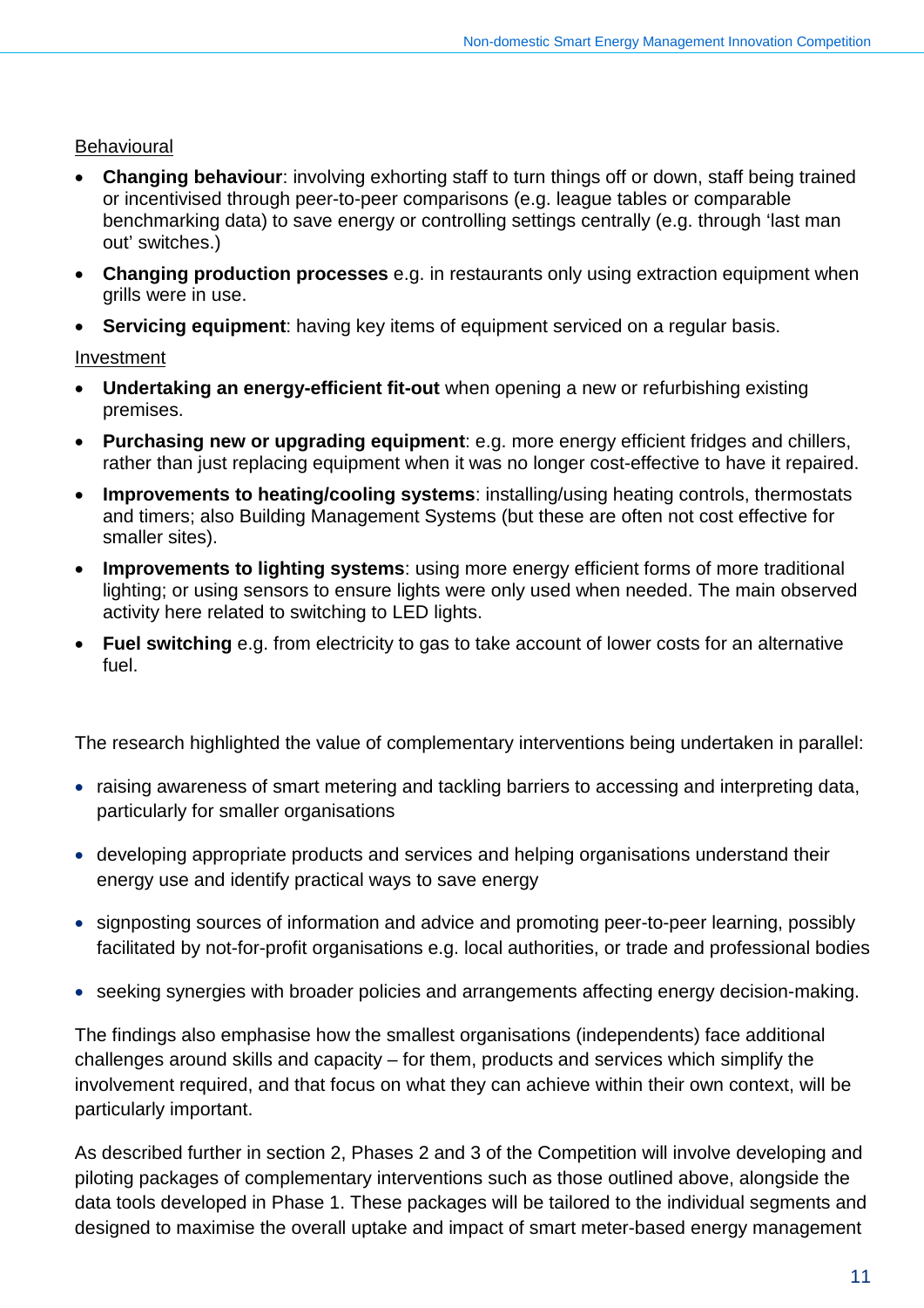Behavioural

- **Changing behaviour**: involving exhorting staff to turn things off or down, staff being trained or incentivised through peer-to-peer comparisons (e.g. league tables or comparable benchmarking data) to save energy or controlling settings centrally (e.g. through 'last man out' switches.)
- **Changing production processes** e.g. in restaurants only using extraction equipment when grills were in use.
- **Servicing equipment**: having key items of equipment serviced on a regular basis.

Investment

- **Undertaking an energy-efficient fit-out** when opening a new or refurbishing existing premises.
- **Purchasing new or upgrading equipment**: e.g. more energy efficient fridges and chillers, rather than just replacing equipment when it was no longer cost-effective to have it repaired.
- **Improvements to heating/cooling systems**: installing/using heating controls, thermostats and timers; also Building Management Systems (but these are often not cost effective for smaller sites).
- **Improvements to lighting systems**: using more energy efficient forms of more traditional lighting; or using sensors to ensure lights were only used when needed. The main observed activity here related to switching to LED lights.
- **Fuel switching** e.g. from electricity to gas to take account of lower costs for an alternative fuel.

The research highlighted the value of complementary interventions being undertaken in parallel:

- raising awareness of smart metering and tackling barriers to accessing and interpreting data, particularly for smaller organisations
- developing appropriate products and services and helping organisations understand their energy use and identify practical ways to save energy
- signposting sources of information and advice and promoting peer-to-peer learning, possibly facilitated by not-for-profit organisations e.g. local authorities, or trade and professional bodies
- seeking synergies with broader policies and arrangements affecting energy decision-making.

The findings also emphasise how the smallest organisations (independents) face additional challenges around skills and capacity – for them, products and services which simplify the involvement required, and that focus on what they can achieve within their own context, will be particularly important.

As described further in section 2, Phases 2 and 3 of the Competition will involve developing and piloting packages of complementary interventions such as those outlined above, alongside the data tools developed in Phase 1. These packages will be tailored to the individual segments and designed to maximise the overall uptake and impact of smart meter-based energy management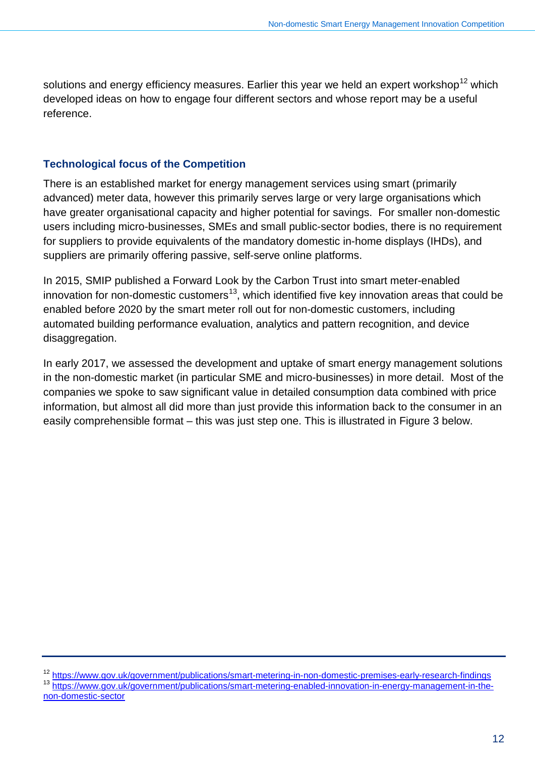solutions and energy efficiency measures. Earlier this year we held an expert workshop[12] which developed ideas on how to engage four different sectors and whose report may be a useful reference.

### Technological focus of the Competition

There is an established market for energy management services using smart (primarily advanced) meter data, however this primarily serves large or very large organisations which have greater organisational capacity and higher potential for savings. For smaller non-domestic users including micro-businesses, SMEs and small public-sector bodies, there is no requirement for suppliers to provide equivalents of the mandatory domestic in-home displays (IHDs), and suppliers are primarily offering passive, self-serve online platforms.

In 2015, SMIP published a Forward Look by the Carbon Trust into smart meter-enabled innovation for non-domestic customers[13], which identified five key innovation areas that could be enabled before 2020 by the smart meter roll out for non-domestic customers, including automated building performance evaluation, analytics and pattern recognition, and device disaggregation.

In early 2017, we assessed the development and uptake of smart energy management solutions in the non-domestic market (in particular SME and micro-businesses) in more detail. Most of the companies we spoke to saw significant value in detailed consumption data combined with price information, but almost all did more than just provide this information back to the consumer in an easily comprehensible format – this was just step one. This is illustrated in Figure 3 below.

---

[12] https://www.gov.uk/government/publications/smart-metering-in-non-domestic-premises-early-research-findings

[13] https://www.gov.uk/government/publications/smart-metering-enabled-innovation-in-energy-management-in-the-non-domestic-sector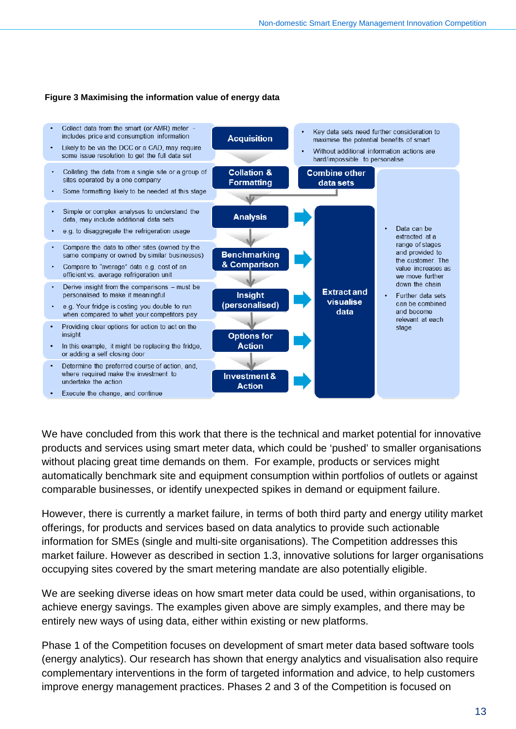**Figure 3 Maximising the information value of energy data**

| Description | Stage | |
|---|---|---|
| • Collect data from the smart (or AMR) meter - includes price and consumption information<br>• Likely to be via the DCC or a CAD, may require some issue resolution to get the full data set | Acquisition | • Key data sets need further consideration to maximise the potential benefits of smart<br>• Without additional information actions are hard/impossible to personalise |
| • Collating the data from a single site or a group of sites operated by a one company<br>• Some formatting likely to be needed at this stage | Collation & Formatting | Combine other data sets |
| • Simple or complex analyses to understand the data, may include additional data sets<br>• e.g. to disaggregate the refrigeration usage | Analysis | |
| • Compare the data to other sites (owned by the same company or owned by similar businesses)<br>• Compare to "average" data e.g. cost of an efficient vs. average refrigeration unit | Benchmarking & Comparison | |
| • Derive insight from the comparisons – must be personalised to make it meaningful<br>• e.g. Your fridge is costing you double to run when compared to what your competitors pay | Insight (personalised) | |
| • Providing clear options for action to act on the insight<br>• In this example, it might be replacing the fridge, or adding a self closing door | Options for Action | |
| • Determine the preferred course of action, and, where required make the investment to undertake the action<br>• Execute the change, and continue | Investment & Action | |

Extract and visualise data:

- Data can be extracted at a range of stages and provided to the customer. The value increases as we move further down the chain
- Further data sets can be combined and become relevant at each stage

We have concluded from this work that there is the technical and market potential for innovative products and services using smart meter data, which could be 'pushed' to smaller organisations without placing great time demands on them. For example, products or services might automatically benchmark site and equipment consumption within portfolios of outlets or against comparable businesses, or identify unexpected spikes in demand or equipment failure.

However, there is currently a market failure, in terms of both third party and energy utility market offerings, for products and services based on data analytics to provide such actionable information for SMEs (single and multi-site organisations). The Competition addresses this market failure. However as described in section 1.3, innovative solutions for larger organisations occupying sites covered by the smart metering mandate are also potentially eligible.

We are seeking diverse ideas on how smart meter data could be used, within organisations, to achieve energy savings. The examples given above are simply examples, and there may be entirely new ways of using data, either within existing or new platforms.

Phase 1 of the Competition focuses on development of smart meter data based software tools (energy analytics). Our research has shown that energy analytics and visualisation also require complementary interventions in the form of targeted information and advice, to help customers improve energy management practices. Phases 2 and 3 of the Competition is focused on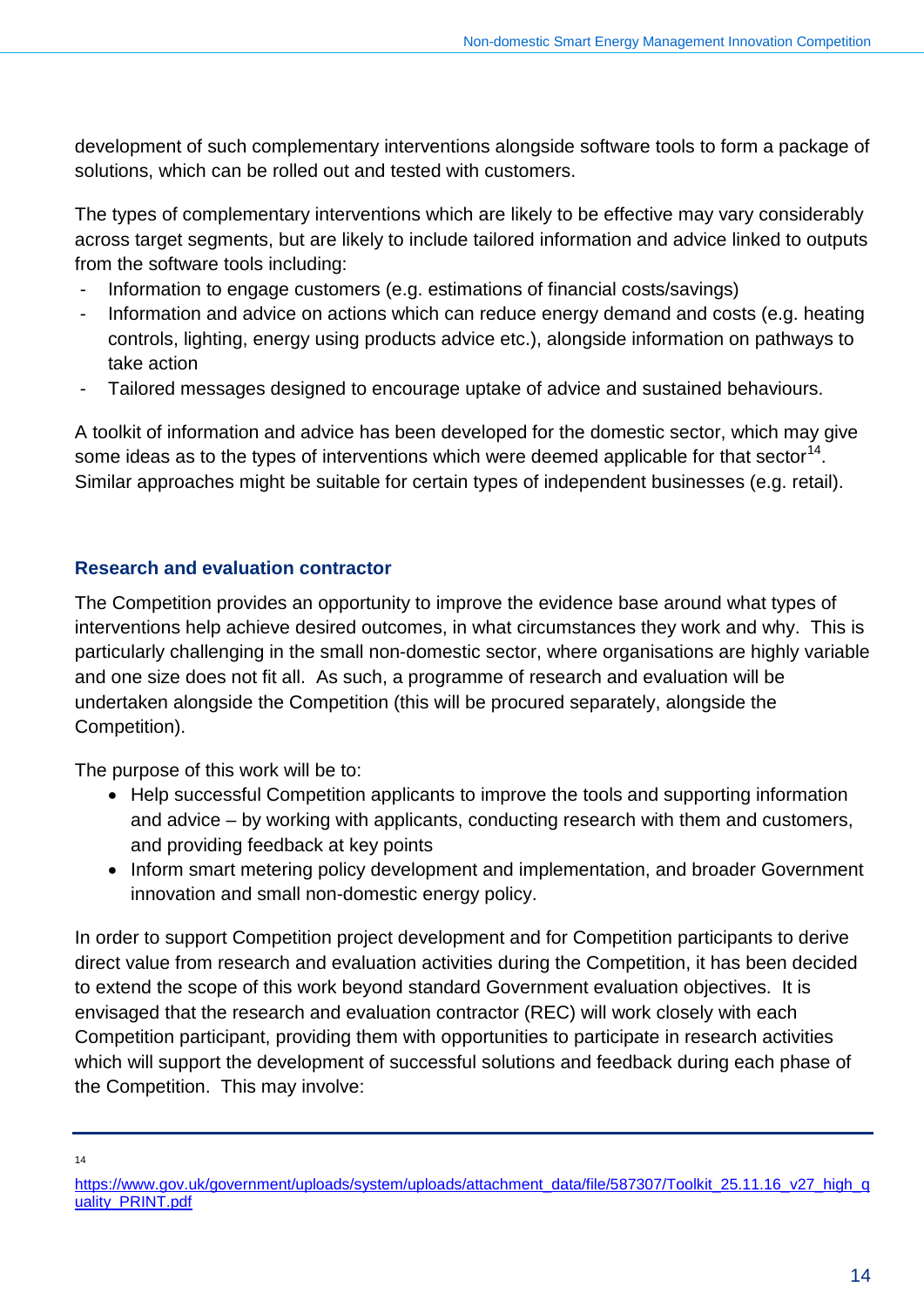development of such complementary interventions alongside software tools to form a package of solutions, which can be rolled out and tested with customers.

The types of complementary interventions which are likely to be effective may vary considerably across target segments, but are likely to include tailored information and advice linked to outputs from the software tools including:

- Information to engage customers (e.g. estimations of financial costs/savings)
- Information and advice on actions which can reduce energy demand and costs (e.g. heating controls, lighting, energy using products advice etc.), alongside information on pathways to take action
- Tailored messages designed to encourage uptake of advice and sustained behaviours.

A toolkit of information and advice has been developed for the domestic sector, which may give some ideas as to the types of interventions which were deemed applicable for that sector[14]. Similar approaches might be suitable for certain types of independent businesses (e.g. retail).

### Research and evaluation contractor

The Competition provides an opportunity to improve the evidence base around what types of interventions help achieve desired outcomes, in what circumstances they work and why. This is particularly challenging in the small non-domestic sector, where organisations are highly variable and one size does not fit all. As such, a programme of research and evaluation will be undertaken alongside the Competition (this will be procured separately, alongside the Competition).

The purpose of this work will be to:

- Help successful Competition applicants to improve the tools and supporting information and advice – by working with applicants, conducting research with them and customers, and providing feedback at key points
- Inform smart metering policy development and implementation, and broader Government innovation and small non-domestic energy policy.

In order to support Competition project development and for Competition participants to derive direct value from research and evaluation activities during the Competition, it has been decided to extend the scope of this work beyond standard Government evaluation objectives. It is envisaged that the research and evaluation contractor (REC) will work closely with each Competition participant, providing them with opportunities to participate in research activities which will support the development of successful solutions and feedback during each phase of the Competition. This may involve:

---

[14] https://www.gov.uk/government/uploads/system/uploads/attachment_data/file/587307/Toolkit_25.11.16_v27_high_quality_PRINT.pdf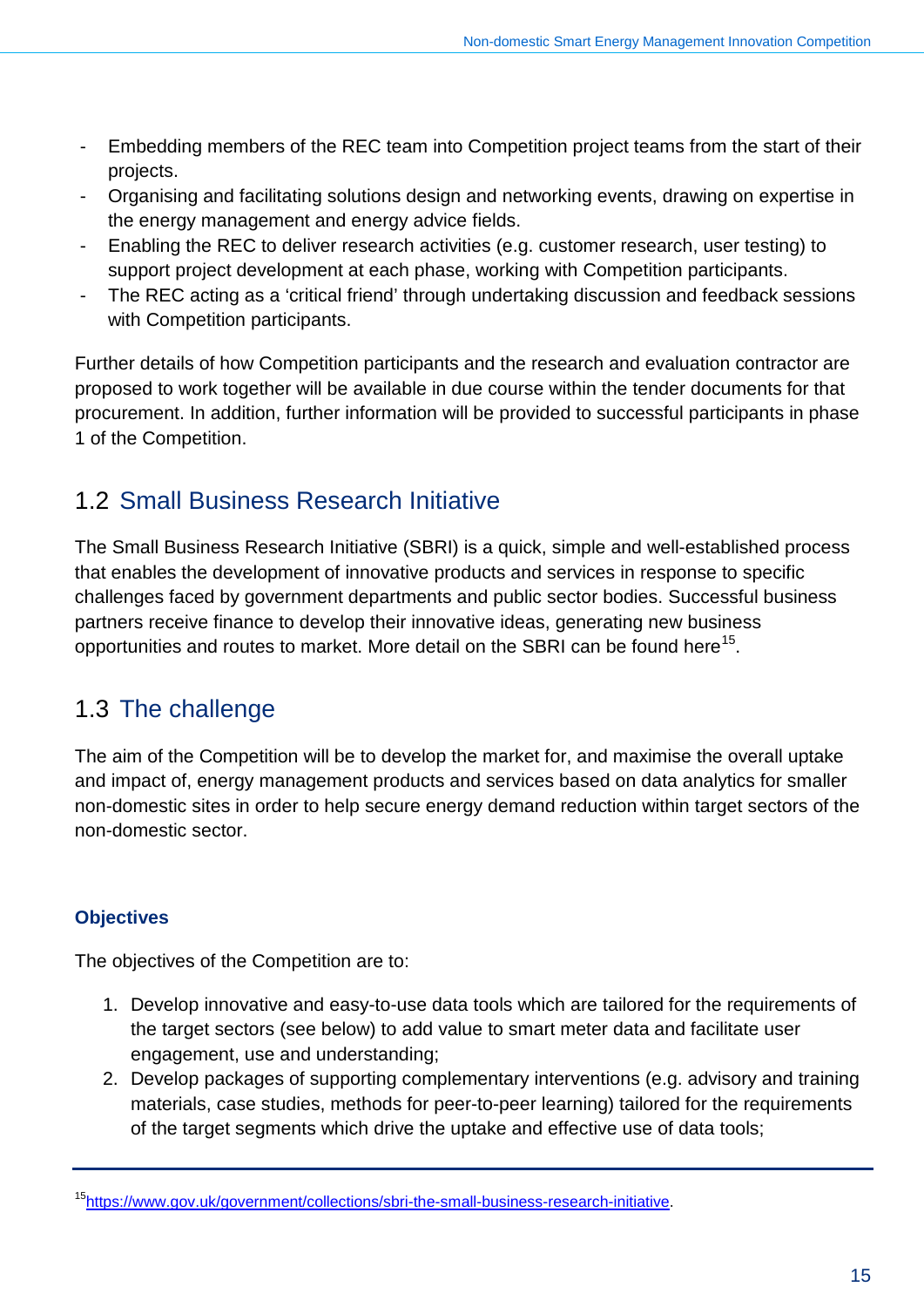- Embedding members of the REC team into Competition project teams from the start of their projects.
- Organising and facilitating solutions design and networking events, drawing on expertise in the energy management and energy advice fields.
- Enabling the REC to deliver research activities (e.g. customer research, user testing) to support project development at each phase, working with Competition participants.
- The REC acting as a 'critical friend' through undertaking discussion and feedback sessions with Competition participants.

Further details of how Competition participants and the research and evaluation contractor are proposed to work together will be available in due course within the tender documents for that procurement. In addition, further information will be provided to successful participants in phase 1 of the Competition.

## 1.2 Small Business Research Initiative

The Small Business Research Initiative (SBRI) is a quick, simple and well-established process that enables the development of innovative products and services in response to specific challenges faced by government departments and public sector bodies. Successful business partners receive finance to develop their innovative ideas, generating new business opportunities and routes to market. More detail on the SBRI can be found here[15].

## 1.3 The challenge

The aim of the Competition will be to develop the market for, and maximise the overall uptake and impact of, energy management products and services based on data analytics for smaller non-domestic sites in order to help secure energy demand reduction within target sectors of the non-domestic sector.

### Objectives

The objectives of the Competition are to:

1. Develop innovative and easy-to-use data tools which are tailored for the requirements of the target sectors (see below) to add value to smart meter data and facilitate user engagement, use and understanding;
2. Develop packages of supporting complementary interventions (e.g. advisory and training materials, case studies, methods for peer-to-peer learning) tailored for the requirements of the target segments which drive the uptake and effective use of data tools;

[15] https://www.gov.uk/government/collections/sbri-the-small-business-research-initiative.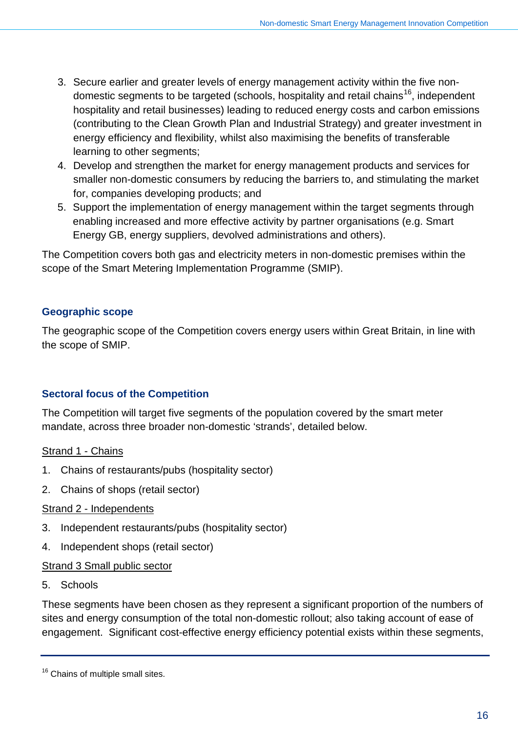3. Secure earlier and greater levels of energy management activity within the five non-domestic segments to be targeted (schools, hospitality and retail chains[16], independent hospitality and retail businesses) leading to reduced energy costs and carbon emissions (contributing to the Clean Growth Plan and Industrial Strategy) and greater investment in energy efficiency and flexibility, whilst also maximising the benefits of transferable learning to other segments;
4. Develop and strengthen the market for energy management products and services for smaller non-domestic consumers by reducing the barriers to, and stimulating the market for, companies developing products; and
5. Support the implementation of energy management within the target segments through enabling increased and more effective activity by partner organisations (e.g. Smart Energy GB, energy suppliers, devolved administrations and others).

The Competition covers both gas and electricity meters in non-domestic premises within the scope of the Smart Metering Implementation Programme (SMIP).

### Geographic scope

The geographic scope of the Competition covers energy users within Great Britain, in line with the scope of SMIP.

### Sectoral focus of the Competition

The Competition will target five segments of the population covered by the smart meter mandate, across three broader non-domestic 'strands', detailed below.

Strand 1 - Chains

1. Chains of restaurants/pubs (hospitality sector)
2. Chains of shops (retail sector)

Strand 2 - Independents

3. Independent restaurants/pubs (hospitality sector)
4. Independent shops (retail sector)

Strand 3 Small public sector

5. Schools

These segments have been chosen as they represent a significant proportion of the numbers of sites and energy consumption of the total non-domestic rollout; also taking account of ease of engagement. Significant cost-effective energy efficiency potential exists within these segments,

---

[16] Chains of multiple small sites.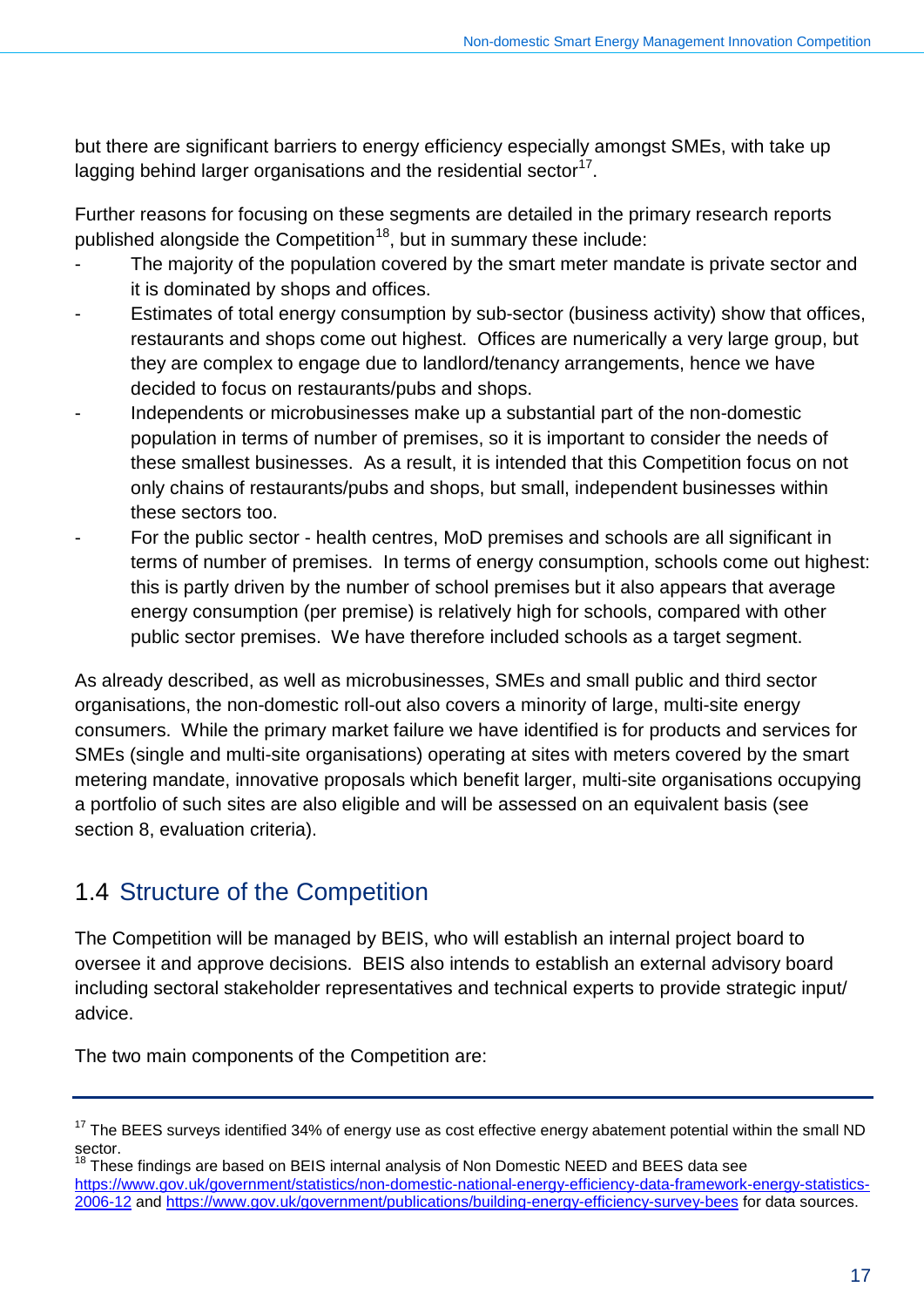but there are significant barriers to energy efficiency especially amongst SMEs, with take up lagging behind larger organisations and the residential sector[17].

Further reasons for focusing on these segments are detailed in the primary research reports published alongside the Competition[18], but in summary these include:

- The majority of the population covered by the smart meter mandate is private sector and it is dominated by shops and offices.
- Estimates of total energy consumption by sub-sector (business activity) show that offices, restaurants and shops come out highest. Offices are numerically a very large group, but they are complex to engage due to landlord/tenancy arrangements, hence we have decided to focus on restaurants/pubs and shops.
- Independents or microbusinesses make up a substantial part of the non-domestic population in terms of number of premises, so it is important to consider the needs of these smallest businesses. As a result, it is intended that this Competition focus on not only chains of restaurants/pubs and shops, but small, independent businesses within these sectors too.
- For the public sector - health centres, MoD premises and schools are all significant in terms of number of premises. In terms of energy consumption, schools come out highest: this is partly driven by the number of school premises but it also appears that average energy consumption (per premise) is relatively high for schools, compared with other public sector premises. We have therefore included schools as a target segment.

As already described, as well as microbusinesses, SMEs and small public and third sector organisations, the non-domestic roll-out also covers a minority of large, multi-site energy consumers. While the primary market failure we have identified is for products and services for SMEs (single and multi-site organisations) operating at sites with meters covered by the smart metering mandate, innovative proposals which benefit larger, multi-site organisations occupying a portfolio of such sites are also eligible and will be assessed on an equivalent basis (see section 8, evaluation criteria).

## 1.4 Structure of the Competition

The Competition will be managed by BEIS, who will establish an internal project board to oversee it and approve decisions. BEIS also intends to establish an external advisory board including sectoral stakeholder representatives and technical experts to provide strategic input/ advice.

The two main components of the Competition are:

---

[17] The BEES surveys identified 34% of energy use as cost effective energy abatement potential within the small ND sector.

[18] These findings are based on BEIS internal analysis of Non Domestic NEED and BEES data see https://www.gov.uk/government/statistics/non-domestic-national-energy-efficiency-data-framework-energy-statistics-2006-12 and https://www.gov.uk/government/publications/building-energy-efficiency-survey-bees for data sources.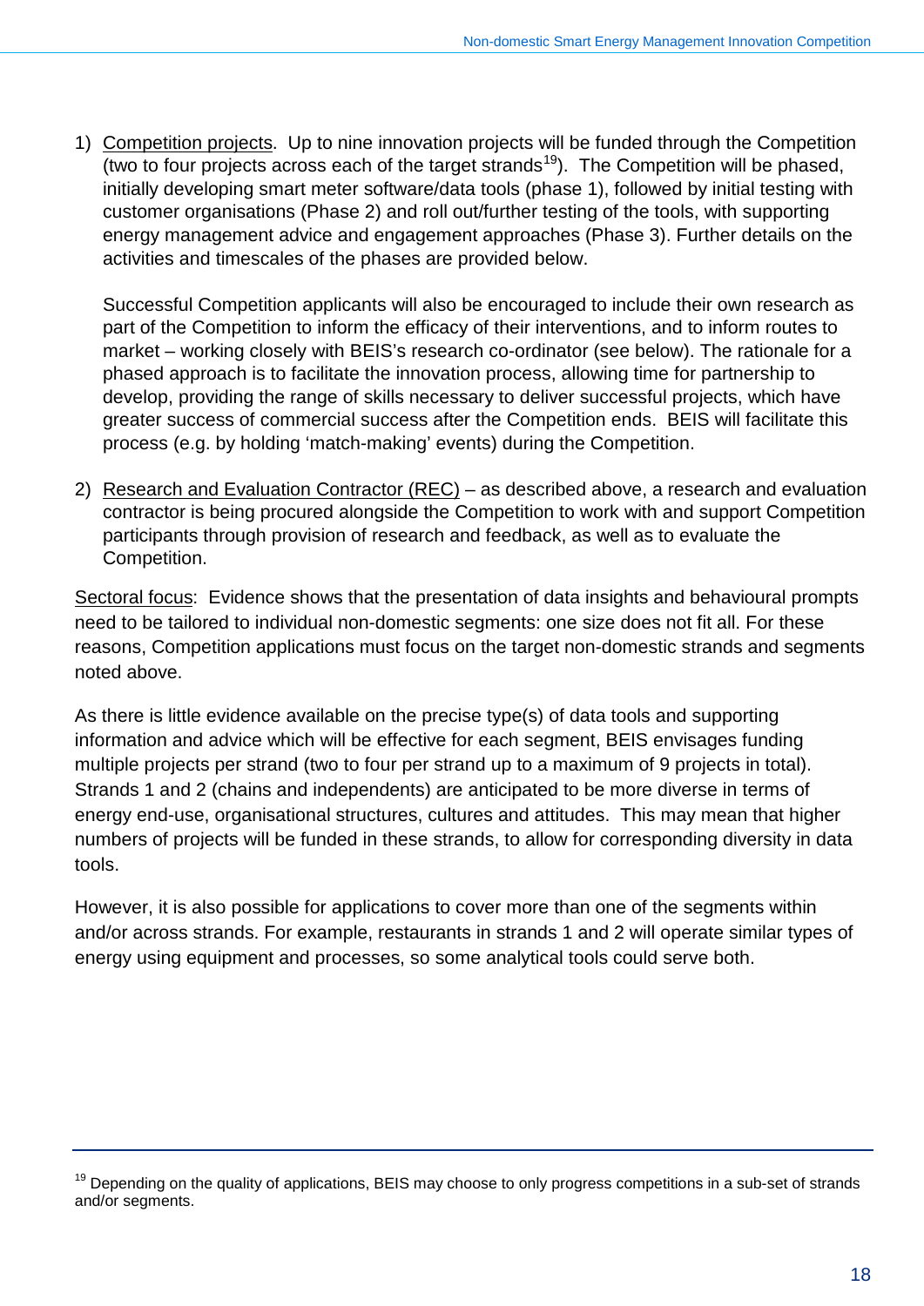1) Competition projects. Up to nine innovation projects will be funded through the Competition (two to four projects across each of the target strands[19]). The Competition will be phased, initially developing smart meter software/data tools (phase 1), followed by initial testing with customer organisations (Phase 2) and roll out/further testing of the tools, with supporting energy management advice and engagement approaches (Phase 3). Further details on the activities and timescales of the phases are provided below.

   Successful Competition applicants will also be encouraged to include their own research as part of the Competition to inform the efficacy of their interventions, and to inform routes to market – working closely with BEIS's research co-ordinator (see below). The rationale for a phased approach is to facilitate the innovation process, allowing time for partnership to develop, providing the range of skills necessary to deliver successful projects, which have greater success of commercial success after the Competition ends. BEIS will facilitate this process (e.g. by holding 'match-making' events) during the Competition.

2) Research and Evaluation Contractor (REC) – as described above, a research and evaluation contractor is being procured alongside the Competition to work with and support Competition participants through provision of research and feedback, as well as to evaluate the Competition.

Sectoral focus: Evidence shows that the presentation of data insights and behavioural prompts need to be tailored to individual non-domestic segments: one size does not fit all. For these reasons, Competition applications must focus on the target non-domestic strands and segments noted above.

As there is little evidence available on the precise type(s) of data tools and supporting information and advice which will be effective for each segment, BEIS envisages funding multiple projects per strand (two to four per strand up to a maximum of 9 projects in total). Strands 1 and 2 (chains and independents) are anticipated to be more diverse in terms of energy end-use, organisational structures, cultures and attitudes. This may mean that higher numbers of projects will be funded in these strands, to allow for corresponding diversity in data tools.

However, it is also possible for applications to cover more than one of the segments within and/or across strands. For example, restaurants in strands 1 and 2 will operate similar types of energy using equipment and processes, so some analytical tools could serve both.

[19] Depending on the quality of applications, BEIS may choose to only progress competitions in a sub-set of strands and/or segments.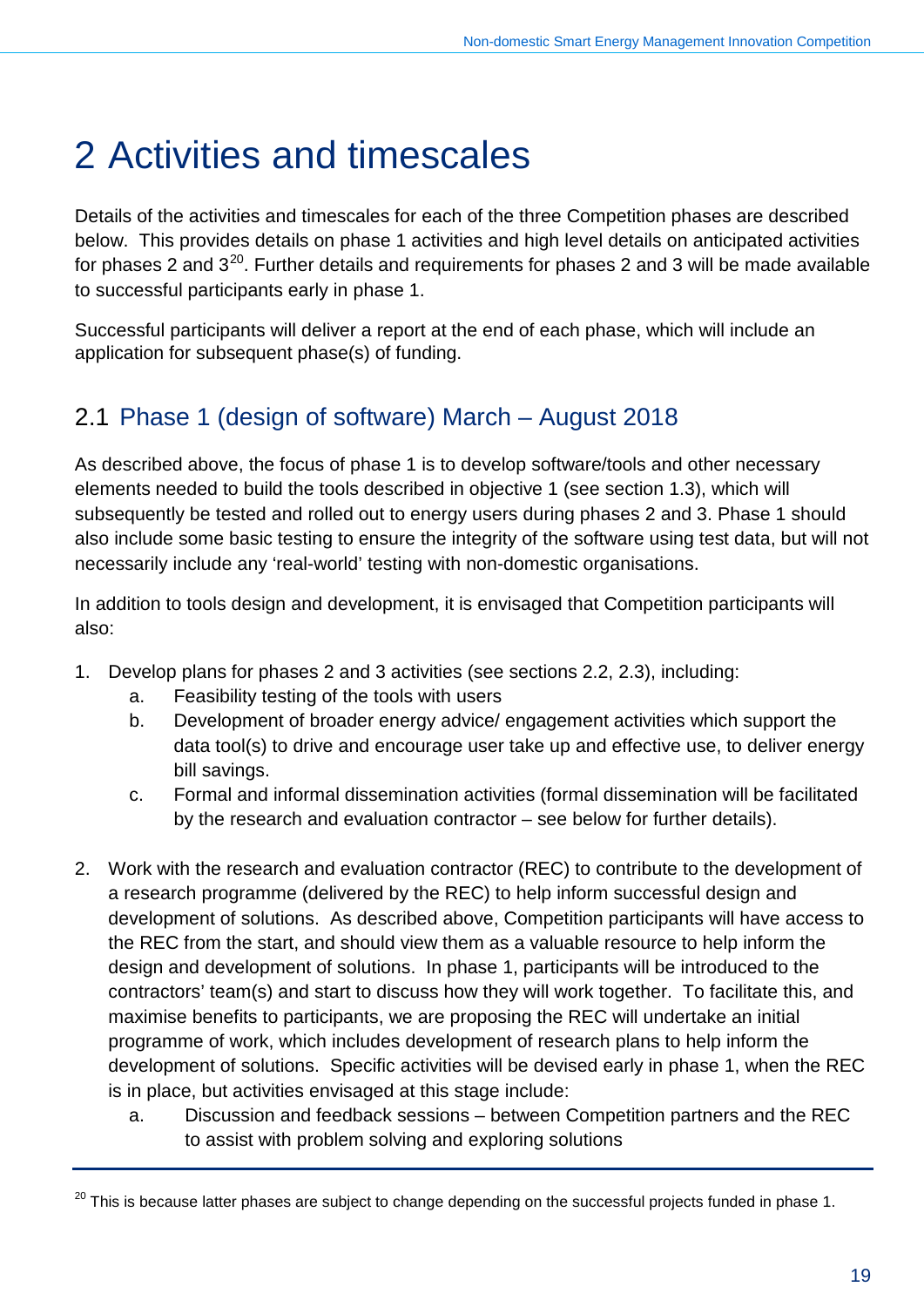# 2 Activities and timescales

Details of the activities and timescales for each of the three Competition phases are described below. This provides details on phase 1 activities and high level details on anticipated activities for phases 2 and 3[20]. Further details and requirements for phases 2 and 3 will be made available to successful participants early in phase 1.

Successful participants will deliver a report at the end of each phase, which will include an application for subsequent phase(s) of funding.

## 2.1 Phase 1 (design of software) March – August 2018

As described above, the focus of phase 1 is to develop software/tools and other necessary elements needed to build the tools described in objective 1 (see section 1.3), which will subsequently be tested and rolled out to energy users during phases 2 and 3. Phase 1 should also include some basic testing to ensure the integrity of the software using test data, but will not necessarily include any 'real-world' testing with non-domestic organisations.

In addition to tools design and development, it is envisaged that Competition participants will also:

1. Develop plans for phases 2 and 3 activities (see sections 2.2, 2.3), including:
   a. Feasibility testing of the tools with users
   b. Development of broader energy advice/ engagement activities which support the data tool(s) to drive and encourage user take up and effective use, to deliver energy bill savings.
   c. Formal and informal dissemination activities (formal dissemination will be facilitated by the research and evaluation contractor – see below for further details).

2. Work with the research and evaluation contractor (REC) to contribute to the development of a research programme (delivered by the REC) to help inform successful design and development of solutions. As described above, Competition participants will have access to the REC from the start, and should view them as a valuable resource to help inform the design and development of solutions. In phase 1, participants will be introduced to the contractors' team(s) and start to discuss how they will work together. To facilitate this, and maximise benefits to participants, we are proposing the REC will undertake an initial programme of work, which includes development of research plans to help inform the development of solutions. Specific activities will be devised early in phase 1, when the REC is in place, but activities envisaged at this stage include:
   a. Discussion and feedback sessions – between Competition partners and the REC to assist with problem solving and exploring solutions

---

[20] This is because latter phases are subject to change depending on the successful projects funded in phase 1.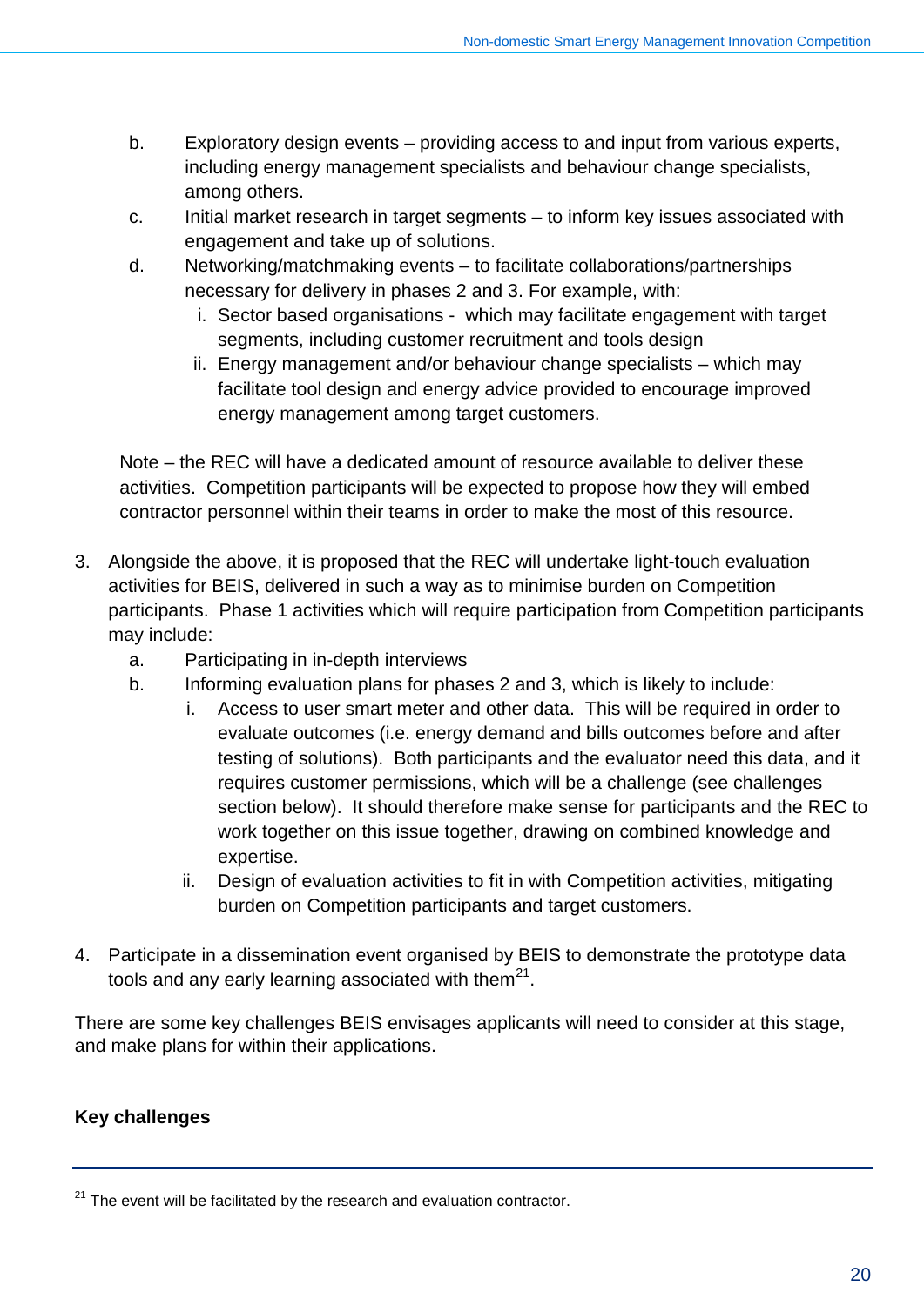b. Exploratory design events – providing access to and input from various experts, including energy management specialists and behaviour change specialists, among others.

c. Initial market research in target segments – to inform key issues associated with engagement and take up of solutions.

d. Networking/matchmaking events – to facilitate collaborations/partnerships necessary for delivery in phases 2 and 3. For example, with:

   i. Sector based organisations - which may facilitate engagement with target segments, including customer recruitment and tools design

   ii. Energy management and/or behaviour change specialists – which may facilitate tool design and energy advice provided to encourage improved energy management among target customers.

Note – the REC will have a dedicated amount of resource available to deliver these activities. Competition participants will be expected to propose how they will embed contractor personnel within their teams in order to make the most of this resource.

3. Alongside the above, it is proposed that the REC will undertake light-touch evaluation activities for BEIS, delivered in such a way as to minimise burden on Competition participants. Phase 1 activities which will require participation from Competition participants may include:

   a. Participating in in-depth interviews

   b. Informing evaluation plans for phases 2 and 3, which is likely to include:

      i. Access to user smart meter and other data. This will be required in order to evaluate outcomes (i.e. energy demand and bills outcomes before and after testing of solutions). Both participants and the evaluator need this data, and it requires customer permissions, which will be a challenge (see challenges section below). It should therefore make sense for participants and the REC to work together on this issue together, drawing on combined knowledge and expertise.

      ii. Design of evaluation activities to fit in with Competition activities, mitigating burden on Competition participants and target customers.

4. Participate in a dissemination event organised by BEIS to demonstrate the prototype data tools and any early learning associated with them[21].

There are some key challenges BEIS envisages applicants will need to consider at this stage, and make plans for within their applications.

**Key challenges**

[21] The event will be facilitated by the research and evaluation contractor.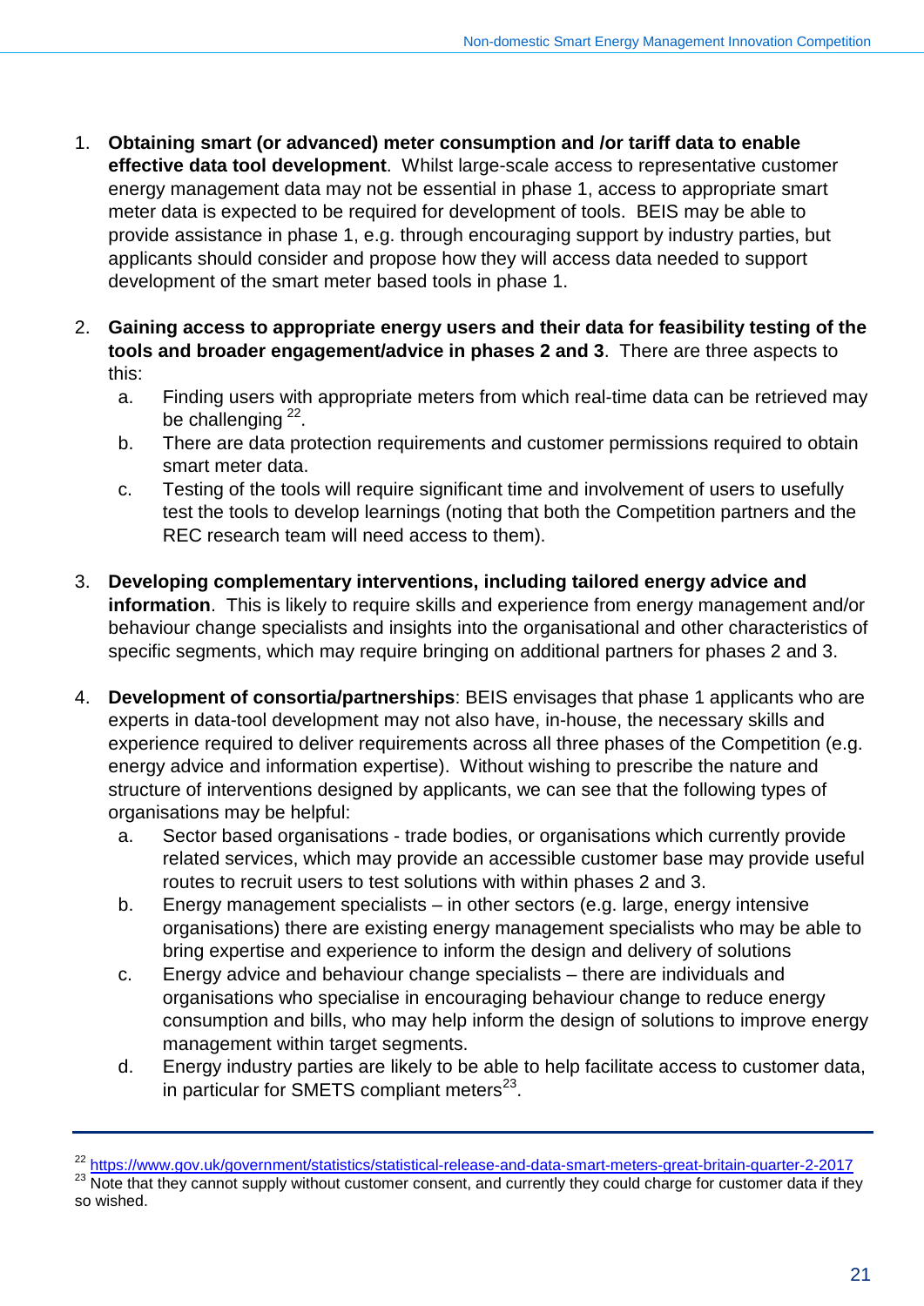1. **Obtaining smart (or advanced) meter consumption and /or tariff data to enable effective data tool development**. Whilst large-scale access to representative customer energy management data may not be essential in phase 1, access to appropriate smart meter data is expected to be required for development of tools. BEIS may be able to provide assistance in phase 1, e.g. through encouraging support by industry parties, but applicants should consider and propose how they will access data needed to support development of the smart meter based tools in phase 1.

2. **Gaining access to appropriate energy users and their data for feasibility testing of the tools and broader engagement/advice in phases 2 and 3**. There are three aspects to this:
   a. Finding users with appropriate meters from which real-time data can be retrieved may be challenging [22].
   b. There are data protection requirements and customer permissions required to obtain smart meter data.
   c. Testing of the tools will require significant time and involvement of users to usefully test the tools to develop learnings (noting that both the Competition partners and the REC research team will need access to them).

3. **Developing complementary interventions, including tailored energy advice and information**. This is likely to require skills and experience from energy management and/or behaviour change specialists and insights into the organisational and other characteristics of specific segments, which may require bringing on additional partners for phases 2 and 3.

4. **Development of consortia/partnerships**: BEIS envisages that phase 1 applicants who are experts in data-tool development may not also have, in-house, the necessary skills and experience required to deliver requirements across all three phases of the Competition (e.g. energy advice and information expertise). Without wishing to prescribe the nature and structure of interventions designed by applicants, we can see that the following types of organisations may be helpful:
   a. Sector based organisations - trade bodies, or organisations which currently provide related services, which may provide an accessible customer base may provide useful routes to recruit users to test solutions with within phases 2 and 3.
   b. Energy management specialists – in other sectors (e.g. large, energy intensive organisations) there are existing energy management specialists who may be able to bring expertise and experience to inform the design and delivery of solutions
   c. Energy advice and behaviour change specialists – there are individuals and organisations who specialise in encouraging behaviour change to reduce energy consumption and bills, who may help inform the design of solutions to improve energy management within target segments.
   d. Energy industry parties are likely to be able to help facilitate access to customer data, in particular for SMETS compliant meters [23].

---

[22] https://www.gov.uk/government/statistics/statistical-release-and-data-smart-meters-great-britain-quarter-2-2017

[23] Note that they cannot supply without customer consent, and currently they could charge for customer data if they so wished.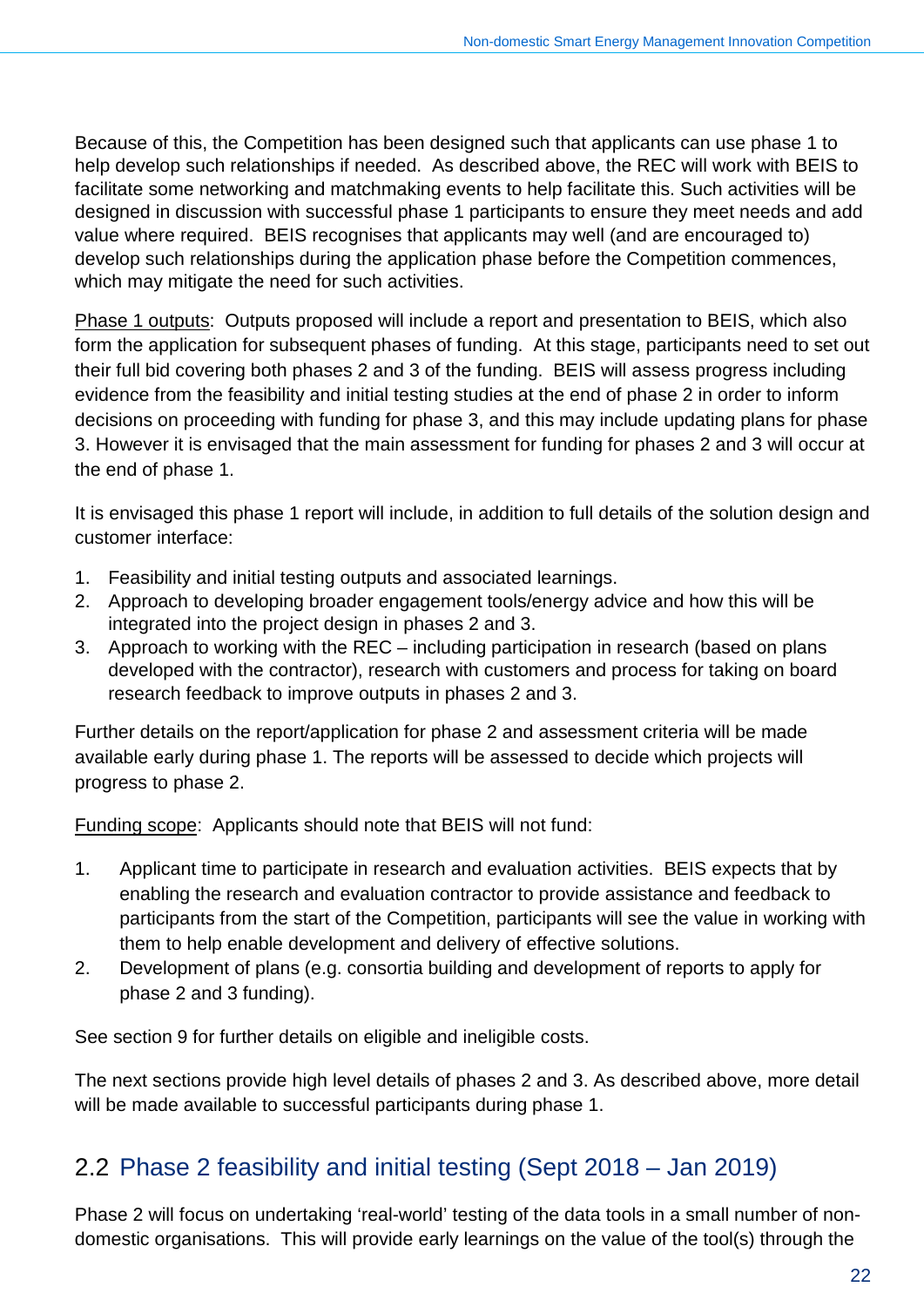Because of this, the Competition has been designed such that applicants can use phase 1 to help develop such relationships if needed. As described above, the REC will work with BEIS to facilitate some networking and matchmaking events to help facilitate this. Such activities will be designed in discussion with successful phase 1 participants to ensure they meet needs and add value where required. BEIS recognises that applicants may well (and are encouraged to) develop such relationships during the application phase before the Competition commences, which may mitigate the need for such activities.

<u>Phase 1 outputs</u>: Outputs proposed will include a report and presentation to BEIS, which also form the application for subsequent phases of funding. At this stage, participants need to set out their full bid covering both phases 2 and 3 of the funding. BEIS will assess progress including evidence from the feasibility and initial testing studies at the end of phase 2 in order to inform decisions on proceeding with funding for phase 3, and this may include updating plans for phase 3. However it is envisaged that the main assessment for funding for phases 2 and 3 will occur at the end of phase 1.

It is envisaged this phase 1 report will include, in addition to full details of the solution design and customer interface:

1. Feasibility and initial testing outputs and associated learnings.
2. Approach to developing broader engagement tools/energy advice and how this will be integrated into the project design in phases 2 and 3.
3. Approach to working with the REC – including participation in research (based on plans developed with the contractor), research with customers and process for taking on board research feedback to improve outputs in phases 2 and 3.

Further details on the report/application for phase 2 and assessment criteria will be made available early during phase 1. The reports will be assessed to decide which projects will progress to phase 2.

<u>Funding scope</u>: Applicants should note that BEIS will not fund:

1. Applicant time to participate in research and evaluation activities. BEIS expects that by enabling the research and evaluation contractor to provide assistance and feedback to participants from the start of the Competition, participants will see the value in working with them to help enable development and delivery of effective solutions.
2. Development of plans (e.g. consortia building and development of reports to apply for phase 2 and 3 funding).

See section 9 for further details on eligible and ineligible costs.

The next sections provide high level details of phases 2 and 3. As described above, more detail will be made available to successful participants during phase 1.

## 2.2 Phase 2 feasibility and initial testing (Sept 2018 – Jan 2019)

Phase 2 will focus on undertaking 'real-world' testing of the data tools in a small number of non-domestic organisations. This will provide early learnings on the value of the tool(s) through the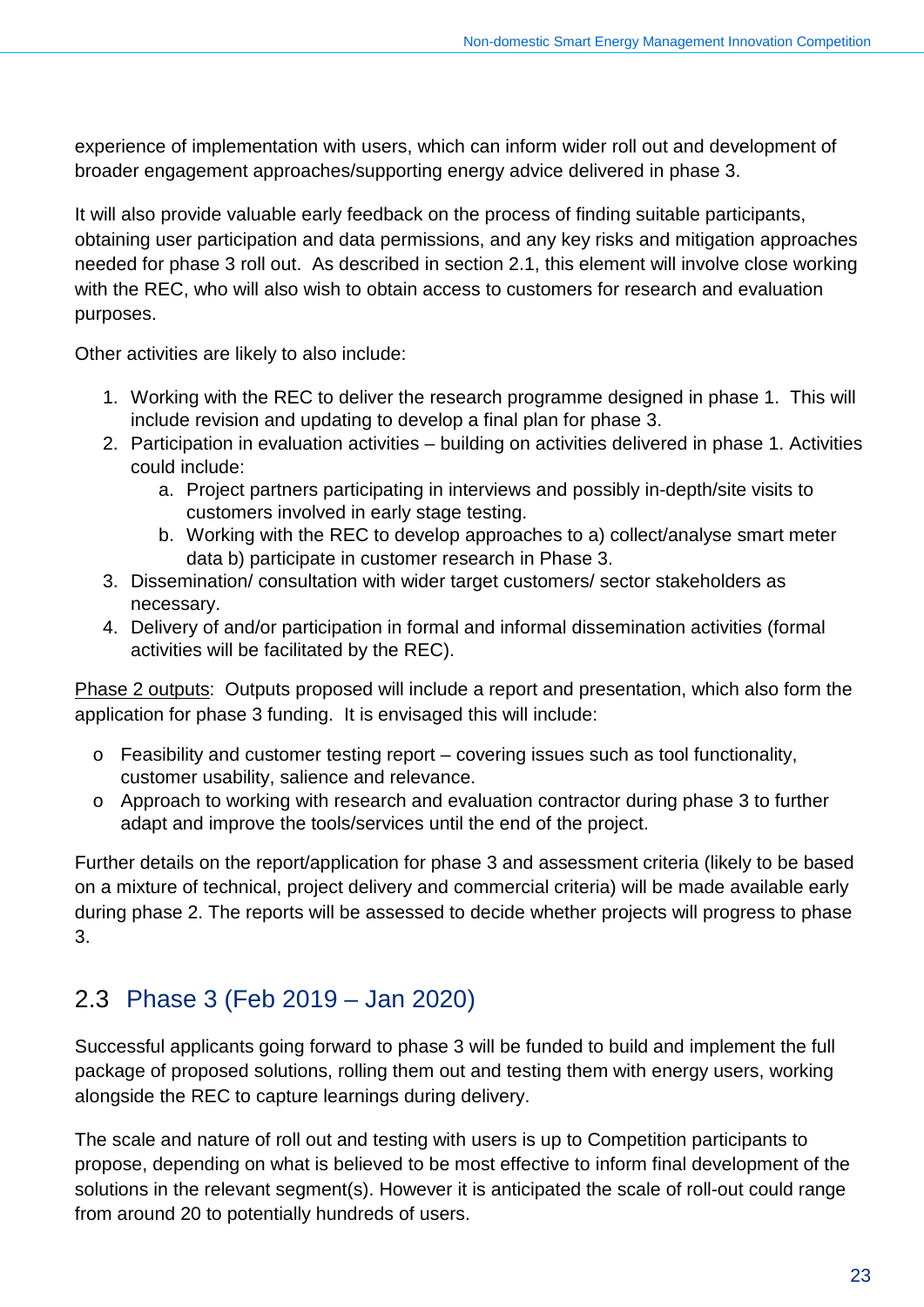experience of implementation with users, which can inform wider roll out and development of broader engagement approaches/supporting energy advice delivered in phase 3.

It will also provide valuable early feedback on the process of finding suitable participants, obtaining user participation and data permissions, and any key risks and mitigation approaches needed for phase 3 roll out. As described in section 2.1, this element will involve close working with the REC, who will also wish to obtain access to customers for research and evaluation purposes.

Other activities are likely to also include:

1. Working with the REC to deliver the research programme designed in phase 1. This will include revision and updating to develop a final plan for phase 3.
2. Participation in evaluation activities – building on activities delivered in phase 1. Activities could include:
    a. Project partners participating in interviews and possibly in-depth/site visits to customers involved in early stage testing.
    b. Working with the REC to develop approaches to a) collect/analyse smart meter data b) participate in customer research in Phase 3.
3. Dissemination/ consultation with wider target customers/ sector stakeholders as necessary.
4. Delivery of and/or participation in formal and informal dissemination activities (formal activities will be facilitated by the REC).

Phase 2 outputs: Outputs proposed will include a report and presentation, which also form the application for phase 3 funding. It is envisaged this will include:

- Feasibility and customer testing report – covering issues such as tool functionality, customer usability, salience and relevance.
- Approach to working with research and evaluation contractor during phase 3 to further adapt and improve the tools/services until the end of the project.

Further details on the report/application for phase 3 and assessment criteria (likely to be based on a mixture of technical, project delivery and commercial criteria) will be made available early during phase 2. The reports will be assessed to decide whether projects will progress to phase 3.

## 2.3 Phase 3 (Feb 2019 – Jan 2020)

Successful applicants going forward to phase 3 will be funded to build and implement the full package of proposed solutions, rolling them out and testing them with energy users, working alongside the REC to capture learnings during delivery.

The scale and nature of roll out and testing with users is up to Competition participants to propose, depending on what is believed to be most effective to inform final development of the solutions in the relevant segment(s). However it is anticipated the scale of roll-out could range from around 20 to potentially hundreds of users.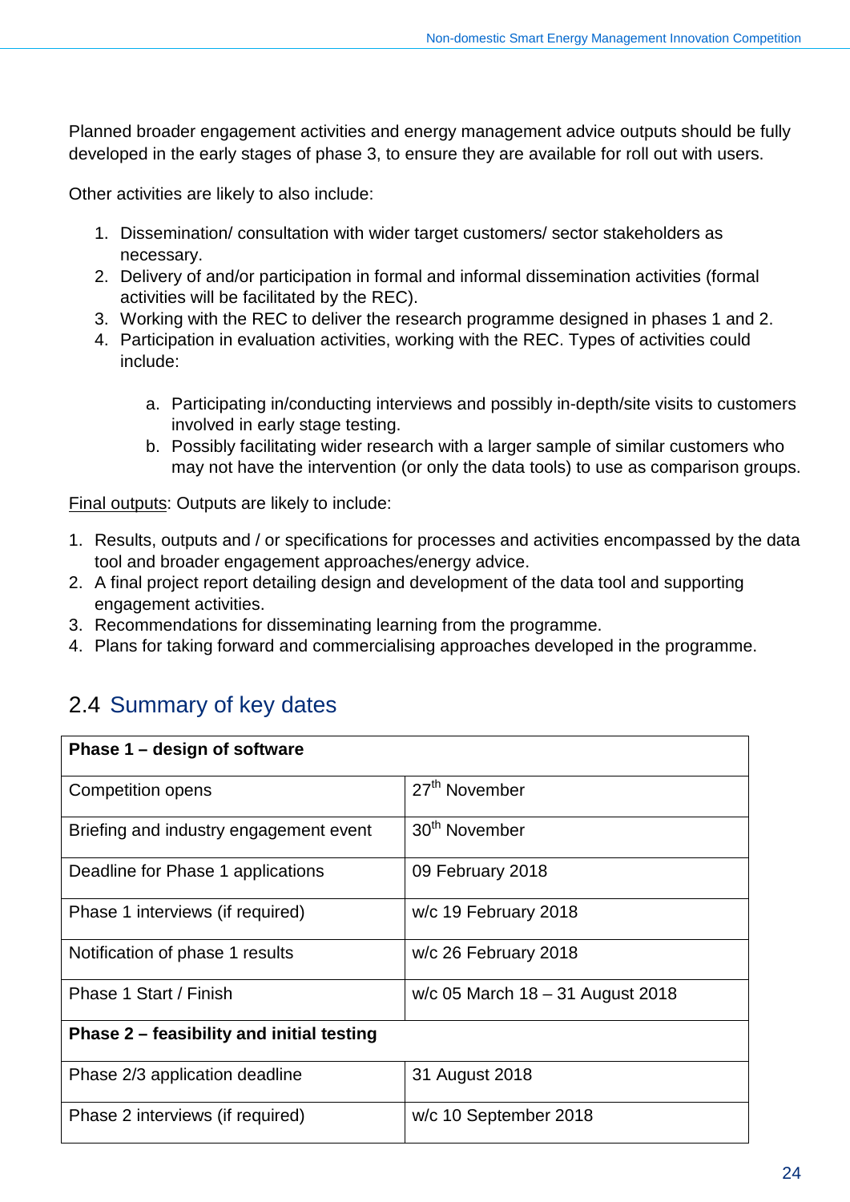Planned broader engagement activities and energy management advice outputs should be fully developed in the early stages of phase 3, to ensure they are available for roll out with users.

Other activities are likely to also include:

1. Dissemination/ consultation with wider target customers/ sector stakeholders as necessary.
2. Delivery of and/or participation in formal and informal dissemination activities (formal activities will be facilitated by the REC).
3. Working with the REC to deliver the research programme designed in phases 1 and 2.
4. Participation in evaluation activities, working with the REC. Types of activities could include:

    a. Participating in/conducting interviews and possibly in-depth/site visits to customers involved in early stage testing.
    b. Possibly facilitating wider research with a larger sample of similar customers who may not have the intervention (or only the data tools) to use as comparison groups.

<u>Final outputs</u>: Outputs are likely to include:

1. Results, outputs and / or specifications for processes and activities encompassed by the data tool and broader engagement approaches/energy advice.
2. A final project report detailing design and development of the data tool and supporting engagement activities.
3. Recommendations for disseminating learning from the programme.
4. Plans for taking forward and commercialising approaches developed in the programme.

## 2.4 Summary of key dates

| **Phase 1 – design of software** | |
|---|---|
| Competition opens | 27th November |
| Briefing and industry engagement event | 30th November |
| Deadline for Phase 1 applications | 09 February 2018 |
| Phase 1 interviews (if required) | w/c 19 February 2018 |
| Notification of phase 1 results | w/c 26 February 2018 |
| Phase 1 Start / Finish | w/c 05 March 18 – 31 August 2018 |
| **Phase 2 – feasibility and initial testing** | |
| Phase 2/3 application deadline | 31 August 2018 |
| Phase 2 interviews (if required) | w/c 10 September 2018 |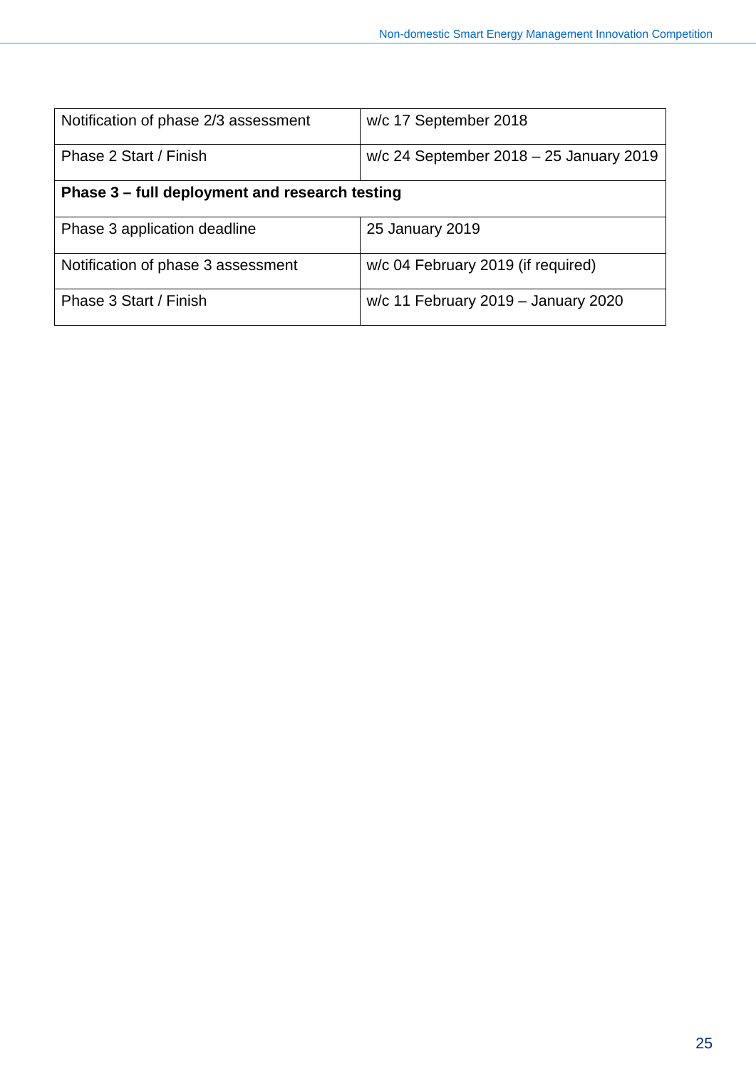| Notification of phase 2/3 assessment | w/c 17 September 2018 |
|---|---|
| Phase 2 Start / Finish | w/c 24 September 2018 – 25 January 2019 |
| **Phase 3 – full deployment and research testing** | |
| Phase 3 application deadline | 25 January 2019 |
| Notification of phase 3 assessment | w/c 04 February 2019 (if required) |
| Phase 3 Start / Finish | w/c 11 February 2019 – January 2020 |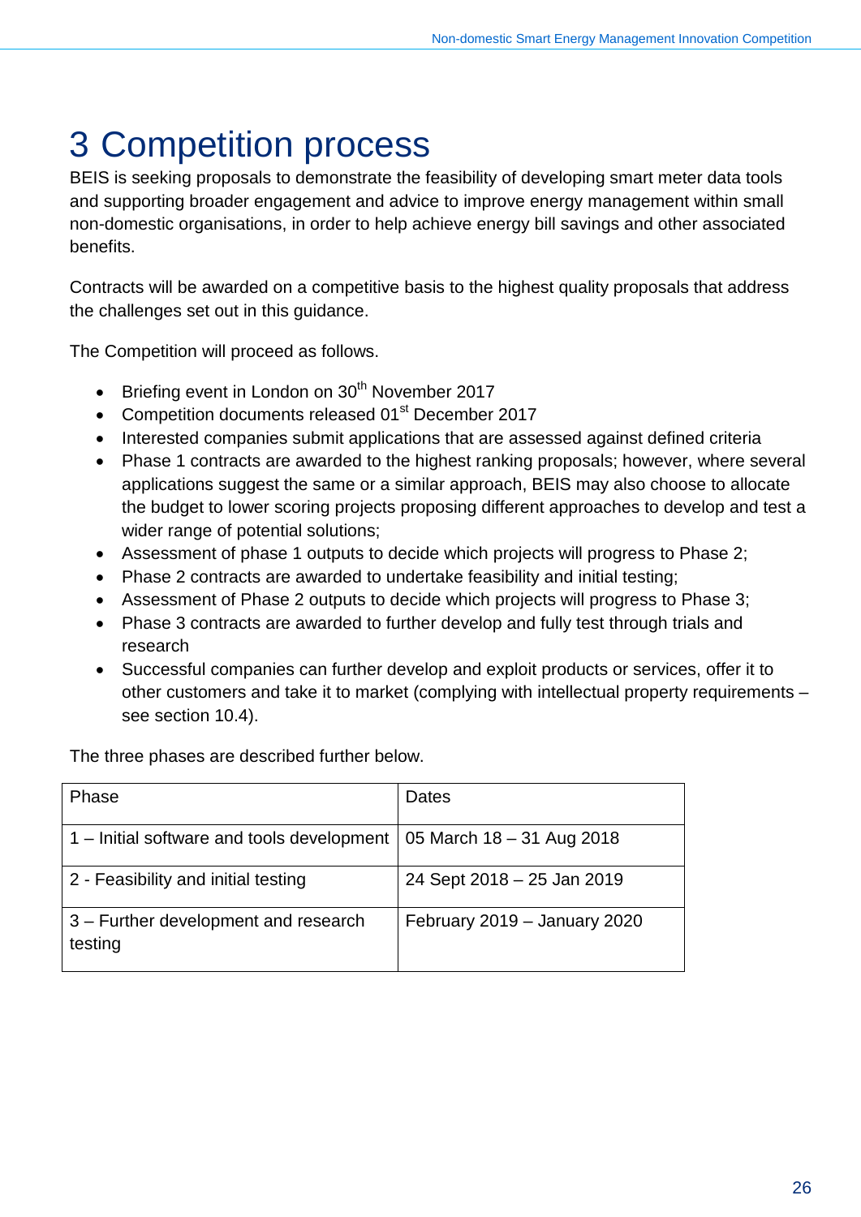# 3 Competition process

BEIS is seeking proposals to demonstrate the feasibility of developing smart meter data tools and supporting broader engagement and advice to improve energy management within small non-domestic organisations, in order to help achieve energy bill savings and other associated benefits.

Contracts will be awarded on a competitive basis to the highest quality proposals that address the challenges set out in this guidance.

The Competition will proceed as follows.

- Briefing event in London on 30th November 2017
- Competition documents released 01st December 2017
- Interested companies submit applications that are assessed against defined criteria
- Phase 1 contracts are awarded to the highest ranking proposals; however, where several applications suggest the same or a similar approach, BEIS may also choose to allocate the budget to lower scoring projects proposing different approaches to develop and test a wider range of potential solutions;
- Assessment of phase 1 outputs to decide which projects will progress to Phase 2;
- Phase 2 contracts are awarded to undertake feasibility and initial testing;
- Assessment of Phase 2 outputs to decide which projects will progress to Phase 3;
- Phase 3 contracts are awarded to further develop and fully test through trials and research
- Successful companies can further develop and exploit products or services, offer it to other customers and take it to market (complying with intellectual property requirements – see section 10.4).

The three phases are described further below.

| Phase | Dates |
|---|---|
| 1 – Initial software and tools development | 05 March 18 – 31 Aug 2018 |
| 2 - Feasibility and initial testing | 24 Sept 2018 – 25 Jan 2019 |
| 3 – Further development and research testing | February 2019 – January 2020 |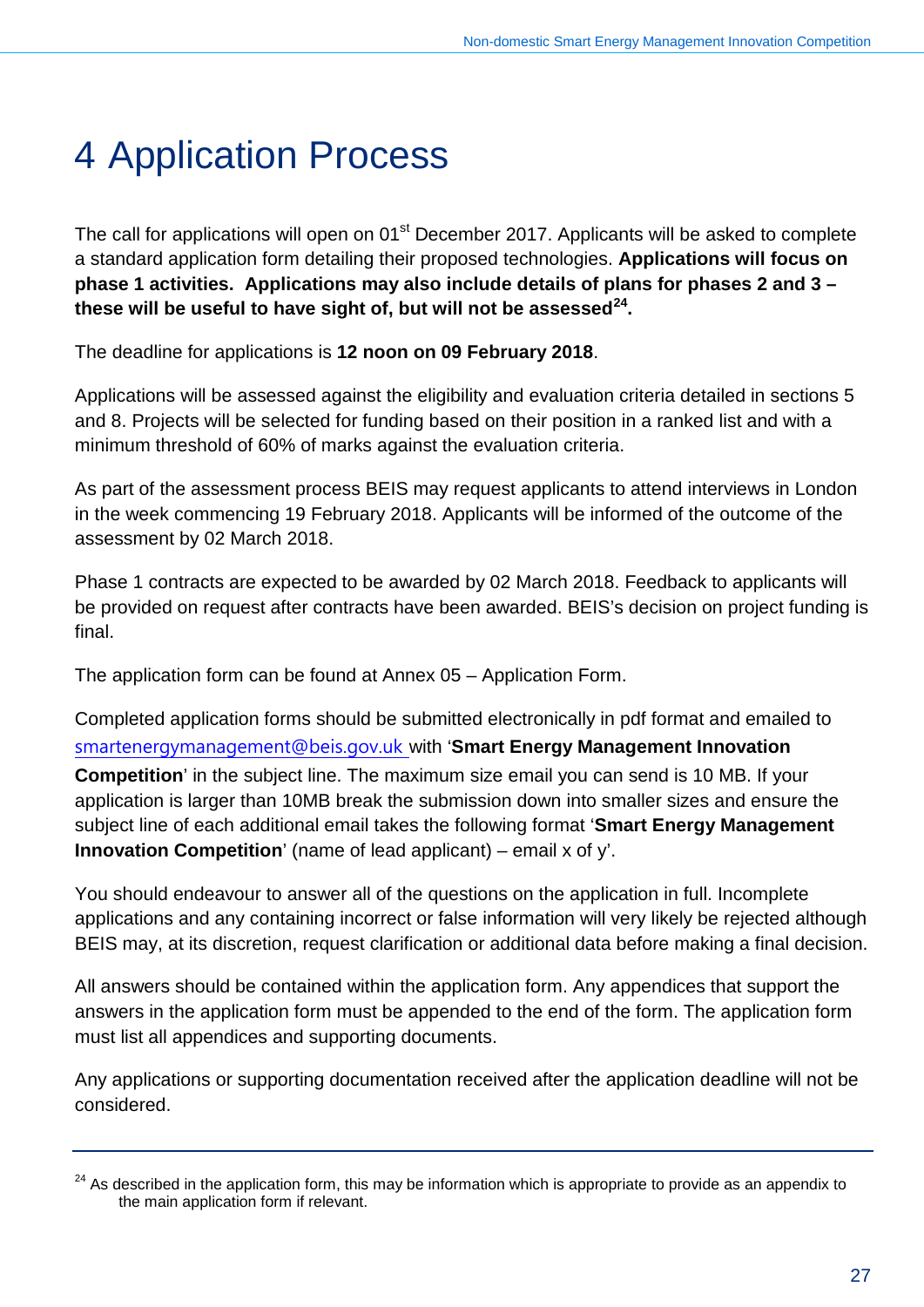# 4 Application Process

The call for applications will open on 01st December 2017. Applicants will be asked to complete a standard application form detailing their proposed technologies. **Applications will focus on phase 1 activities. Applications may also include details of plans for phases 2 and 3 – these will be useful to have sight of, but will not be assessed[24].**

The deadline for applications is **12 noon on 09 February 2018**.

Applications will be assessed against the eligibility and evaluation criteria detailed in sections 5 and 8. Projects will be selected for funding based on their position in a ranked list and with a minimum threshold of 60% of marks against the evaluation criteria.

As part of the assessment process BEIS may request applicants to attend interviews in London in the week commencing 19 February 2018. Applicants will be informed of the outcome of the assessment by 02 March 2018.

Phase 1 contracts are expected to be awarded by 02 March 2018. Feedback to applicants will be provided on request after contracts have been awarded. BEIS's decision on project funding is final.

The application form can be found at Annex 05 – Application Form.

Completed application forms should be submitted electronically in pdf format and emailed to smartenergymanagement@beis.gov.uk with '**Smart Energy Management Innovation Competition**' in the subject line. The maximum size email you can send is 10 MB. If your application is larger than 10MB break the submission down into smaller sizes and ensure the subject line of each additional email takes the following format '**Smart Energy Management Innovation Competition**' (name of lead applicant) – email x of y'.

You should endeavour to answer all of the questions on the application in full. Incomplete applications and any containing incorrect or false information will very likely be rejected although BEIS may, at its discretion, request clarification or additional data before making a final decision.

All answers should be contained within the application form. Any appendices that support the answers in the application form must be appended to the end of the form. The application form must list all appendices and supporting documents.

Any applications or supporting documentation received after the application deadline will not be considered.

[24] As described in the application form, this may be information which is appropriate to provide as an appendix to the main application form if relevant.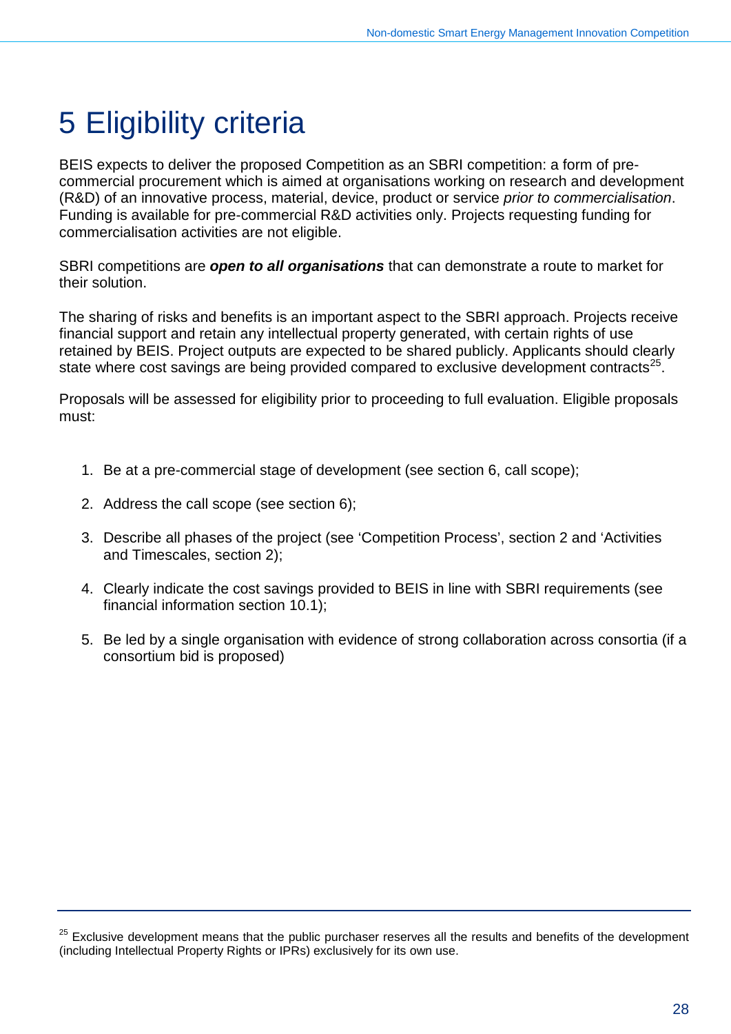# 5 Eligibility criteria

BEIS expects to deliver the proposed Competition as an SBRI competition: a form of pre-commercial procurement which is aimed at organisations working on research and development (R&D) of an innovative process, material, device, product or service *prior to commercialisation*. Funding is available for pre-commercial R&D activities only. Projects requesting funding for commercialisation activities are not eligible.

SBRI competitions are ***open to all organisations*** that can demonstrate a route to market for their solution.

The sharing of risks and benefits is an important aspect to the SBRI approach. Projects receive financial support and retain any intellectual property generated, with certain rights of use retained by BEIS. Project outputs are expected to be shared publicly. Applicants should clearly state where cost savings are being provided compared to exclusive development contracts[25].

Proposals will be assessed for eligibility prior to proceeding to full evaluation. Eligible proposals must:

1. Be at a pre-commercial stage of development (see section 6, call scope);
2. Address the call scope (see section 6);
3. Describe all phases of the project (see 'Competition Process', section 2 and 'Activities and Timescales, section 2);
4. Clearly indicate the cost savings provided to BEIS in line with SBRI requirements (see financial information section 10.1);
5. Be led by a single organisation with evidence of strong collaboration across consortia (if a consortium bid is proposed)

[25] Exclusive development means that the public purchaser reserves all the results and benefits of the development (including Intellectual Property Rights or IPRs) exclusively for its own use.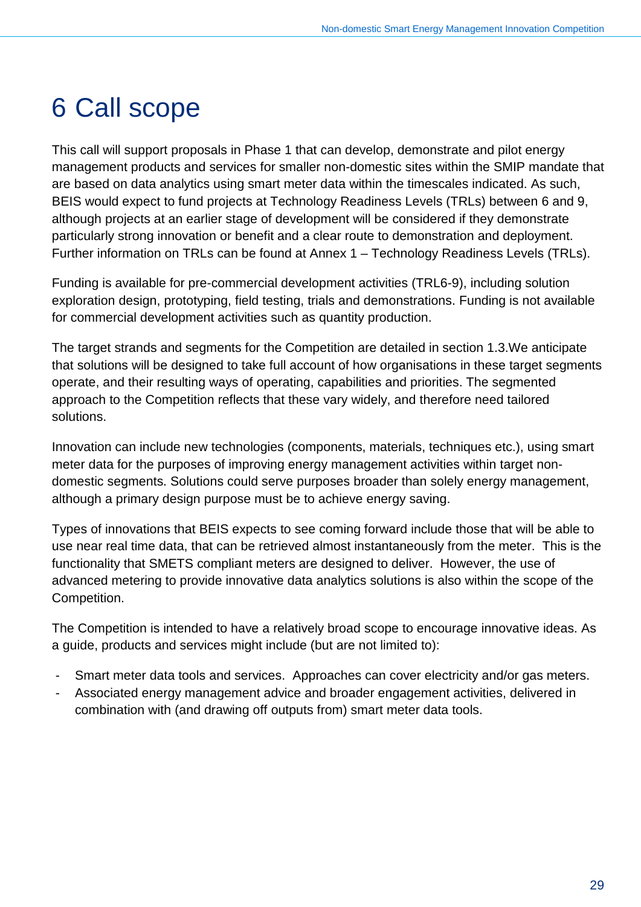# 6 Call scope

This call will support proposals in Phase 1 that can develop, demonstrate and pilot energy management products and services for smaller non-domestic sites within the SMIP mandate that are based on data analytics using smart meter data within the timescales indicated. As such, BEIS would expect to fund projects at Technology Readiness Levels (TRLs) between 6 and 9, although projects at an earlier stage of development will be considered if they demonstrate particularly strong innovation or benefit and a clear route to demonstration and deployment. Further information on TRLs can be found at Annex 1 – Technology Readiness Levels (TRLs).

Funding is available for pre-commercial development activities (TRL6-9), including solution exploration design, prototyping, field testing, trials and demonstrations. Funding is not available for commercial development activities such as quantity production.

The target strands and segments for the Competition are detailed in section 1.3.We anticipate that solutions will be designed to take full account of how organisations in these target segments operate, and their resulting ways of operating, capabilities and priorities. The segmented approach to the Competition reflects that these vary widely, and therefore need tailored solutions.

Innovation can include new technologies (components, materials, techniques etc.), using smart meter data for the purposes of improving energy management activities within target non-domestic segments. Solutions could serve purposes broader than solely energy management, although a primary design purpose must be to achieve energy saving.

Types of innovations that BEIS expects to see coming forward include those that will be able to use near real time data, that can be retrieved almost instantaneously from the meter. This is the functionality that SMETS compliant meters are designed to deliver. However, the use of advanced metering to provide innovative data analytics solutions is also within the scope of the Competition.

The Competition is intended to have a relatively broad scope to encourage innovative ideas. As a guide, products and services might include (but are not limited to):

- Smart meter data tools and services. Approaches can cover electricity and/or gas meters.
- Associated energy management advice and broader engagement activities, delivered in combination with (and drawing off outputs from) smart meter data tools.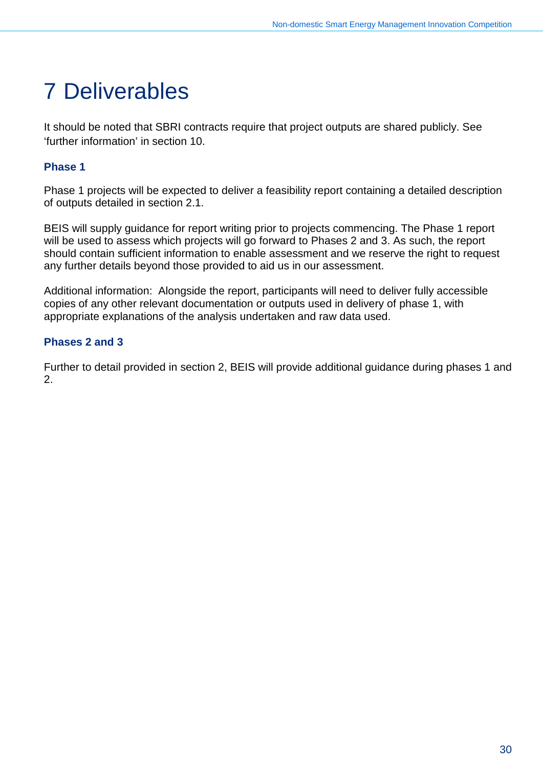# 7 Deliverables

It should be noted that SBRI contracts require that project outputs are shared publicly. See 'further information' in section 10.

### Phase 1

Phase 1 projects will be expected to deliver a feasibility report containing a detailed description of outputs detailed in section 2.1.

BEIS will supply guidance for report writing prior to projects commencing. The Phase 1 report will be used to assess which projects will go forward to Phases 2 and 3. As such, the report should contain sufficient information to enable assessment and we reserve the right to request any further details beyond those provided to aid us in our assessment.

Additional information: Alongside the report, participants will need to deliver fully accessible copies of any other relevant documentation or outputs used in delivery of phase 1, with appropriate explanations of the analysis undertaken and raw data used.

### Phases 2 and 3

Further to detail provided in section 2, BEIS will provide additional guidance during phases 1 and 2.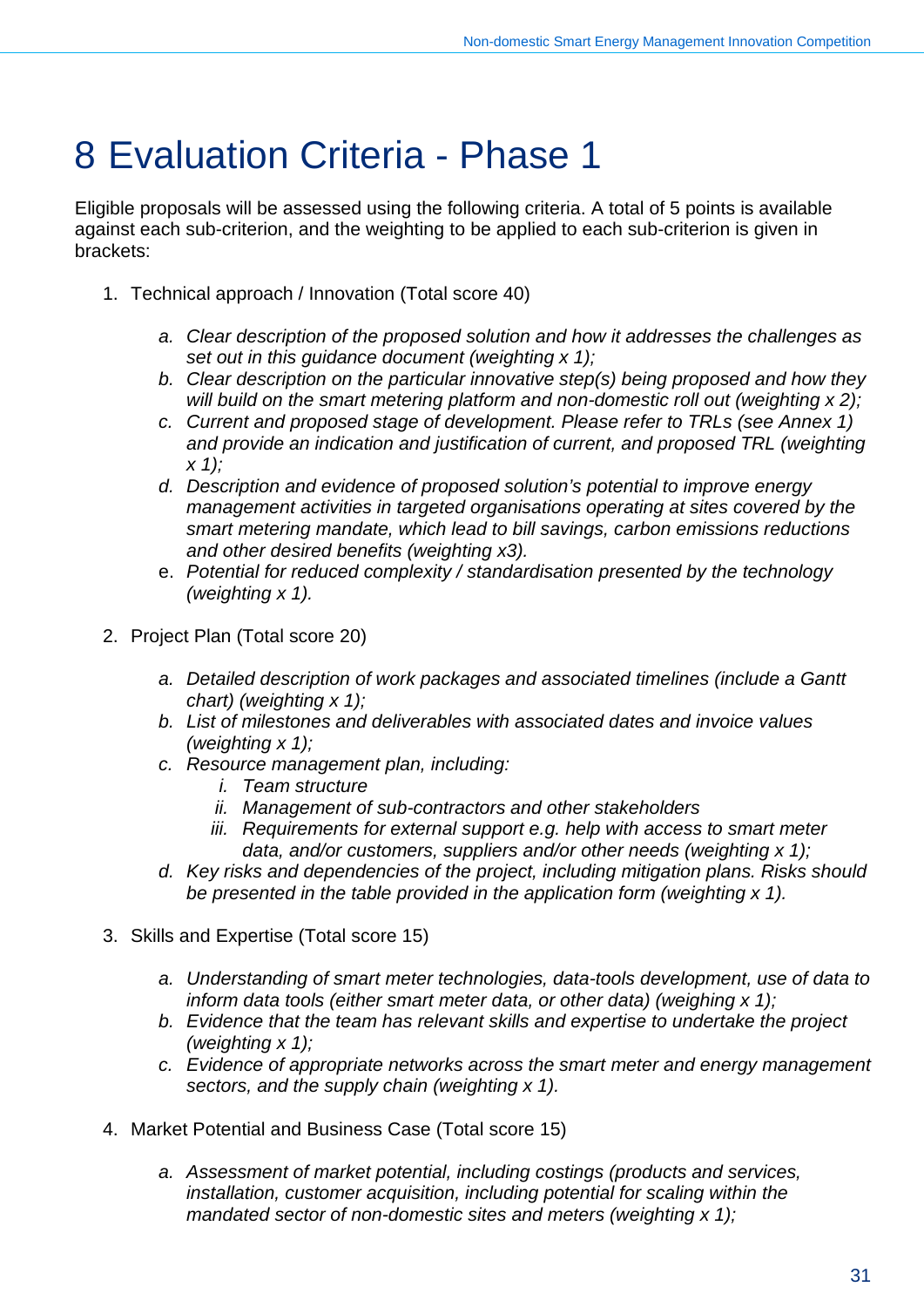# 8 Evaluation Criteria - Phase 1

Eligible proposals will be assessed using the following criteria. A total of 5 points is available against each sub-criterion, and the weighting to be applied to each sub-criterion is given in brackets:

1. Technical approach / Innovation (Total score 40)

   a. *Clear description of the proposed solution and how it addresses the challenges as set out in this guidance document (weighting x 1);*
   b. *Clear description on the particular innovative step(s) being proposed and how they will build on the smart metering platform and non-domestic roll out (weighting x 2);*
   c. *Current and proposed stage of development. Please refer to TRLs (see Annex 1) and provide an indication and justification of current, and proposed TRL (weighting x 1);*
   d. *Description and evidence of proposed solution's potential to improve energy management activities in targeted organisations operating at sites covered by the smart metering mandate, which lead to bill savings, carbon emissions reductions and other desired benefits (weighting x3).*
   e. *Potential for reduced complexity / standardisation presented by the technology (weighting x 1).*

2. Project Plan (Total score 20)

   a. *Detailed description of work packages and associated timelines (include a Gantt chart) (weighting x 1);*
   b. *List of milestones and deliverables with associated dates and invoice values (weighting x 1);*
   c. *Resource management plan, including:*
      i. *Team structure*
      ii. *Management of sub-contractors and other stakeholders*
      iii. *Requirements for external support e.g. help with access to smart meter data, and/or customers, suppliers and/or other needs (weighting x 1);*
   d. *Key risks and dependencies of the project, including mitigation plans. Risks should be presented in the table provided in the application form (weighting x 1).*

3. Skills and Expertise (Total score 15)

   a. *Understanding of smart meter technologies, data-tools development, use of data to inform data tools (either smart meter data, or other data) (weighing x 1);*
   b. *Evidence that the team has relevant skills and expertise to undertake the project (weighting x 1);*
   c. *Evidence of appropriate networks across the smart meter and energy management sectors, and the supply chain (weighting x 1).*

4. Market Potential and Business Case (Total score 15)

   a. *Assessment of market potential, including costings (products and services, installation, customer acquisition, including potential for scaling within the mandated sector of non-domestic sites and meters (weighting x 1);*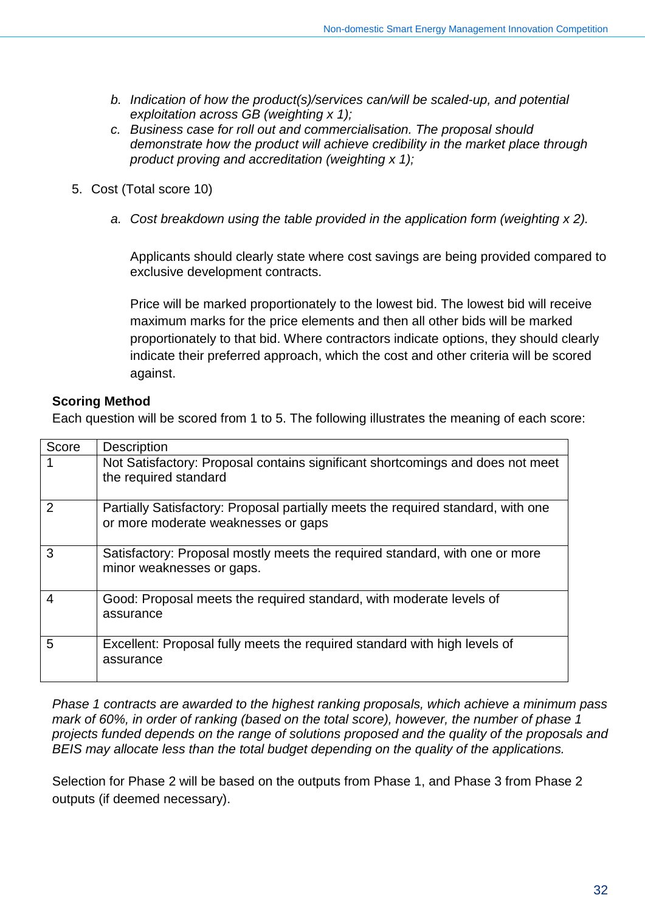b. *Indication of how the product(s)/services can/will be scaled-up, and potential exploitation across GB (weighting x 1);*
   c. *Business case for roll out and commercialisation. The proposal should demonstrate how the product will achieve credibility in the market place through product proving and accreditation (weighting x 1);*

5. Cost (Total score 10)

   a. *Cost breakdown using the table provided in the application form (weighting x 2).*

   Applicants should clearly state where cost savings are being provided compared to exclusive development contracts.

   Price will be marked proportionately to the lowest bid. The lowest bid will receive maximum marks for the price elements and then all other bids will be marked proportionately to that bid. Where contractors indicate options, they should clearly indicate their preferred approach, which the cost and other criteria will be scored against.

**Scoring Method**

Each question will be scored from 1 to 5. The following illustrates the meaning of each score:

| Score | Description |
|---|---|
| 1 | Not Satisfactory: Proposal contains significant shortcomings and does not meet the required standard |
| 2 | Partially Satisfactory: Proposal partially meets the required standard, with one or more moderate weaknesses or gaps |
| 3 | Satisfactory: Proposal mostly meets the required standard, with one or more minor weaknesses or gaps. |
| 4 | Good: Proposal meets the required standard, with moderate levels of assurance |
| 5 | Excellent: Proposal fully meets the required standard with high levels of assurance |

*Phase 1 contracts are awarded to the highest ranking proposals, which achieve a minimum pass mark of 60%, in order of ranking (based on the total score), however, the number of phase 1 projects funded depends on the range of solutions proposed and the quality of the proposals and BEIS may allocate less than the total budget depending on the quality of the applications.*

Selection for Phase 2 will be based on the outputs from Phase 1, and Phase 3 from Phase 2 outputs (if deemed necessary).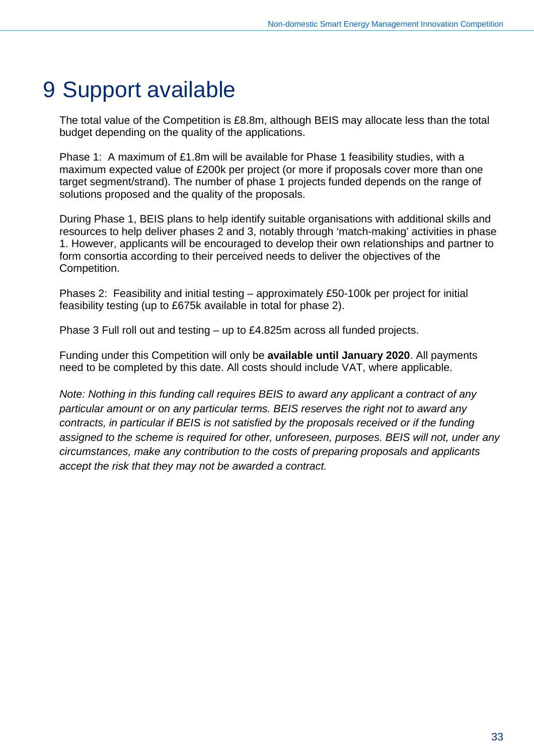# 9 Support available

The total value of the Competition is £8.8m, although BEIS may allocate less than the total budget depending on the quality of the applications.

Phase 1: A maximum of £1.8m will be available for Phase 1 feasibility studies, with a maximum expected value of £200k per project (or more if proposals cover more than one target segment/strand). The number of phase 1 projects funded depends on the range of solutions proposed and the quality of the proposals.

During Phase 1, BEIS plans to help identify suitable organisations with additional skills and resources to help deliver phases 2 and 3, notably through 'match-making' activities in phase 1. However, applicants will be encouraged to develop their own relationships and partner to form consortia according to their perceived needs to deliver the objectives of the Competition.

Phases 2: Feasibility and initial testing – approximately £50-100k per project for initial feasibility testing (up to £675k available in total for phase 2).

Phase 3 Full roll out and testing – up to £4.825m across all funded projects.

Funding under this Competition will only be **available until January 2020**. All payments need to be completed by this date. All costs should include VAT, where applicable.

*Note: Nothing in this funding call requires BEIS to award any applicant a contract of any particular amount or on any particular terms. BEIS reserves the right not to award any contracts, in particular if BEIS is not satisfied by the proposals received or if the funding assigned to the scheme is required for other, unforeseen, purposes. BEIS will not, under any circumstances, make any contribution to the costs of preparing proposals and applicants accept the risk that they may not be awarded a contract.*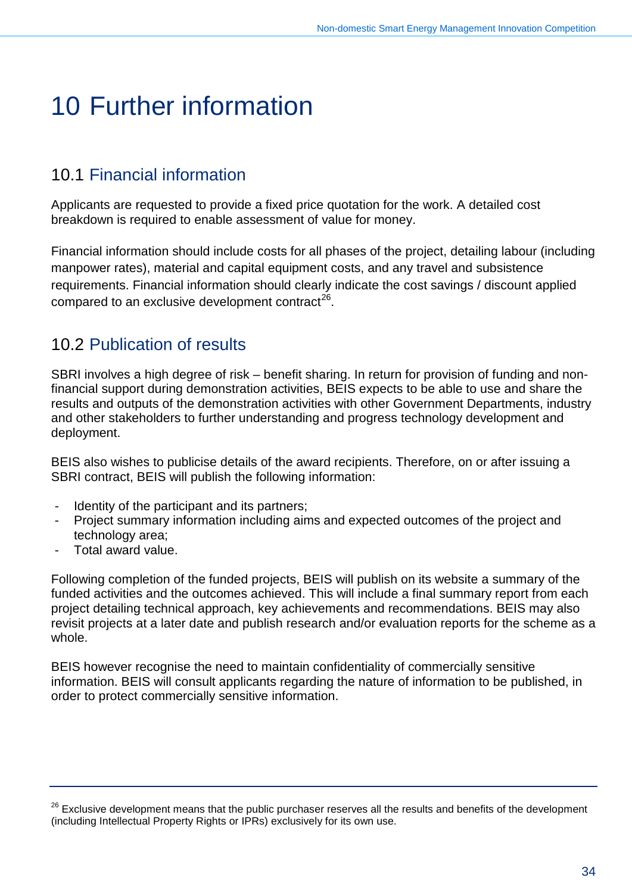# 10 Further information

## 10.1 Financial information

Applicants are requested to provide a fixed price quotation for the work. A detailed cost breakdown is required to enable assessment of value for money.

Financial information should include costs for all phases of the project, detailing labour (including manpower rates), material and capital equipment costs, and any travel and subsistence requirements. Financial information should clearly indicate the cost savings / discount applied compared to an exclusive development contract[26].

## 10.2 Publication of results

SBRI involves a high degree of risk – benefit sharing. In return for provision of funding and non-financial support during demonstration activities, BEIS expects to be able to use and share the results and outputs of the demonstration activities with other Government Departments, industry and other stakeholders to further understanding and progress technology development and deployment.

BEIS also wishes to publicise details of the award recipients. Therefore, on or after issuing a SBRI contract, BEIS will publish the following information:

- Identity of the participant and its partners;
- Project summary information including aims and expected outcomes of the project and technology area;
- Total award value.

Following completion of the funded projects, BEIS will publish on its website a summary of the funded activities and the outcomes achieved. This will include a final summary report from each project detailing technical approach, key achievements and recommendations. BEIS may also revisit projects at a later date and publish research and/or evaluation reports for the scheme as a whole.

BEIS however recognise the need to maintain confidentiality of commercially sensitive information. BEIS will consult applicants regarding the nature of information to be published, in order to protect commercially sensitive information.

---

[26] Exclusive development means that the public purchaser reserves all the results and benefits of the development (including Intellectual Property Rights or IPRs) exclusively for its own use.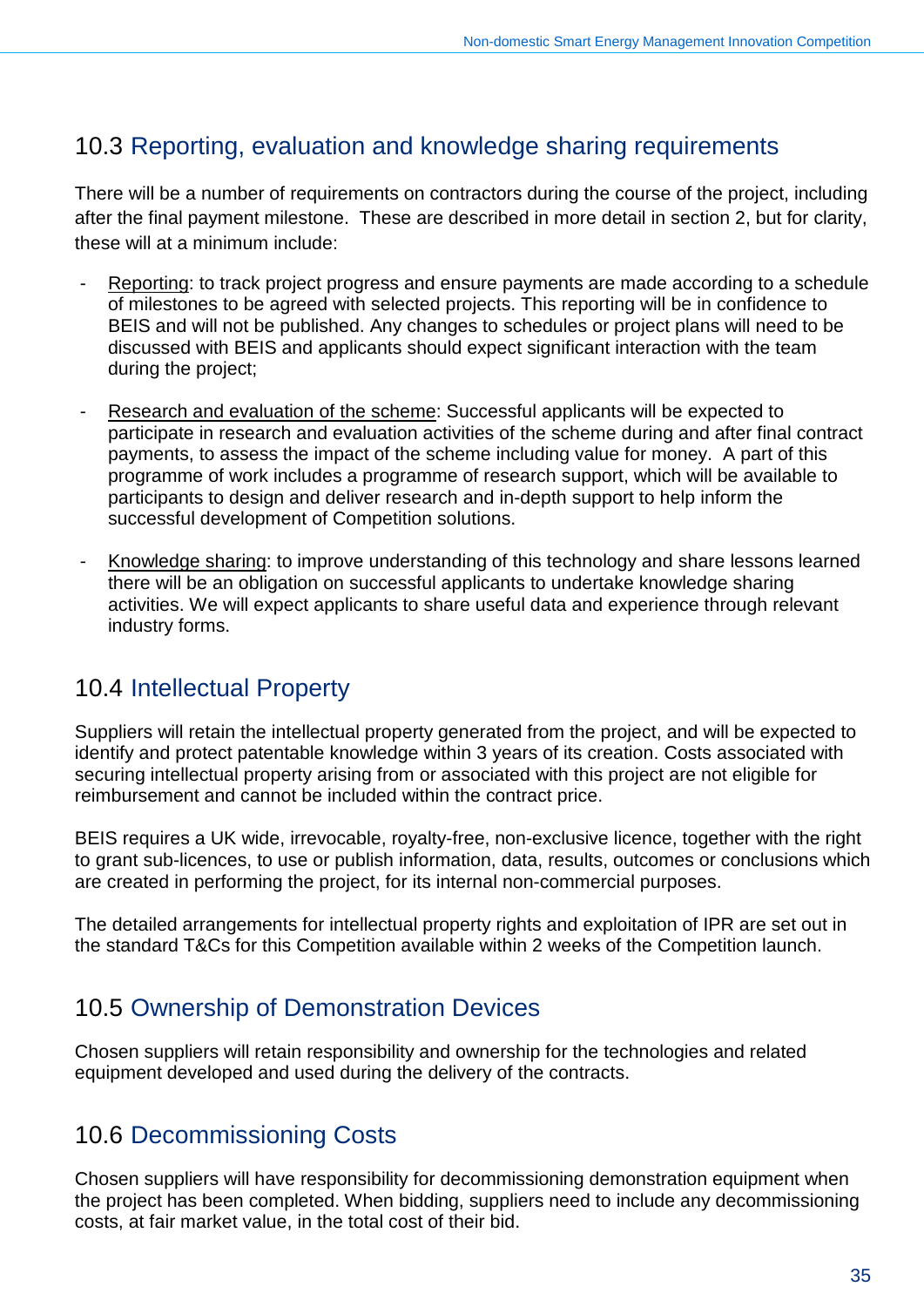## 10.3 Reporting, evaluation and knowledge sharing requirements

There will be a number of requirements on contractors during the course of the project, including after the final payment milestone. These are described in more detail in section 2, but for clarity, these will at a minimum include:

- Reporting: to track project progress and ensure payments are made according to a schedule of milestones to be agreed with selected projects. This reporting will be in confidence to BEIS and will not be published. Any changes to schedules or project plans will need to be discussed with BEIS and applicants should expect significant interaction with the team during the project;

- Research and evaluation of the scheme: Successful applicants will be expected to participate in research and evaluation activities of the scheme during and after final contract payments, to assess the impact of the scheme including value for money. A part of this programme of work includes a programme of research support, which will be available to participants to design and deliver research and in-depth support to help inform the successful development of Competition solutions.

- Knowledge sharing: to improve understanding of this technology and share lessons learned there will be an obligation on successful applicants to undertake knowledge sharing activities. We will expect applicants to share useful data and experience through relevant industry forms.

## 10.4 Intellectual Property

Suppliers will retain the intellectual property generated from the project, and will be expected to identify and protect patentable knowledge within 3 years of its creation. Costs associated with securing intellectual property arising from or associated with this project are not eligible for reimbursement and cannot be included within the contract price.

BEIS requires a UK wide, irrevocable, royalty-free, non-exclusive licence, together with the right to grant sub-licences, to use or publish information, data, results, outcomes or conclusions which are created in performing the project, for its internal non-commercial purposes.

The detailed arrangements for intellectual property rights and exploitation of IPR are set out in the standard T&Cs for this Competition available within 2 weeks of the Competition launch.

## 10.5 Ownership of Demonstration Devices

Chosen suppliers will retain responsibility and ownership for the technologies and related equipment developed and used during the delivery of the contracts.

## 10.6 Decommissioning Costs

Chosen suppliers will have responsibility for decommissioning demonstration equipment when the project has been completed. When bidding, suppliers need to include any decommissioning costs, at fair market value, in the total cost of their bid.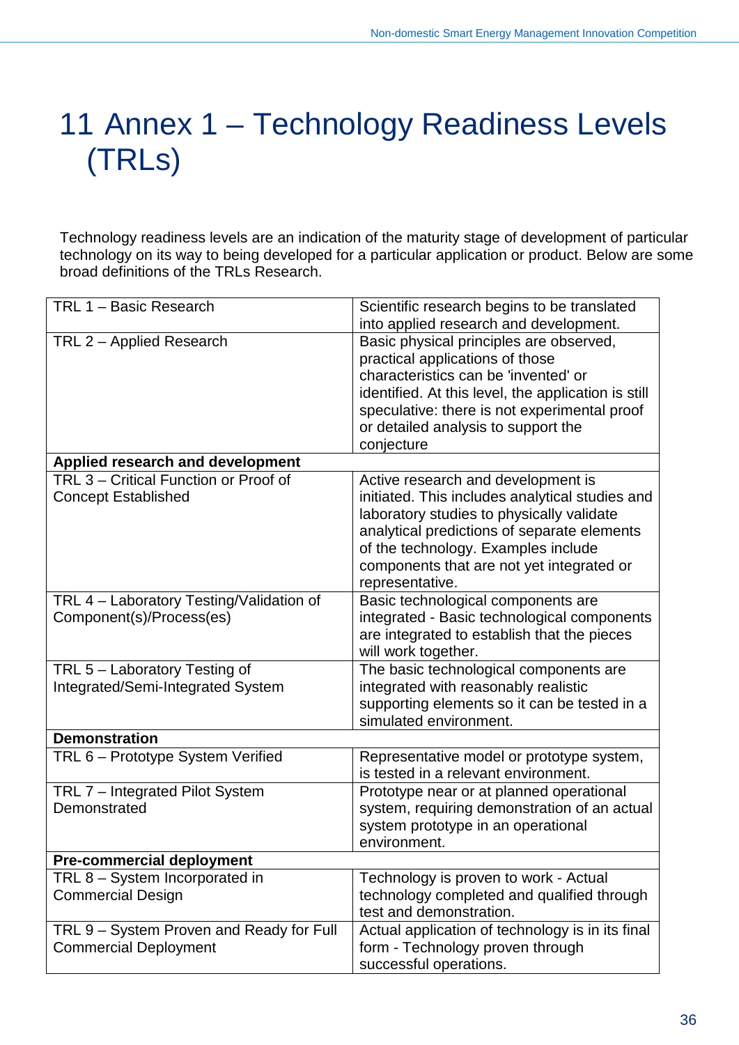# 11 Annex 1 – Technology Readiness Levels (TRLs)

Technology readiness levels are an indication of the maturity stage of development of particular technology on its way to being developed for a particular application or product. Below are some broad definitions of the TRLs Research.

| | |
|---|---|
| TRL 1 – Basic Research | Scientific research begins to be translated into applied research and development. |
| TRL 2 – Applied Research | Basic physical principles are observed, practical applications of those characteristics can be 'invented' or identified. At this level, the application is still speculative: there is not experimental proof or detailed analysis to support the conjecture |
| **Applied research and development** | |
| TRL 3 – Critical Function or Proof of Concept Established | Active research and development is initiated. This includes analytical studies and laboratory studies to physically validate analytical predictions of separate elements of the technology. Examples include components that are not yet integrated or representative. |
| TRL 4 – Laboratory Testing/Validation of Component(s)/Process(es) | Basic technological components are integrated - Basic technological components are integrated to establish that the pieces will work together. |
| TRL 5 – Laboratory Testing of Integrated/Semi-Integrated System | The basic technological components are integrated with reasonably realistic supporting elements so it can be tested in a simulated environment. |
| **Demonstration** | |
| TRL 6 – Prototype System Verified | Representative model or prototype system, is tested in a relevant environment. |
| TRL 7 – Integrated Pilot System Demonstrated | Prototype near or at planned operational system, requiring demonstration of an actual system prototype in an operational environment. |
| **Pre-commercial deployment** | |
| TRL 8 – System Incorporated in Commercial Design | Technology is proven to work - Actual technology completed and qualified through test and demonstration. |
| TRL 9 – System Proven and Ready for Full Commercial Deployment | Actual application of technology is in its final form - Technology proven through successful operations. |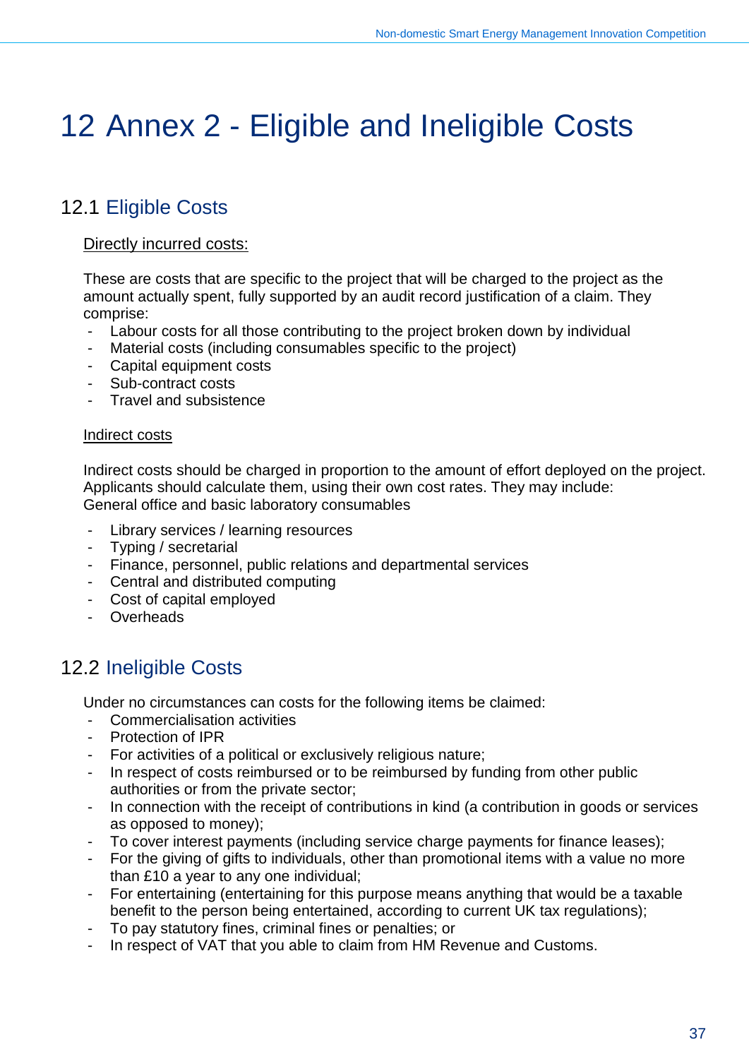# 12 Annex 2 - Eligible and Ineligible Costs

## 12.1 Eligible Costs

Directly incurred costs:

These are costs that are specific to the project that will be charged to the project as the amount actually spent, fully supported by an audit record justification of a claim. They comprise:

- Labour costs for all those contributing to the project broken down by individual
- Material costs (including consumables specific to the project)
- Capital equipment costs
- Sub-contract costs
- Travel and subsistence

Indirect costs

Indirect costs should be charged in proportion to the amount of effort deployed on the project. Applicants should calculate them, using their own cost rates. They may include:
General office and basic laboratory consumables

- Library services / learning resources
- Typing / secretarial
- Finance, personnel, public relations and departmental services
- Central and distributed computing
- Cost of capital employed
- Overheads

## 12.2 Ineligible Costs

Under no circumstances can costs for the following items be claimed:

- Commercialisation activities
- Protection of IPR
- For activities of a political or exclusively religious nature;
- In respect of costs reimbursed or to be reimbursed by funding from other public authorities or from the private sector;
- In connection with the receipt of contributions in kind (a contribution in goods or services as opposed to money);
- To cover interest payments (including service charge payments for finance leases);
- For the giving of gifts to individuals, other than promotional items with a value no more than £10 a year to any one individual;
- For entertaining (entertaining for this purpose means anything that would be a taxable benefit to the person being entertained, according to current UK tax regulations);
- To pay statutory fines, criminal fines or penalties; or
- In respect of VAT that you able to claim from HM Revenue and Customs.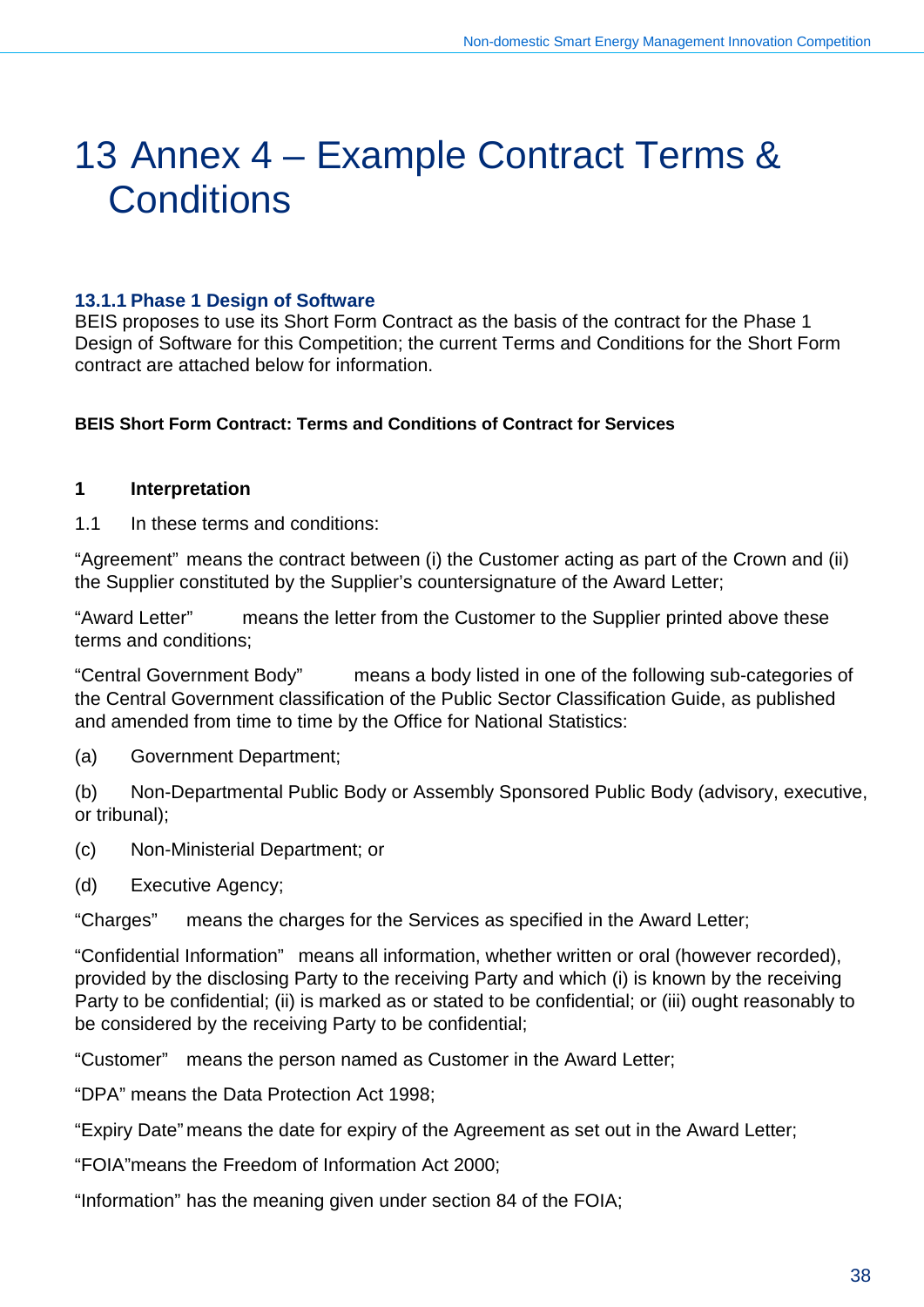# 13 Annex 4 – Example Contract Terms & Conditions

### 13.1.1 Phase 1 Design of Software

BEIS proposes to use its Short Form Contract as the basis of the contract for the Phase 1 Design of Software for this Competition; the current Terms and Conditions for the Short Form contract are attached below for information.

**BEIS Short Form Contract: Terms and Conditions of Contract for Services**

**1 Interpretation**

1.1 In these terms and conditions:

"Agreement" means the contract between (i) the Customer acting as part of the Crown and (ii) the Supplier constituted by the Supplier's countersignature of the Award Letter;

"Award Letter" means the letter from the Customer to the Supplier printed above these terms and conditions;

"Central Government Body" means a body listed in one of the following sub-categories of the Central Government classification of the Public Sector Classification Guide, as published and amended from time to time by the Office for National Statistics:

(a) Government Department;

(b) Non-Departmental Public Body or Assembly Sponsored Public Body (advisory, executive, or tribunal);

(c) Non-Ministerial Department; or

(d) Executive Agency;

"Charges" means the charges for the Services as specified in the Award Letter;

"Confidential Information" means all information, whether written or oral (however recorded), provided by the disclosing Party to the receiving Party and which (i) is known by the receiving Party to be confidential; (ii) is marked as or stated to be confidential; or (iii) ought reasonably to be considered by the receiving Party to be confidential;

"Customer" means the person named as Customer in the Award Letter;

"DPA" means the Data Protection Act 1998;

"Expiry Date" means the date for expiry of the Agreement as set out in the Award Letter;

"FOIA" means the Freedom of Information Act 2000;

"Information" has the meaning given under section 84 of the FOIA;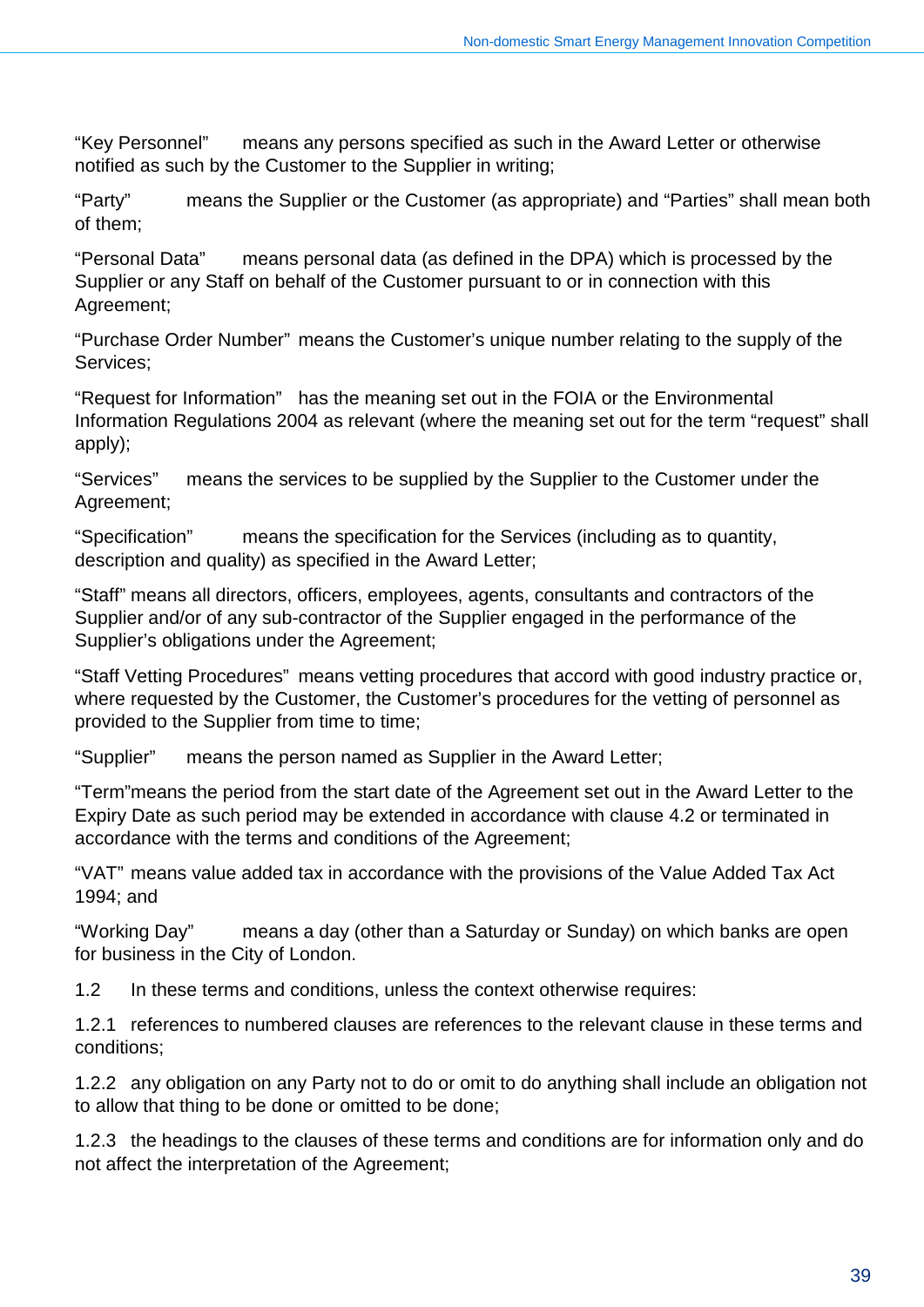“Key Personnel” means any persons specified as such in the Award Letter or otherwise notified as such by the Customer to the Supplier in writing;

“Party” means the Supplier or the Customer (as appropriate) and “Parties” shall mean both of them;

“Personal Data” means personal data (as defined in the DPA) which is processed by the Supplier or any Staff on behalf of the Customer pursuant to or in connection with this Agreement;

“Purchase Order Number” means the Customer’s unique number relating to the supply of the Services;

“Request for Information” has the meaning set out in the FOIA or the Environmental Information Regulations 2004 as relevant (where the meaning set out for the term “request” shall apply);

“Services” means the services to be supplied by the Supplier to the Customer under the Agreement;

“Specification” means the specification for the Services (including as to quantity, description and quality) as specified in the Award Letter;

“Staff” means all directors, officers, employees, agents, consultants and contractors of the Supplier and/or of any sub-contractor of the Supplier engaged in the performance of the Supplier’s obligations under the Agreement;

“Staff Vetting Procedures” means vetting procedures that accord with good industry practice or, where requested by the Customer, the Customer’s procedures for the vetting of personnel as provided to the Supplier from time to time;

“Supplier” means the person named as Supplier in the Award Letter;

“Term”means the period from the start date of the Agreement set out in the Award Letter to the Expiry Date as such period may be extended in accordance with clause 4.2 or terminated in accordance with the terms and conditions of the Agreement;

“VAT” means value added tax in accordance with the provisions of the Value Added Tax Act 1994; and

“Working Day” means a day (other than a Saturday or Sunday) on which banks are open for business in the City of London.

1.2 In these terms and conditions, unless the context otherwise requires:

1.2.1 references to numbered clauses are references to the relevant clause in these terms and conditions;

1.2.2 any obligation on any Party not to do or omit to do anything shall include an obligation not to allow that thing to be done or omitted to be done;

1.2.3 the headings to the clauses of these terms and conditions are for information only and do not affect the interpretation of the Agreement;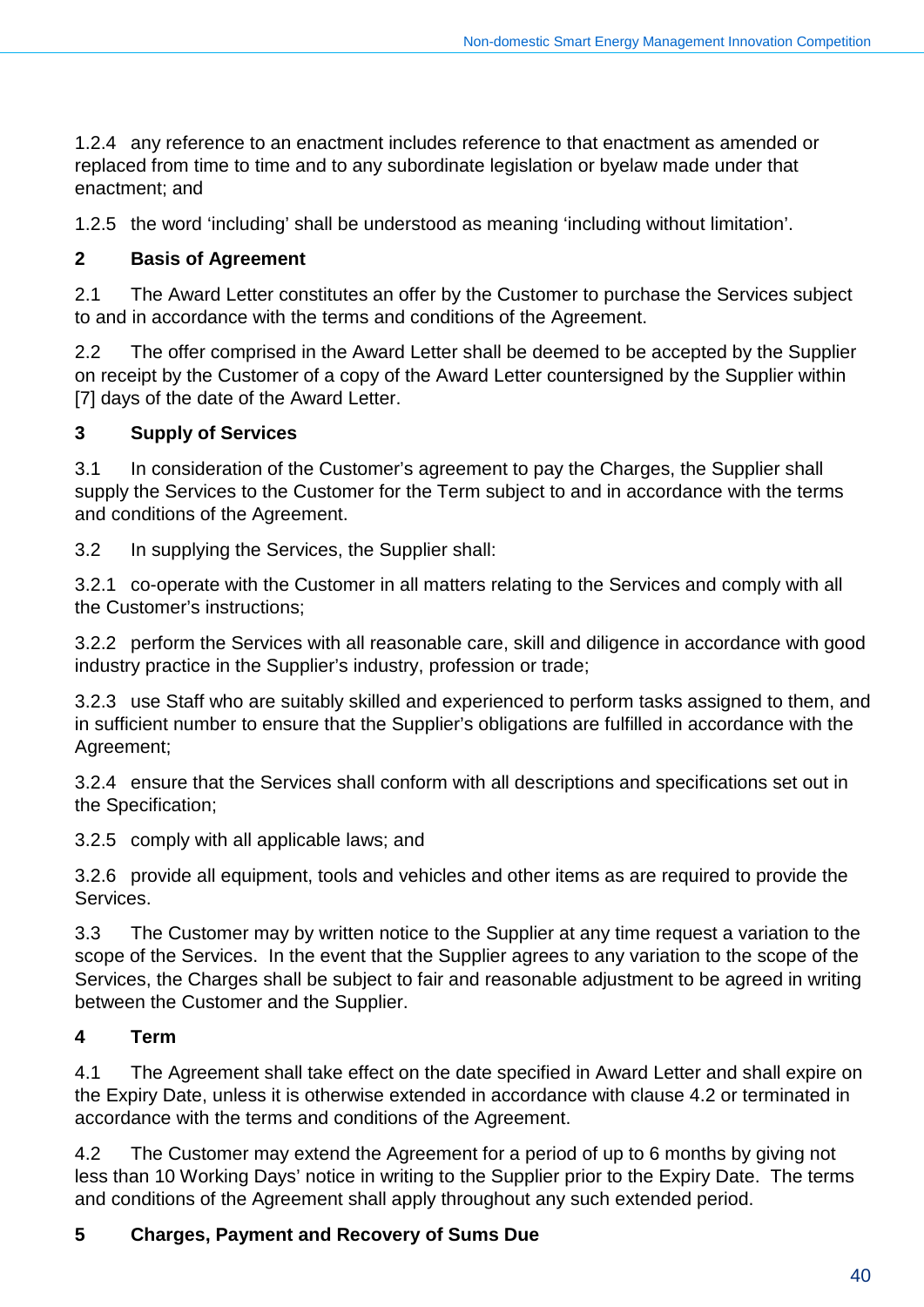1.2.4 any reference to an enactment includes reference to that enactment as amended or replaced from time to time and to any subordinate legislation or byelaw made under that enactment; and

1.2.5 the word ‘including’ shall be understood as meaning ‘including without limitation’.

## 2 Basis of Agreement

2.1 The Award Letter constitutes an offer by the Customer to purchase the Services subject to and in accordance with the terms and conditions of the Agreement.

2.2 The offer comprised in the Award Letter shall be deemed to be accepted by the Supplier on receipt by the Customer of a copy of the Award Letter countersigned by the Supplier within [7] days of the date of the Award Letter.

## 3 Supply of Services

3.1 In consideration of the Customer’s agreement to pay the Charges, the Supplier shall supply the Services to the Customer for the Term subject to and in accordance with the terms and conditions of the Agreement.

3.2 In supplying the Services, the Supplier shall:

3.2.1 co-operate with the Customer in all matters relating to the Services and comply with all the Customer’s instructions;

3.2.2 perform the Services with all reasonable care, skill and diligence in accordance with good industry practice in the Supplier’s industry, profession or trade;

3.2.3 use Staff who are suitably skilled and experienced to perform tasks assigned to them, and in sufficient number to ensure that the Supplier’s obligations are fulfilled in accordance with the Agreement;

3.2.4 ensure that the Services shall conform with all descriptions and specifications set out in the Specification;

3.2.5 comply with all applicable laws; and

3.2.6 provide all equipment, tools and vehicles and other items as are required to provide the Services.

3.3 The Customer may by written notice to the Supplier at any time request a variation to the scope of the Services. In the event that the Supplier agrees to any variation to the scope of the Services, the Charges shall be subject to fair and reasonable adjustment to be agreed in writing between the Customer and the Supplier.

## 4 Term

4.1 The Agreement shall take effect on the date specified in Award Letter and shall expire on the Expiry Date, unless it is otherwise extended in accordance with clause 4.2 or terminated in accordance with the terms and conditions of the Agreement.

4.2 The Customer may extend the Agreement for a period of up to 6 months by giving not less than 10 Working Days’ notice in writing to the Supplier prior to the Expiry Date. The terms and conditions of the Agreement shall apply throughout any such extended period.

## 5 Charges, Payment and Recovery of Sums Due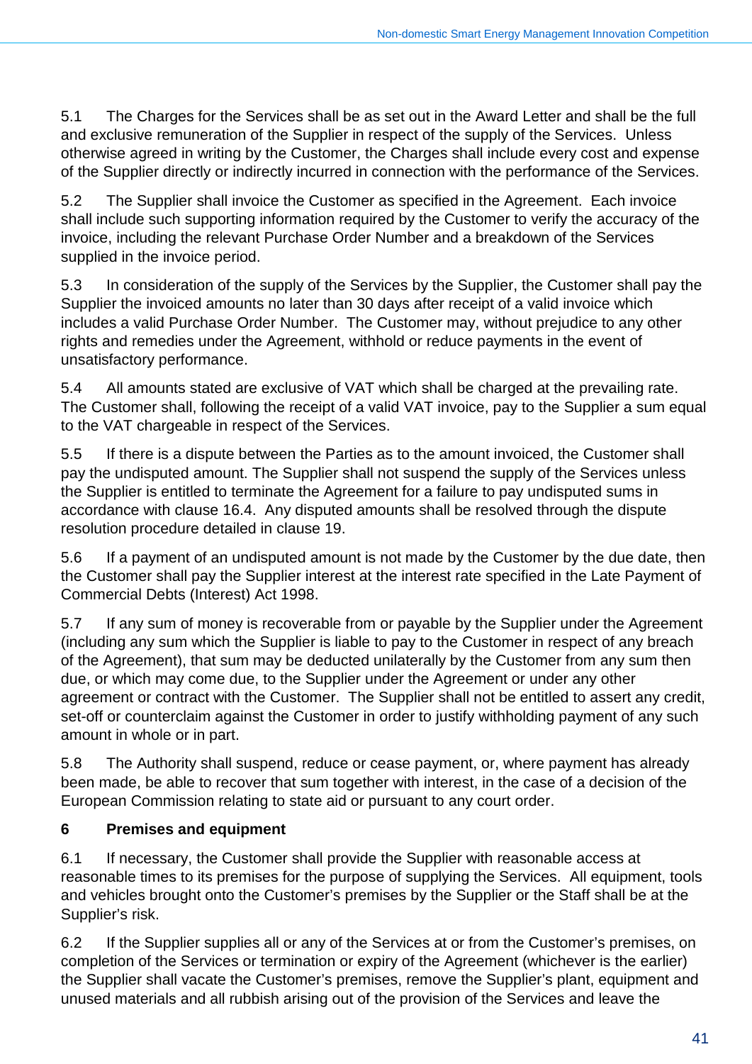5.1 The Charges for the Services shall be as set out in the Award Letter and shall be the full and exclusive remuneration of the Supplier in respect of the supply of the Services. Unless otherwise agreed in writing by the Customer, the Charges shall include every cost and expense of the Supplier directly or indirectly incurred in connection with the performance of the Services.

5.2 The Supplier shall invoice the Customer as specified in the Agreement. Each invoice shall include such supporting information required by the Customer to verify the accuracy of the invoice, including the relevant Purchase Order Number and a breakdown of the Services supplied in the invoice period.

5.3 In consideration of the supply of the Services by the Supplier, the Customer shall pay the Supplier the invoiced amounts no later than 30 days after receipt of a valid invoice which includes a valid Purchase Order Number. The Customer may, without prejudice to any other rights and remedies under the Agreement, withhold or reduce payments in the event of unsatisfactory performance.

5.4 All amounts stated are exclusive of VAT which shall be charged at the prevailing rate. The Customer shall, following the receipt of a valid VAT invoice, pay to the Supplier a sum equal to the VAT chargeable in respect of the Services.

5.5 If there is a dispute between the Parties as to the amount invoiced, the Customer shall pay the undisputed amount. The Supplier shall not suspend the supply of the Services unless the Supplier is entitled to terminate the Agreement for a failure to pay undisputed sums in accordance with clause 16.4. Any disputed amounts shall be resolved through the dispute resolution procedure detailed in clause 19.

5.6 If a payment of an undisputed amount is not made by the Customer by the due date, then the Customer shall pay the Supplier interest at the interest rate specified in the Late Payment of Commercial Debts (Interest) Act 1998.

5.7 If any sum of money is recoverable from or payable by the Supplier under the Agreement (including any sum which the Supplier is liable to pay to the Customer in respect of any breach of the Agreement), that sum may be deducted unilaterally by the Customer from any sum then due, or which may come due, to the Supplier under the Agreement or under any other agreement or contract with the Customer. The Supplier shall not be entitled to assert any credit, set-off or counterclaim against the Customer in order to justify withholding payment of any such amount in whole or in part.

5.8 The Authority shall suspend, reduce or cease payment, or, where payment has already been made, be able to recover that sum together with interest, in the case of a decision of the European Commission relating to state aid or pursuant to any court order.

**6 Premises and equipment**

6.1 If necessary, the Customer shall provide the Supplier with reasonable access at reasonable times to its premises for the purpose of supplying the Services. All equipment, tools and vehicles brought onto the Customer's premises by the Supplier or the Staff shall be at the Supplier's risk.

6.2 If the Supplier supplies all or any of the Services at or from the Customer's premises, on completion of the Services or termination or expiry of the Agreement (whichever is the earlier) the Supplier shall vacate the Customer's premises, remove the Supplier's plant, equipment and unused materials and all rubbish arising out of the provision of the Services and leave the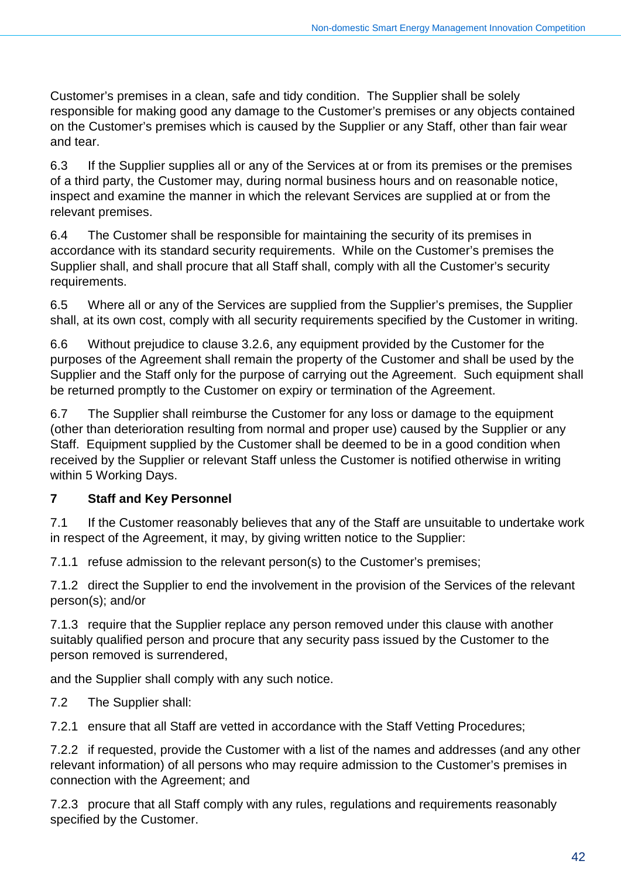Customer's premises in a clean, safe and tidy condition. The Supplier shall be solely responsible for making good any damage to the Customer's premises or any objects contained on the Customer's premises which is caused by the Supplier or any Staff, other than fair wear and tear.

6.3 If the Supplier supplies all or any of the Services at or from its premises or the premises of a third party, the Customer may, during normal business hours and on reasonable notice, inspect and examine the manner in which the relevant Services are supplied at or from the relevant premises.

6.4 The Customer shall be responsible for maintaining the security of its premises in accordance with its standard security requirements. While on the Customer's premises the Supplier shall, and shall procure that all Staff shall, comply with all the Customer's security requirements.

6.5 Where all or any of the Services are supplied from the Supplier's premises, the Supplier shall, at its own cost, comply with all security requirements specified by the Customer in writing.

6.6 Without prejudice to clause 3.2.6, any equipment provided by the Customer for the purposes of the Agreement shall remain the property of the Customer and shall be used by the Supplier and the Staff only for the purpose of carrying out the Agreement. Such equipment shall be returned promptly to the Customer on expiry or termination of the Agreement.

6.7 The Supplier shall reimburse the Customer for any loss or damage to the equipment (other than deterioration resulting from normal and proper use) caused by the Supplier or any Staff. Equipment supplied by the Customer shall be deemed to be in a good condition when received by the Supplier or relevant Staff unless the Customer is notified otherwise in writing within 5 Working Days.

## 7 Staff and Key Personnel

7.1 If the Customer reasonably believes that any of the Staff are unsuitable to undertake work in respect of the Agreement, it may, by giving written notice to the Supplier:

7.1.1 refuse admission to the relevant person(s) to the Customer's premises;

7.1.2 direct the Supplier to end the involvement in the provision of the Services of the relevant person(s); and/or

7.1.3 require that the Supplier replace any person removed under this clause with another suitably qualified person and procure that any security pass issued by the Customer to the person removed is surrendered,

and the Supplier shall comply with any such notice.

7.2 The Supplier shall:

7.2.1 ensure that all Staff are vetted in accordance with the Staff Vetting Procedures;

7.2.2 if requested, provide the Customer with a list of the names and addresses (and any other relevant information) of all persons who may require admission to the Customer's premises in connection with the Agreement; and

7.2.3 procure that all Staff comply with any rules, regulations and requirements reasonably specified by the Customer.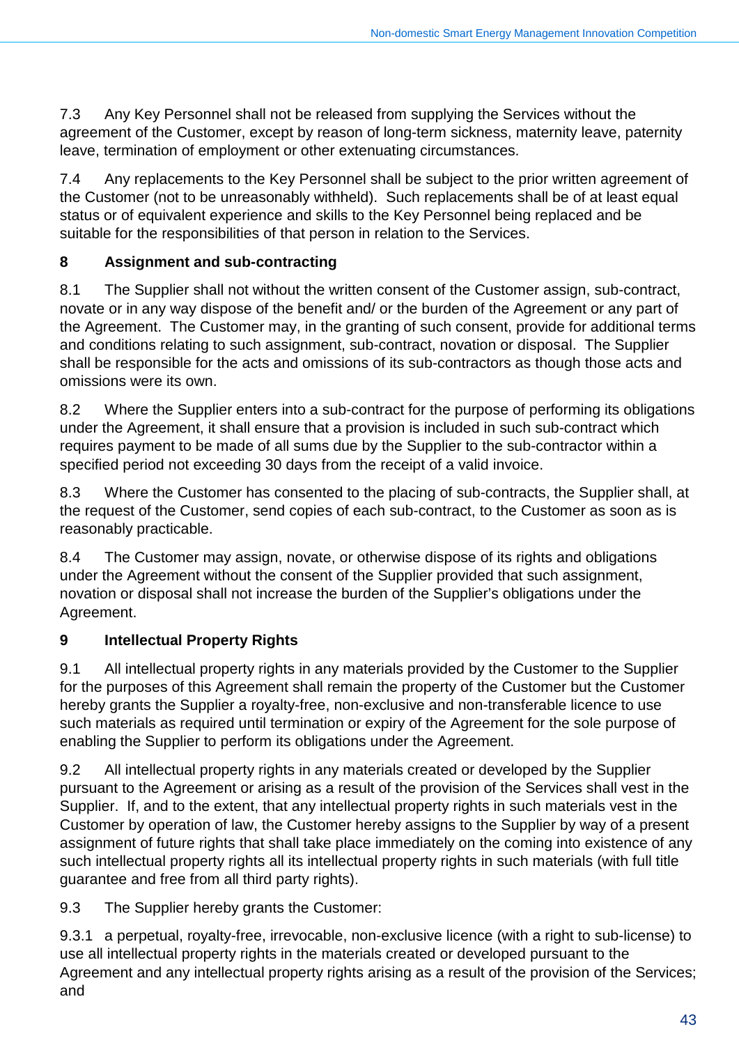7.3 Any Key Personnel shall not be released from supplying the Services without the agreement of the Customer, except by reason of long-term sickness, maternity leave, paternity leave, termination of employment or other extenuating circumstances.

7.4 Any replacements to the Key Personnel shall be subject to the prior written agreement of the Customer (not to be unreasonably withheld). Such replacements shall be of at least equal status or of equivalent experience and skills to the Key Personnel being replaced and be suitable for the responsibilities of that person in relation to the Services.

## 8 Assignment and sub-contracting

8.1 The Supplier shall not without the written consent of the Customer assign, sub-contract, novate or in any way dispose of the benefit and/ or the burden of the Agreement or any part of the Agreement. The Customer may, in the granting of such consent, provide for additional terms and conditions relating to such assignment, sub-contract, novation or disposal. The Supplier shall be responsible for the acts and omissions of its sub-contractors as though those acts and omissions were its own.

8.2 Where the Supplier enters into a sub-contract for the purpose of performing its obligations under the Agreement, it shall ensure that a provision is included in such sub-contract which requires payment to be made of all sums due by the Supplier to the sub-contractor within a specified period not exceeding 30 days from the receipt of a valid invoice.

8.3 Where the Customer has consented to the placing of sub-contracts, the Supplier shall, at the request of the Customer, send copies of each sub-contract, to the Customer as soon as is reasonably practicable.

8.4 The Customer may assign, novate, or otherwise dispose of its rights and obligations under the Agreement without the consent of the Supplier provided that such assignment, novation or disposal shall not increase the burden of the Supplier's obligations under the Agreement.

## 9 Intellectual Property Rights

9.1 All intellectual property rights in any materials provided by the Customer to the Supplier for the purposes of this Agreement shall remain the property of the Customer but the Customer hereby grants the Supplier a royalty-free, non-exclusive and non-transferable licence to use such materials as required until termination or expiry of the Agreement for the sole purpose of enabling the Supplier to perform its obligations under the Agreement.

9.2 All intellectual property rights in any materials created or developed by the Supplier pursuant to the Agreement or arising as a result of the provision of the Services shall vest in the Supplier. If, and to the extent, that any intellectual property rights in such materials vest in the Customer by operation of law, the Customer hereby assigns to the Supplier by way of a present assignment of future rights that shall take place immediately on the coming into existence of any such intellectual property rights all its intellectual property rights in such materials (with full title guarantee and free from all third party rights).

9.3 The Supplier hereby grants the Customer:

9.3.1 a perpetual, royalty-free, irrevocable, non-exclusive licence (with a right to sub-license) to use all intellectual property rights in the materials created or developed pursuant to the Agreement and any intellectual property rights arising as a result of the provision of the Services; and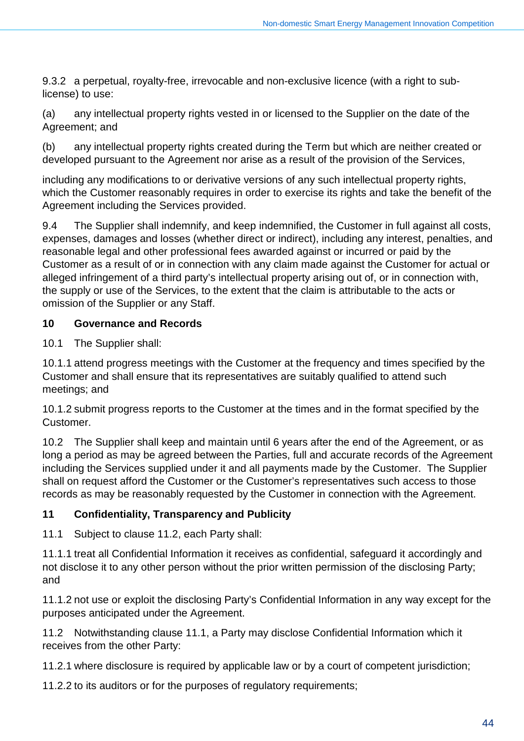9.3.2 a perpetual, royalty-free, irrevocable and non-exclusive licence (with a right to sub-license) to use:

(a) any intellectual property rights vested in or licensed to the Supplier on the date of the Agreement; and

(b) any intellectual property rights created during the Term but which are neither created or developed pursuant to the Agreement nor arise as a result of the provision of the Services,

including any modifications to or derivative versions of any such intellectual property rights, which the Customer reasonably requires in order to exercise its rights and take the benefit of the Agreement including the Services provided.

9.4 The Supplier shall indemnify, and keep indemnified, the Customer in full against all costs, expenses, damages and losses (whether direct or indirect), including any interest, penalties, and reasonable legal and other professional fees awarded against or incurred or paid by the Customer as a result of or in connection with any claim made against the Customer for actual or alleged infringement of a third party's intellectual property arising out of, or in connection with, the supply or use of the Services, to the extent that the claim is attributable to the acts or omission of the Supplier or any Staff.

**10 Governance and Records**

10.1 The Supplier shall:

10.1.1 attend progress meetings with the Customer at the frequency and times specified by the Customer and shall ensure that its representatives are suitably qualified to attend such meetings; and

10.1.2 submit progress reports to the Customer at the times and in the format specified by the Customer.

10.2 The Supplier shall keep and maintain until 6 years after the end of the Agreement, or as long a period as may be agreed between the Parties, full and accurate records of the Agreement including the Services supplied under it and all payments made by the Customer. The Supplier shall on request afford the Customer or the Customer's representatives such access to those records as may be reasonably requested by the Customer in connection with the Agreement.

**11 Confidentiality, Transparency and Publicity**

11.1 Subject to clause 11.2, each Party shall:

11.1.1 treat all Confidential Information it receives as confidential, safeguard it accordingly and not disclose it to any other person without the prior written permission of the disclosing Party; and

11.1.2 not use or exploit the disclosing Party's Confidential Information in any way except for the purposes anticipated under the Agreement.

11.2 Notwithstanding clause 11.1, a Party may disclose Confidential Information which it receives from the other Party:

11.2.1 where disclosure is required by applicable law or by a court of competent jurisdiction;

11.2.2 to its auditors or for the purposes of regulatory requirements;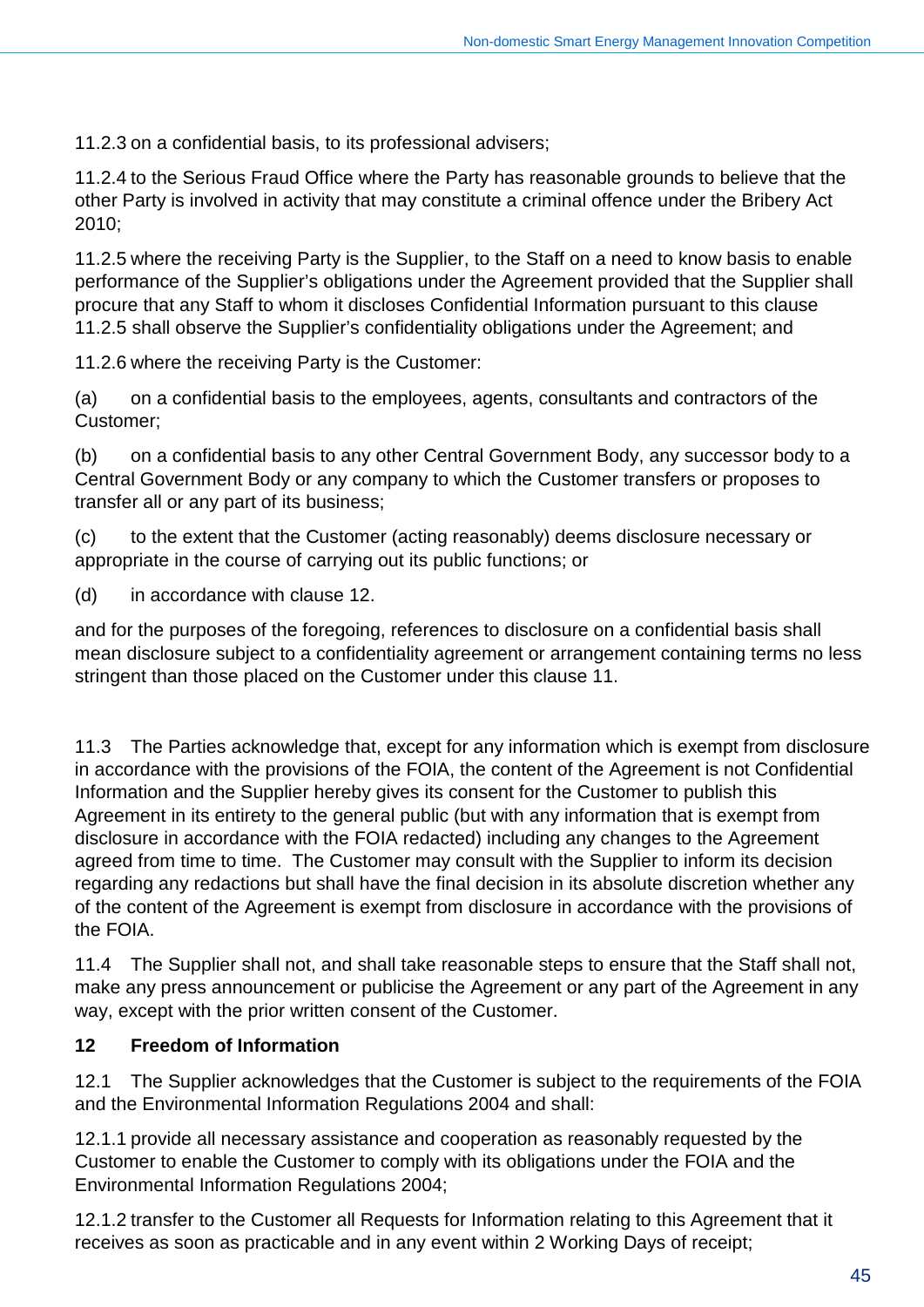11.2.3 on a confidential basis, to its professional advisers;

11.2.4 to the Serious Fraud Office where the Party has reasonable grounds to believe that the other Party is involved in activity that may constitute a criminal offence under the Bribery Act 2010;

11.2.5 where the receiving Party is the Supplier, to the Staff on a need to know basis to enable performance of the Supplier's obligations under the Agreement provided that the Supplier shall procure that any Staff to whom it discloses Confidential Information pursuant to this clause 11.2.5 shall observe the Supplier's confidentiality obligations under the Agreement; and

11.2.6 where the receiving Party is the Customer:

(a) on a confidential basis to the employees, agents, consultants and contractors of the Customer;

(b) on a confidential basis to any other Central Government Body, any successor body to a Central Government Body or any company to which the Customer transfers or proposes to transfer all or any part of its business;

(c) to the extent that the Customer (acting reasonably) deems disclosure necessary or appropriate in the course of carrying out its public functions; or

(d) in accordance with clause 12.

and for the purposes of the foregoing, references to disclosure on a confidential basis shall mean disclosure subject to a confidentiality agreement or arrangement containing terms no less stringent than those placed on the Customer under this clause 11.

11.3 The Parties acknowledge that, except for any information which is exempt from disclosure in accordance with the provisions of the FOIA, the content of the Agreement is not Confidential Information and the Supplier hereby gives its consent for the Customer to publish this Agreement in its entirety to the general public (but with any information that is exempt from disclosure in accordance with the FOIA redacted) including any changes to the Agreement agreed from time to time. The Customer may consult with the Supplier to inform its decision regarding any redactions but shall have the final decision in its absolute discretion whether any of the content of the Agreement is exempt from disclosure in accordance with the provisions of the FOIA.

11.4 The Supplier shall not, and shall take reasonable steps to ensure that the Staff shall not, make any press announcement or publicise the Agreement or any part of the Agreement in any way, except with the prior written consent of the Customer.

**12 Freedom of Information**

12.1 The Supplier acknowledges that the Customer is subject to the requirements of the FOIA and the Environmental Information Regulations 2004 and shall:

12.1.1 provide all necessary assistance and cooperation as reasonably requested by the Customer to enable the Customer to comply with its obligations under the FOIA and the Environmental Information Regulations 2004;

12.1.2 transfer to the Customer all Requests for Information relating to this Agreement that it receives as soon as practicable and in any event within 2 Working Days of receipt;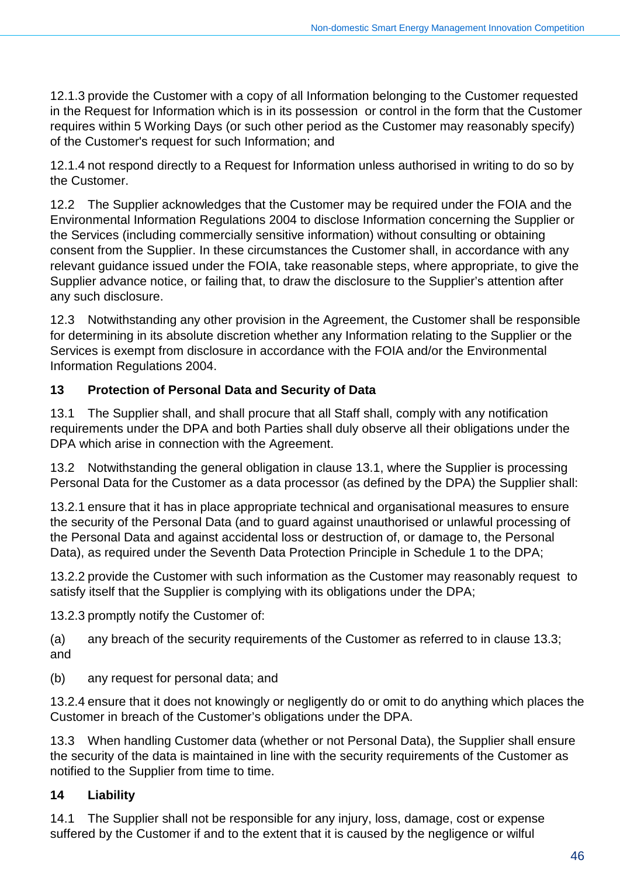12.1.3 provide the Customer with a copy of all Information belonging to the Customer requested in the Request for Information which is in its possession or control in the form that the Customer requires within 5 Working Days (or such other period as the Customer may reasonably specify) of the Customer's request for such Information; and

12.1.4 not respond directly to a Request for Information unless authorised in writing to do so by the Customer.

12.2 The Supplier acknowledges that the Customer may be required under the FOIA and the Environmental Information Regulations 2004 to disclose Information concerning the Supplier or the Services (including commercially sensitive information) without consulting or obtaining consent from the Supplier. In these circumstances the Customer shall, in accordance with any relevant guidance issued under the FOIA, take reasonable steps, where appropriate, to give the Supplier advance notice, or failing that, to draw the disclosure to the Supplier's attention after any such disclosure.

12.3 Notwithstanding any other provision in the Agreement, the Customer shall be responsible for determining in its absolute discretion whether any Information relating to the Supplier or the Services is exempt from disclosure in accordance with the FOIA and/or the Environmental Information Regulations 2004.

## 13 Protection of Personal Data and Security of Data

13.1 The Supplier shall, and shall procure that all Staff shall, comply with any notification requirements under the DPA and both Parties shall duly observe all their obligations under the DPA which arise in connection with the Agreement.

13.2 Notwithstanding the general obligation in clause 13.1, where the Supplier is processing Personal Data for the Customer as a data processor (as defined by the DPA) the Supplier shall:

13.2.1 ensure that it has in place appropriate technical and organisational measures to ensure the security of the Personal Data (and to guard against unauthorised or unlawful processing of the Personal Data and against accidental loss or destruction of, or damage to, the Personal Data), as required under the Seventh Data Protection Principle in Schedule 1 to the DPA;

13.2.2 provide the Customer with such information as the Customer may reasonably request to satisfy itself that the Supplier is complying with its obligations under the DPA;

13.2.3 promptly notify the Customer of:

(a) any breach of the security requirements of the Customer as referred to in clause 13.3; and

(b) any request for personal data; and

13.2.4 ensure that it does not knowingly or negligently do or omit to do anything which places the Customer in breach of the Customer's obligations under the DPA.

13.3 When handling Customer data (whether or not Personal Data), the Supplier shall ensure the security of the data is maintained in line with the security requirements of the Customer as notified to the Supplier from time to time.

## 14 Liability

14.1 The Supplier shall not be responsible for any injury, loss, damage, cost or expense suffered by the Customer if and to the extent that it is caused by the negligence or wilful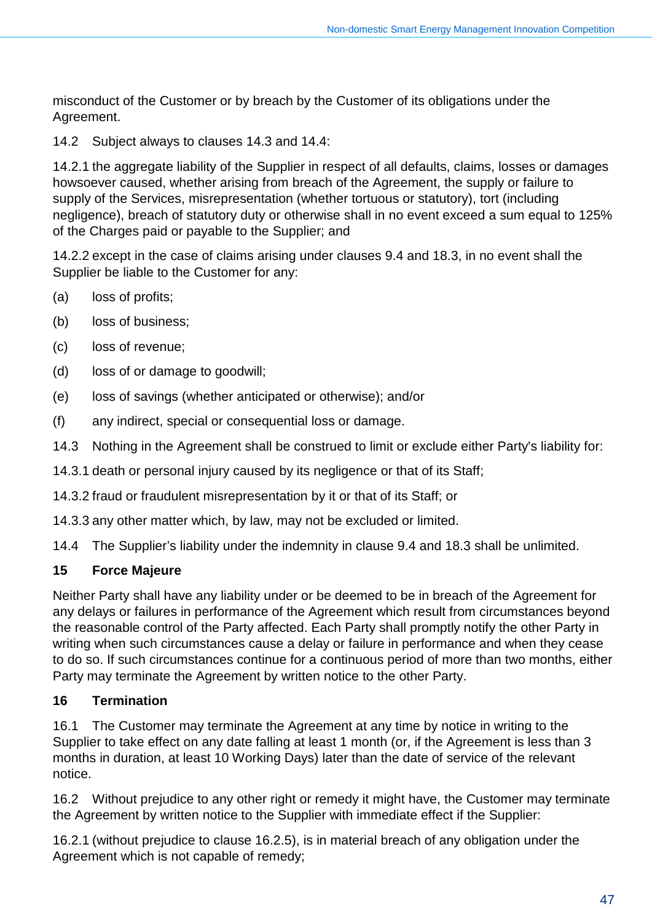misconduct of the Customer or by breach by the Customer of its obligations under the Agreement.

14.2 Subject always to clauses 14.3 and 14.4:

14.2.1 the aggregate liability of the Supplier in respect of all defaults, claims, losses or damages howsoever caused, whether arising from breach of the Agreement, the supply or failure to supply of the Services, misrepresentation (whether tortuous or statutory), tort (including negligence), breach of statutory duty or otherwise shall in no event exceed a sum equal to 125% of the Charges paid or payable to the Supplier; and

14.2.2 except in the case of claims arising under clauses 9.4 and 18.3, in no event shall the Supplier be liable to the Customer for any:

(a) loss of profits;

(b) loss of business;

(c) loss of revenue;

(d) loss of or damage to goodwill;

(e) loss of savings (whether anticipated or otherwise); and/or

(f) any indirect, special or consequential loss or damage.

14.3 Nothing in the Agreement shall be construed to limit or exclude either Party's liability for:

14.3.1 death or personal injury caused by its negligence or that of its Staff;

14.3.2 fraud or fraudulent misrepresentation by it or that of its Staff; or

14.3.3 any other matter which, by law, may not be excluded or limited.

14.4 The Supplier's liability under the indemnity in clause 9.4 and 18.3 shall be unlimited.

**15 Force Majeure**

Neither Party shall have any liability under or be deemed to be in breach of the Agreement for any delays or failures in performance of the Agreement which result from circumstances beyond the reasonable control of the Party affected. Each Party shall promptly notify the other Party in writing when such circumstances cause a delay or failure in performance and when they cease to do so. If such circumstances continue for a continuous period of more than two months, either Party may terminate the Agreement by written notice to the other Party.

**16 Termination**

16.1 The Customer may terminate the Agreement at any time by notice in writing to the Supplier to take effect on any date falling at least 1 month (or, if the Agreement is less than 3 months in duration, at least 10 Working Days) later than the date of service of the relevant notice.

16.2 Without prejudice to any other right or remedy it might have, the Customer may terminate the Agreement by written notice to the Supplier with immediate effect if the Supplier:

16.2.1 (without prejudice to clause 16.2.5), is in material breach of any obligation under the Agreement which is not capable of remedy;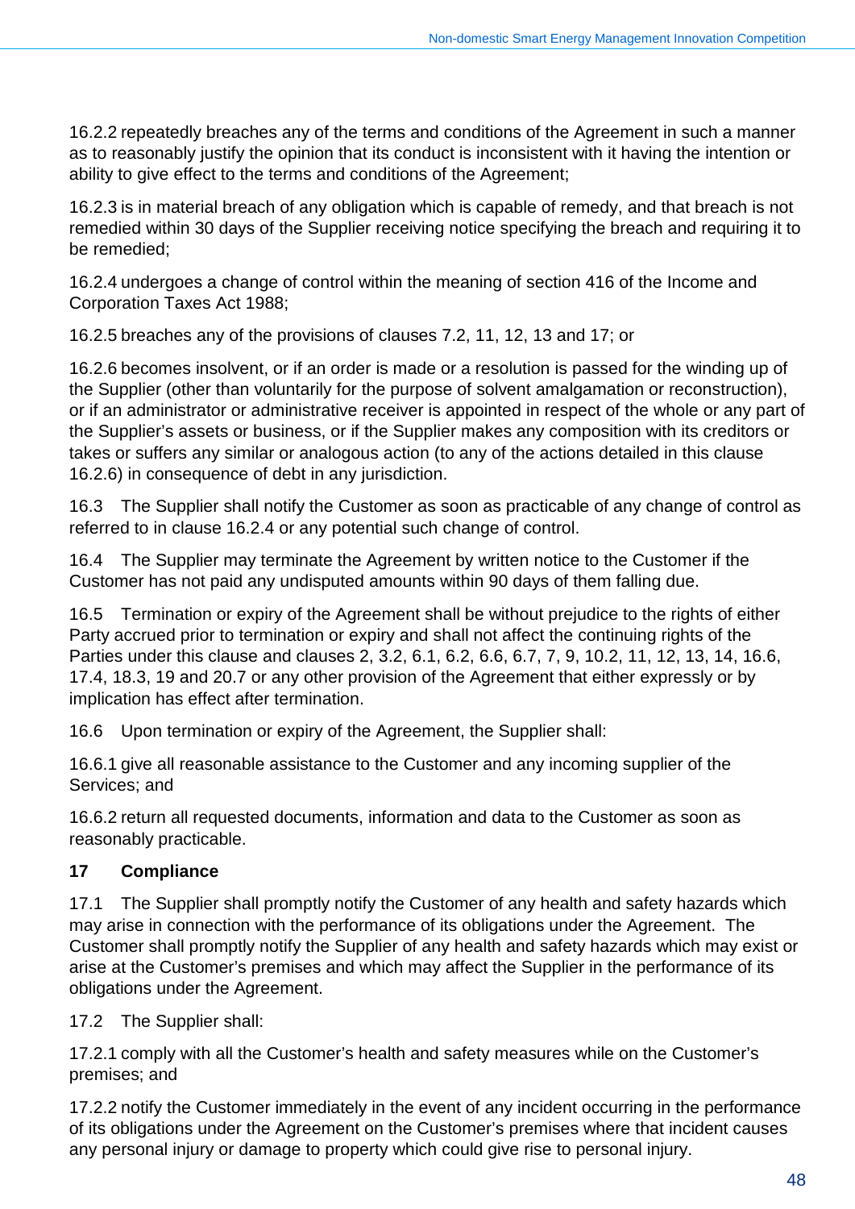16.2.2 repeatedly breaches any of the terms and conditions of the Agreement in such a manner as to reasonably justify the opinion that its conduct is inconsistent with it having the intention or ability to give effect to the terms and conditions of the Agreement;

16.2.3 is in material breach of any obligation which is capable of remedy, and that breach is not remedied within 30 days of the Supplier receiving notice specifying the breach and requiring it to be remedied;

16.2.4 undergoes a change of control within the meaning of section 416 of the Income and Corporation Taxes Act 1988;

16.2.5 breaches any of the provisions of clauses 7.2, 11, 12, 13 and 17; or

16.2.6 becomes insolvent, or if an order is made or a resolution is passed for the winding up of the Supplier (other than voluntarily for the purpose of solvent amalgamation or reconstruction), or if an administrator or administrative receiver is appointed in respect of the whole or any part of the Supplier's assets or business, or if the Supplier makes any composition with its creditors or takes or suffers any similar or analogous action (to any of the actions detailed in this clause 16.2.6) in consequence of debt in any jurisdiction.

16.3 The Supplier shall notify the Customer as soon as practicable of any change of control as referred to in clause 16.2.4 or any potential such change of control.

16.4 The Supplier may terminate the Agreement by written notice to the Customer if the Customer has not paid any undisputed amounts within 90 days of them falling due.

16.5 Termination or expiry of the Agreement shall be without prejudice to the rights of either Party accrued prior to termination or expiry and shall not affect the continuing rights of the Parties under this clause and clauses 2, 3.2, 6.1, 6.2, 6.6, 6.7, 7, 9, 10.2, 11, 12, 13, 14, 16.6, 17.4, 18.3, 19 and 20.7 or any other provision of the Agreement that either expressly or by implication has effect after termination.

16.6 Upon termination or expiry of the Agreement, the Supplier shall:

16.6.1 give all reasonable assistance to the Customer and any incoming supplier of the Services; and

16.6.2 return all requested documents, information and data to the Customer as soon as reasonably practicable.

**17 Compliance**

17.1 The Supplier shall promptly notify the Customer of any health and safety hazards which may arise in connection with the performance of its obligations under the Agreement. The Customer shall promptly notify the Supplier of any health and safety hazards which may exist or arise at the Customer's premises and which may affect the Supplier in the performance of its obligations under the Agreement.

17.2 The Supplier shall:

17.2.1 comply with all the Customer's health and safety measures while on the Customer's premises; and

17.2.2 notify the Customer immediately in the event of any incident occurring in the performance of its obligations under the Agreement on the Customer's premises where that incident causes any personal injury or damage to property which could give rise to personal injury.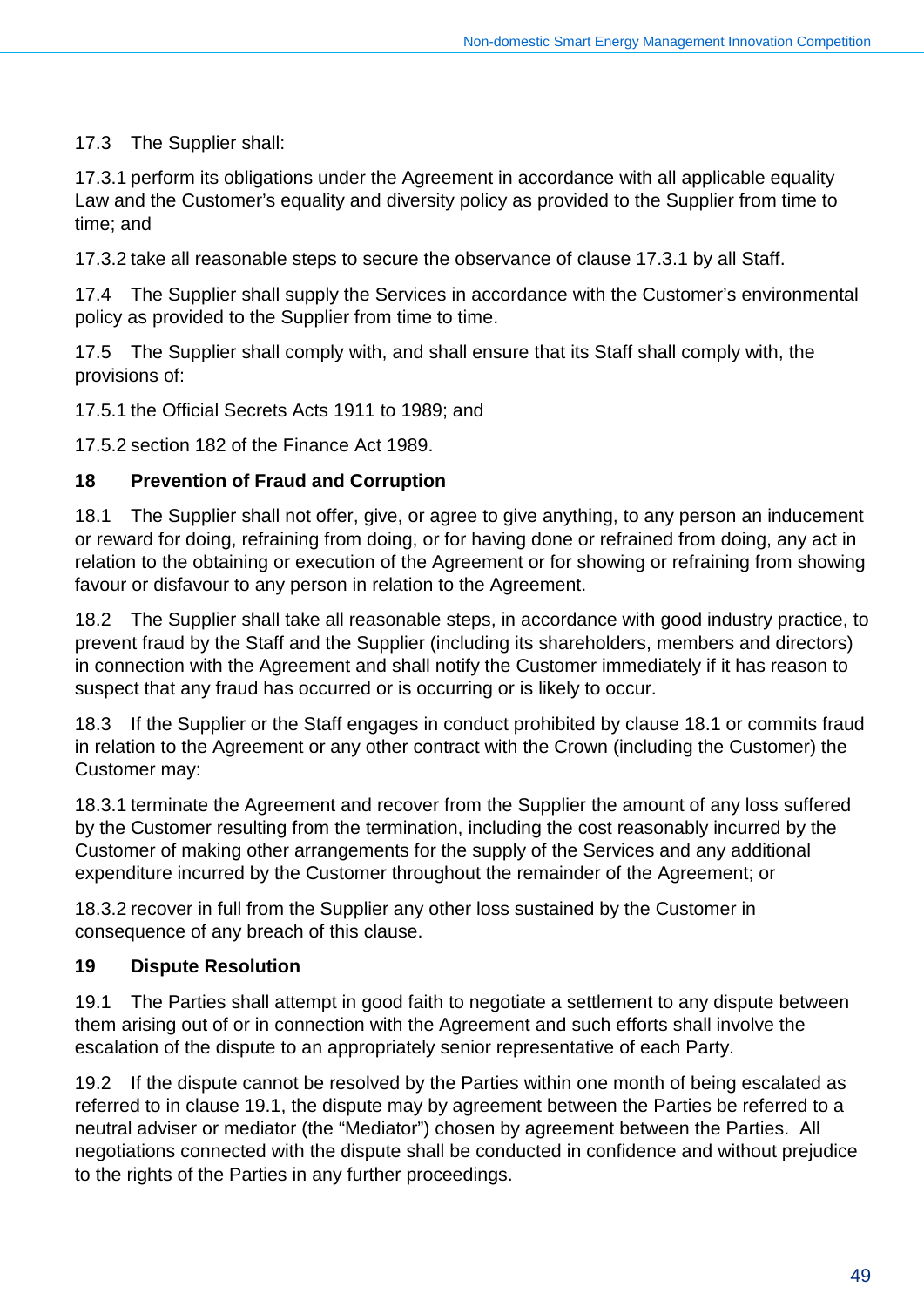17.3 The Supplier shall:

17.3.1 perform its obligations under the Agreement in accordance with all applicable equality Law and the Customer's equality and diversity policy as provided to the Supplier from time to time; and

17.3.2 take all reasonable steps to secure the observance of clause 17.3.1 by all Staff.

17.4 The Supplier shall supply the Services in accordance with the Customer's environmental policy as provided to the Supplier from time to time.

17.5 The Supplier shall comply with, and shall ensure that its Staff shall comply with, the provisions of:

17.5.1 the Official Secrets Acts 1911 to 1989; and

17.5.2 section 182 of the Finance Act 1989.

## 18 Prevention of Fraud and Corruption

18.1 The Supplier shall not offer, give, or agree to give anything, to any person an inducement or reward for doing, refraining from doing, or for having done or refrained from doing, any act in relation to the obtaining or execution of the Agreement or for showing or refraining from showing favour or disfavour to any person in relation to the Agreement.

18.2 The Supplier shall take all reasonable steps, in accordance with good industry practice, to prevent fraud by the Staff and the Supplier (including its shareholders, members and directors) in connection with the Agreement and shall notify the Customer immediately if it has reason to suspect that any fraud has occurred or is occurring or is likely to occur.

18.3 If the Supplier or the Staff engages in conduct prohibited by clause 18.1 or commits fraud in relation to the Agreement or any other contract with the Crown (including the Customer) the Customer may:

18.3.1 terminate the Agreement and recover from the Supplier the amount of any loss suffered by the Customer resulting from the termination, including the cost reasonably incurred by the Customer of making other arrangements for the supply of the Services and any additional expenditure incurred by the Customer throughout the remainder of the Agreement; or

18.3.2 recover in full from the Supplier any other loss sustained by the Customer in consequence of any breach of this clause.

## 19 Dispute Resolution

19.1 The Parties shall attempt in good faith to negotiate a settlement to any dispute between them arising out of or in connection with the Agreement and such efforts shall involve the escalation of the dispute to an appropriately senior representative of each Party.

19.2 If the dispute cannot be resolved by the Parties within one month of being escalated as referred to in clause 19.1, the dispute may by agreement between the Parties be referred to a neutral adviser or mediator (the "Mediator") chosen by agreement between the Parties. All negotiations connected with the dispute shall be conducted in confidence and without prejudice to the rights of the Parties in any further proceedings.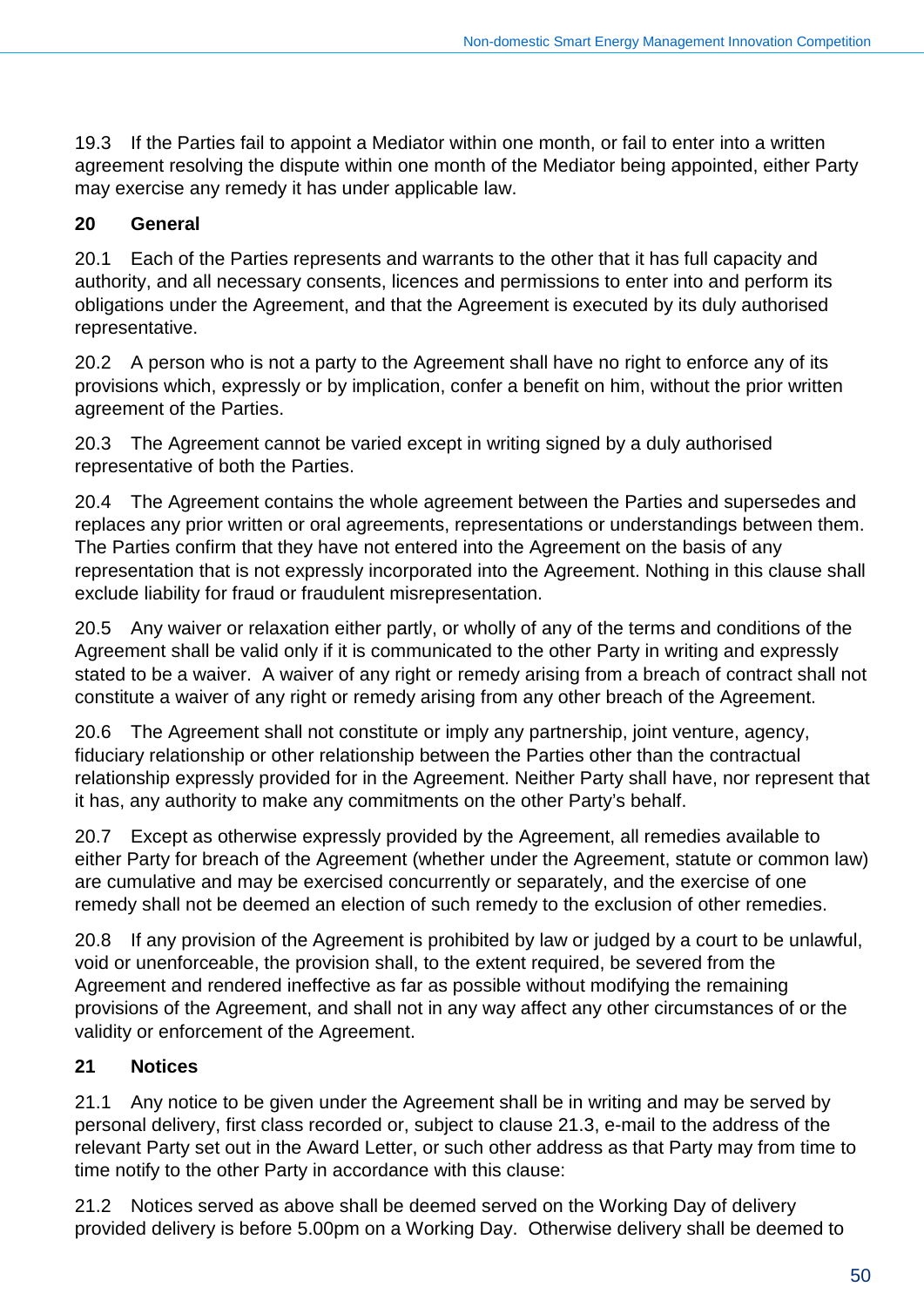19.3 If the Parties fail to appoint a Mediator within one month, or fail to enter into a written agreement resolving the dispute within one month of the Mediator being appointed, either Party may exercise any remedy it has under applicable law.

**20 General**

20.1 Each of the Parties represents and warrants to the other that it has full capacity and authority, and all necessary consents, licences and permissions to enter into and perform its obligations under the Agreement, and that the Agreement is executed by its duly authorised representative.

20.2 A person who is not a party to the Agreement shall have no right to enforce any of its provisions which, expressly or by implication, confer a benefit on him, without the prior written agreement of the Parties.

20.3 The Agreement cannot be varied except in writing signed by a duly authorised representative of both the Parties.

20.4 The Agreement contains the whole agreement between the Parties and supersedes and replaces any prior written or oral agreements, representations or understandings between them. The Parties confirm that they have not entered into the Agreement on the basis of any representation that is not expressly incorporated into the Agreement. Nothing in this clause shall exclude liability for fraud or fraudulent misrepresentation.

20.5 Any waiver or relaxation either partly, or wholly of any of the terms and conditions of the Agreement shall be valid only if it is communicated to the other Party in writing and expressly stated to be a waiver. A waiver of any right or remedy arising from a breach of contract shall not constitute a waiver of any right or remedy arising from any other breach of the Agreement.

20.6 The Agreement shall not constitute or imply any partnership, joint venture, agency, fiduciary relationship or other relationship between the Parties other than the contractual relationship expressly provided for in the Agreement. Neither Party shall have, nor represent that it has, any authority to make any commitments on the other Party's behalf.

20.7 Except as otherwise expressly provided by the Agreement, all remedies available to either Party for breach of the Agreement (whether under the Agreement, statute or common law) are cumulative and may be exercised concurrently or separately, and the exercise of one remedy shall not be deemed an election of such remedy to the exclusion of other remedies.

20.8 If any provision of the Agreement is prohibited by law or judged by a court to be unlawful, void or unenforceable, the provision shall, to the extent required, be severed from the Agreement and rendered ineffective as far as possible without modifying the remaining provisions of the Agreement, and shall not in any way affect any other circumstances of or the validity or enforcement of the Agreement.

**21 Notices**

21.1 Any notice to be given under the Agreement shall be in writing and may be served by personal delivery, first class recorded or, subject to clause 21.3, e-mail to the address of the relevant Party set out in the Award Letter, or such other address as that Party may from time to time notify to the other Party in accordance with this clause:

21.2 Notices served as above shall be deemed served on the Working Day of delivery provided delivery is before 5.00pm on a Working Day. Otherwise delivery shall be deemed to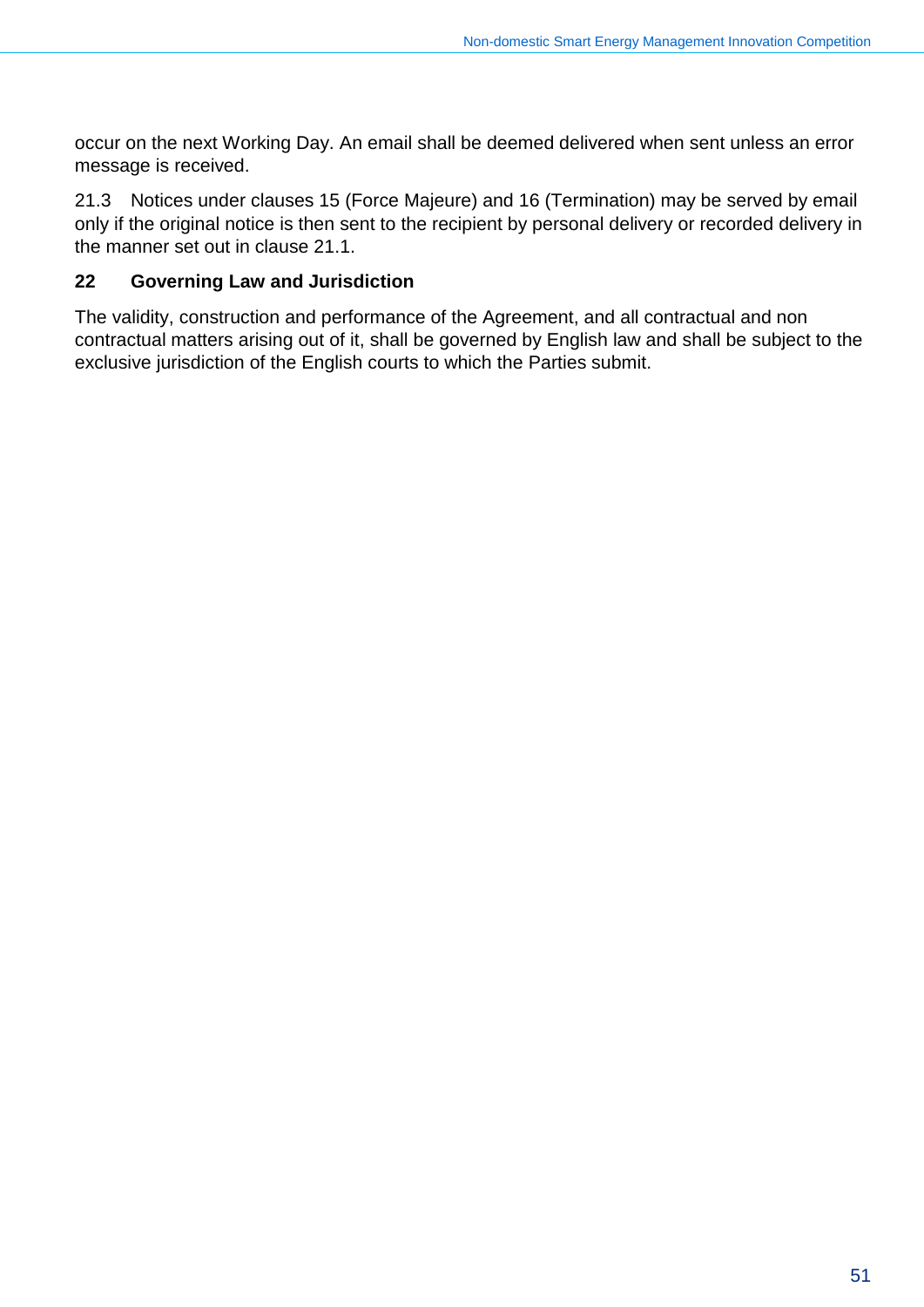occur on the next Working Day. An email shall be deemed delivered when sent unless an error message is received.

21.3 Notices under clauses 15 (Force Majeure) and 16 (Termination) may be served by email only if the original notice is then sent to the recipient by personal delivery or recorded delivery in the manner set out in clause 21.1.

## 22 Governing Law and Jurisdiction

The validity, construction and performance of the Agreement, and all contractual and non contractual matters arising out of it, shall be governed by English law and shall be subject to the exclusive jurisdiction of the English courts to which the Parties submit.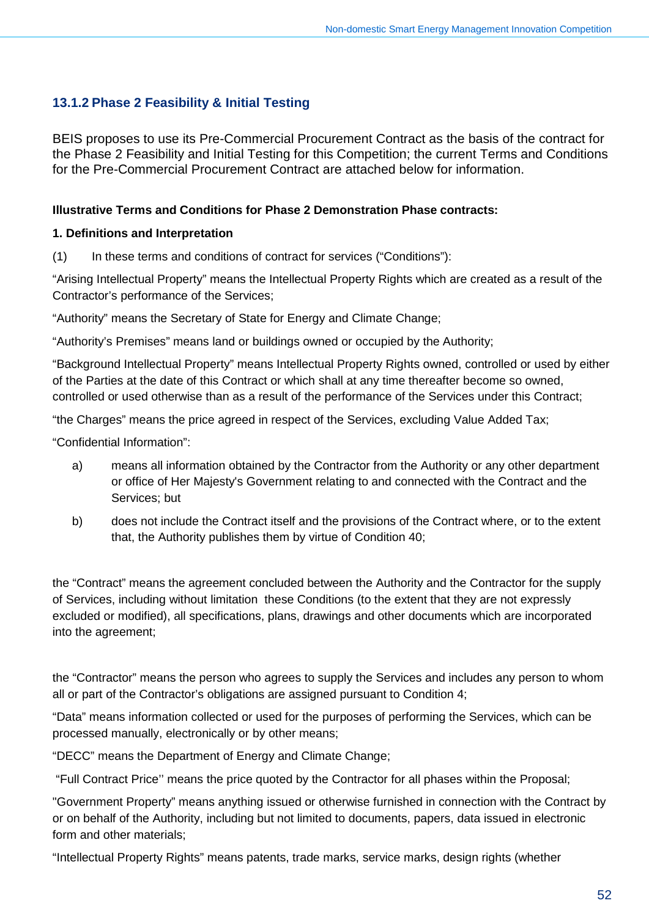### 13.1.2 Phase 2 Feasibility & Initial Testing

BEIS proposes to use its Pre-Commercial Procurement Contract as the basis of the contract for the Phase 2 Feasibility and Initial Testing for this Competition; the current Terms and Conditions for the Pre-Commercial Procurement Contract are attached below for information.

**Illustrative Terms and Conditions for Phase 2 Demonstration Phase contracts:**

**1. Definitions and Interpretation**

(1) In these terms and conditions of contract for services ("Conditions"):

"Arising Intellectual Property" means the Intellectual Property Rights which are created as a result of the Contractor's performance of the Services;

"Authority" means the Secretary of State for Energy and Climate Change;

"Authority's Premises" means land or buildings owned or occupied by the Authority;

"Background Intellectual Property" means Intellectual Property Rights owned, controlled or used by either of the Parties at the date of this Contract or which shall at any time thereafter become so owned, controlled or used otherwise than as a result of the performance of the Services under this Contract;

"the Charges" means the price agreed in respect of the Services, excluding Value Added Tax;

"Confidential Information":

a) means all information obtained by the Contractor from the Authority or any other department or office of Her Majesty's Government relating to and connected with the Contract and the Services; but

b) does not include the Contract itself and the provisions of the Contract where, or to the extent that, the Authority publishes them by virtue of Condition 40;

the "Contract" means the agreement concluded between the Authority and the Contractor for the supply of Services, including without limitation these Conditions (to the extent that they are not expressly excluded or modified), all specifications, plans, drawings and other documents which are incorporated into the agreement;

the "Contractor" means the person who agrees to supply the Services and includes any person to whom all or part of the Contractor's obligations are assigned pursuant to Condition 4;

"Data" means information collected or used for the purposes of performing the Services, which can be processed manually, electronically or by other means;

"DECC" means the Department of Energy and Climate Change;

"Full Contract Price'' means the price quoted by the Contractor for all phases within the Proposal;

"Government Property" means anything issued or otherwise furnished in connection with the Contract by or on behalf of the Authority, including but not limited to documents, papers, data issued in electronic form and other materials;

"Intellectual Property Rights" means patents, trade marks, service marks, design rights (whether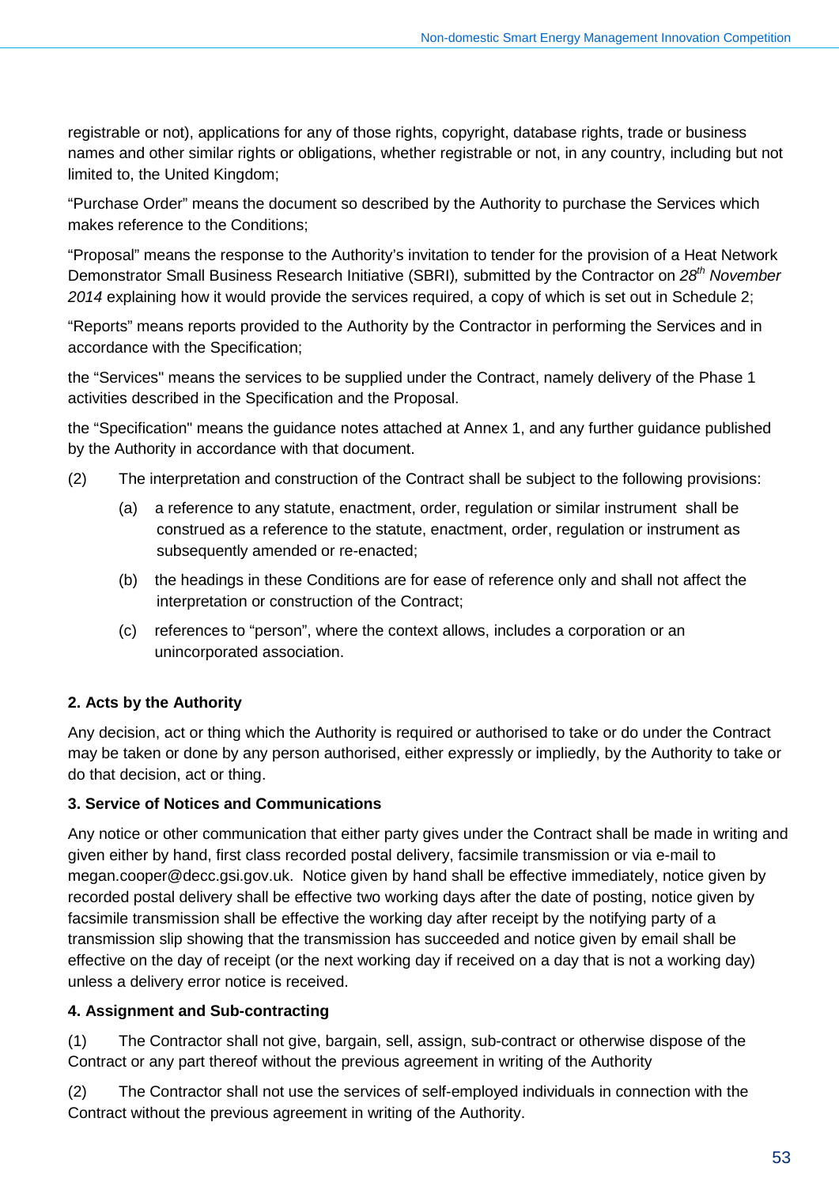registrable or not), applications for any of those rights, copyright, database rights, trade or business names and other similar rights or obligations, whether registrable or not, in any country, including but not limited to, the United Kingdom;

“Purchase Order” means the document so described by the Authority to purchase the Services which makes reference to the Conditions;

“Proposal” means the response to the Authority’s invitation to tender for the provision of a Heat Network Demonstrator Small Business Research Initiative (SBRI)*,* submitted by the Contractor on *28th November 2014* explaining how it would provide the services required, a copy of which is set out in Schedule 2;

“Reports” means reports provided to the Authority by the Contractor in performing the Services and in accordance with the Specification;

the “Services" means the services to be supplied under the Contract, namely delivery of the Phase 1 activities described in the Specification and the Proposal.

the “Specification" means the guidance notes attached at Annex 1, and any further guidance published by the Authority in accordance with that document.

(2) The interpretation and construction of the Contract shall be subject to the following provisions:

(a) a reference to any statute, enactment, order, regulation or similar instrument shall be construed as a reference to the statute, enactment, order, regulation or instrument as subsequently amended or re-enacted;

(b) the headings in these Conditions are for ease of reference only and shall not affect the interpretation or construction of the Contract;

(c) references to “person”, where the context allows, includes a corporation or an unincorporated association.

**2. Acts by the Authority**

Any decision, act or thing which the Authority is required or authorised to take or do under the Contract may be taken or done by any person authorised, either expressly or impliedly, by the Authority to take or do that decision, act or thing.

**3. Service of Notices and Communications**

Any notice or other communication that either party gives under the Contract shall be made in writing and given either by hand, first class recorded postal delivery, facsimile transmission or via e-mail to megan.cooper@decc.gsi.gov.uk. Notice given by hand shall be effective immediately, notice given by recorded postal delivery shall be effective two working days after the date of posting, notice given by facsimile transmission shall be effective the working day after receipt by the notifying party of a transmission slip showing that the transmission has succeeded and notice given by email shall be effective on the day of receipt (or the next working day if received on a day that is not a working day) unless a delivery error notice is received.

**4. Assignment and Sub-contracting**

(1) The Contractor shall not give, bargain, sell, assign, sub-contract or otherwise dispose of the Contract or any part thereof without the previous agreement in writing of the Authority

(2) The Contractor shall not use the services of self-employed individuals in connection with the Contract without the previous agreement in writing of the Authority.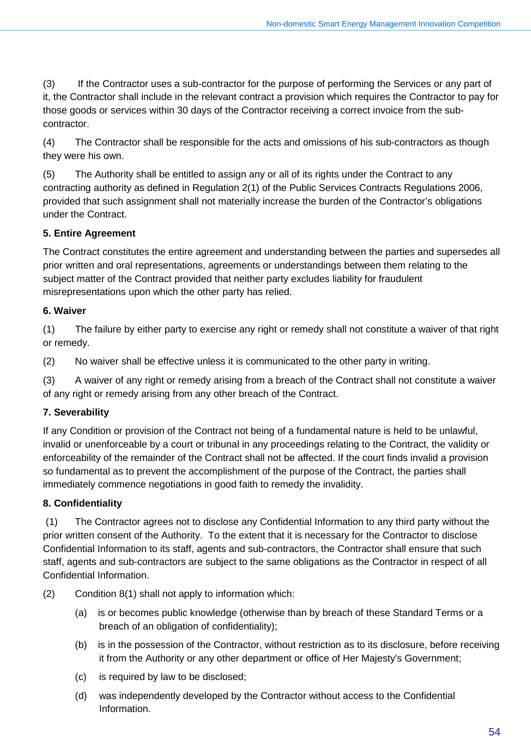(3) If the Contractor uses a sub-contractor for the purpose of performing the Services or any part of it, the Contractor shall include in the relevant contract a provision which requires the Contractor to pay for those goods or services within 30 days of the Contractor receiving a correct invoice from the sub-contractor.

(4) The Contractor shall be responsible for the acts and omissions of his sub-contractors as though they were his own.

(5) The Authority shall be entitled to assign any or all of its rights under the Contract to any contracting authority as defined in Regulation 2(1) of the Public Services Contracts Regulations 2006, provided that such assignment shall not materially increase the burden of the Contractor's obligations under the Contract.

**5. Entire Agreement**

The Contract constitutes the entire agreement and understanding between the parties and supersedes all prior written and oral representations, agreements or understandings between them relating to the subject matter of the Contract provided that neither party excludes liability for fraudulent misrepresentations upon which the other party has relied.

**6. Waiver**

(1) The failure by either party to exercise any right or remedy shall not constitute a waiver of that right or remedy.

(2) No waiver shall be effective unless it is communicated to the other party in writing.

(3) A waiver of any right or remedy arising from a breach of the Contract shall not constitute a waiver of any right or remedy arising from any other breach of the Contract.

**7. Severability**

If any Condition or provision of the Contract not being of a fundamental nature is held to be unlawful, invalid or unenforceable by a court or tribunal in any proceedings relating to the Contract, the validity or enforceability of the remainder of the Contract shall not be affected. If the court finds invalid a provision so fundamental as to prevent the accomplishment of the purpose of the Contract, the parties shall immediately commence negotiations in good faith to remedy the invalidity.

**8. Confidentiality**

(1) The Contractor agrees not to disclose any Confidential Information to any third party without the prior written consent of the Authority. To the extent that it is necessary for the Contractor to disclose Confidential Information to its staff, agents and sub-contractors, the Contractor shall ensure that such staff, agents and sub-contractors are subject to the same obligations as the Contractor in respect of all Confidential Information.

(2) Condition 8(1) shall not apply to information which:

- (a) is or becomes public knowledge (otherwise than by breach of these Standard Terms or a breach of an obligation of confidentiality);
- (b) is in the possession of the Contractor, without restriction as to its disclosure, before receiving it from the Authority or any other department or office of Her Majesty's Government;
- (c) is required by law to be disclosed;
- (d) was independently developed by the Contractor without access to the Confidential Information.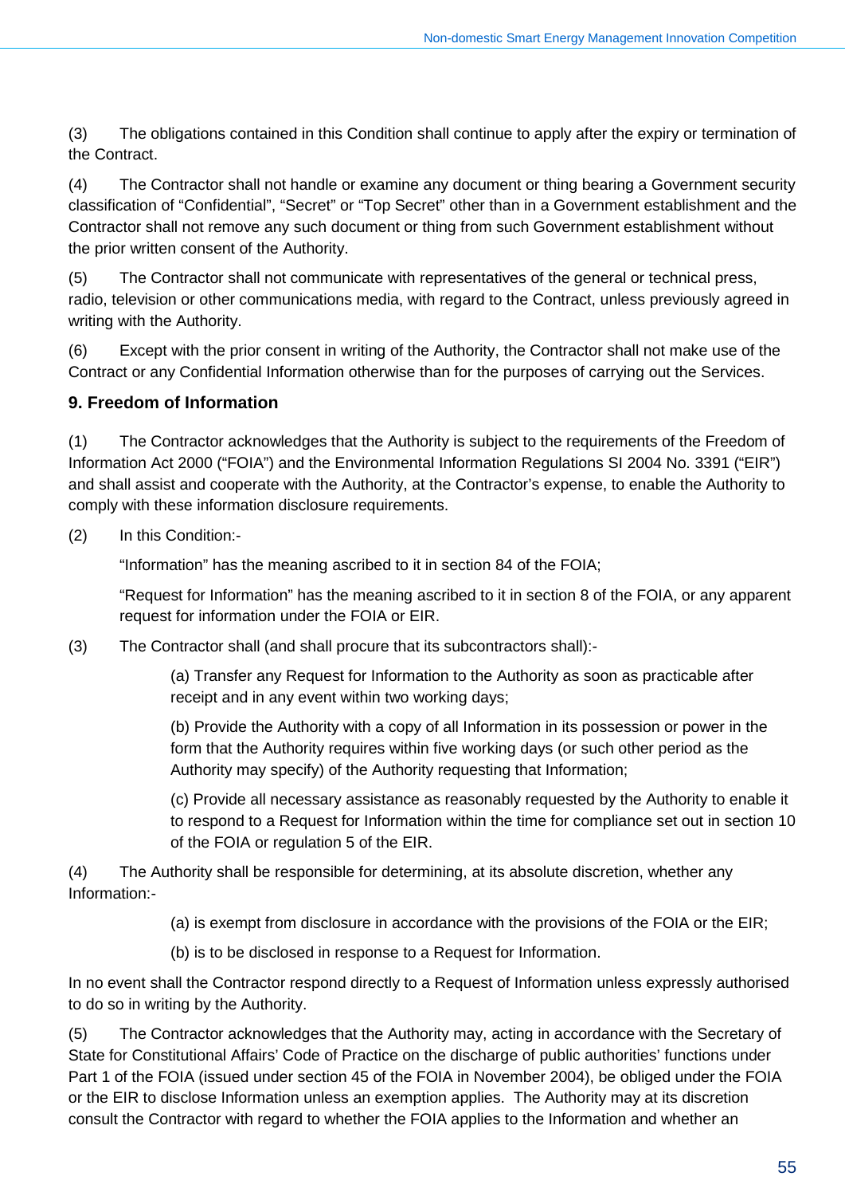(3) The obligations contained in this Condition shall continue to apply after the expiry or termination of the Contract.

(4) The Contractor shall not handle or examine any document or thing bearing a Government security classification of “Confidential”, “Secret” or “Top Secret” other than in a Government establishment and the Contractor shall not remove any such document or thing from such Government establishment without the prior written consent of the Authority.

(5) The Contractor shall not communicate with representatives of the general or technical press, radio, television or other communications media, with regard to the Contract, unless previously agreed in writing with the Authority.

(6) Except with the prior consent in writing of the Authority, the Contractor shall not make use of the Contract or any Confidential Information otherwise than for the purposes of carrying out the Services.

### 9. Freedom of Information

(1) The Contractor acknowledges that the Authority is subject to the requirements of the Freedom of Information Act 2000 (“FOIA”) and the Environmental Information Regulations SI 2004 No. 3391 (“EIR”) and shall assist and cooperate with the Authority, at the Contractor’s expense, to enable the Authority to comply with these information disclosure requirements.

(2) In this Condition:-

“Information” has the meaning ascribed to it in section 84 of the FOIA;

“Request for Information” has the meaning ascribed to it in section 8 of the FOIA, or any apparent request for information under the FOIA or EIR.

(3) The Contractor shall (and shall procure that its subcontractors shall):-

(a) Transfer any Request for Information to the Authority as soon as practicable after receipt and in any event within two working days;

(b) Provide the Authority with a copy of all Information in its possession or power in the form that the Authority requires within five working days (or such other period as the Authority may specify) of the Authority requesting that Information;

(c) Provide all necessary assistance as reasonably requested by the Authority to enable it to respond to a Request for Information within the time for compliance set out in section 10 of the FOIA or regulation 5 of the EIR.

(4) The Authority shall be responsible for determining, at its absolute discretion, whether any Information:-

(a) is exempt from disclosure in accordance with the provisions of the FOIA or the EIR;

(b) is to be disclosed in response to a Request for Information.

In no event shall the Contractor respond directly to a Request of Information unless expressly authorised to do so in writing by the Authority.

(5) The Contractor acknowledges that the Authority may, acting in accordance with the Secretary of State for Constitutional Affairs’ Code of Practice on the discharge of public authorities’ functions under Part 1 of the FOIA (issued under section 45 of the FOIA in November 2004), be obliged under the FOIA or the EIR to disclose Information unless an exemption applies. The Authority may at its discretion consult the Contractor with regard to whether the FOIA applies to the Information and whether an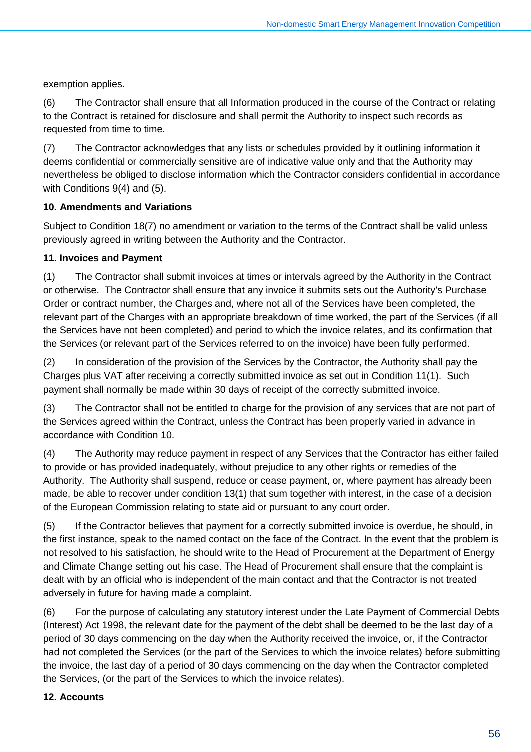exemption applies.

(6) The Contractor shall ensure that all Information produced in the course of the Contract or relating to the Contract is retained for disclosure and shall permit the Authority to inspect such records as requested from time to time.

(7) The Contractor acknowledges that any lists or schedules provided by it outlining information it deems confidential or commercially sensitive are of indicative value only and that the Authority may nevertheless be obliged to disclose information which the Contractor considers confidential in accordance with Conditions 9(4) and (5).

**10. Amendments and Variations**

Subject to Condition 18(7) no amendment or variation to the terms of the Contract shall be valid unless previously agreed in writing between the Authority and the Contractor.

**11. Invoices and Payment**

(1) The Contractor shall submit invoices at times or intervals agreed by the Authority in the Contract or otherwise. The Contractor shall ensure that any invoice it submits sets out the Authority's Purchase Order or contract number, the Charges and, where not all of the Services have been completed, the relevant part of the Charges with an appropriate breakdown of time worked, the part of the Services (if all the Services have not been completed) and period to which the invoice relates, and its confirmation that the Services (or relevant part of the Services referred to on the invoice) have been fully performed.

(2) In consideration of the provision of the Services by the Contractor, the Authority shall pay the Charges plus VAT after receiving a correctly submitted invoice as set out in Condition 11(1). Such payment shall normally be made within 30 days of receipt of the correctly submitted invoice.

(3) The Contractor shall not be entitled to charge for the provision of any services that are not part of the Services agreed within the Contract, unless the Contract has been properly varied in advance in accordance with Condition 10.

(4) The Authority may reduce payment in respect of any Services that the Contractor has either failed to provide or has provided inadequately, without prejudice to any other rights or remedies of the Authority. The Authority shall suspend, reduce or cease payment, or, where payment has already been made, be able to recover under condition 13(1) that sum together with interest, in the case of a decision of the European Commission relating to state aid or pursuant to any court order.

(5) If the Contractor believes that payment for a correctly submitted invoice is overdue, he should, in the first instance, speak to the named contact on the face of the Contract. In the event that the problem is not resolved to his satisfaction, he should write to the Head of Procurement at the Department of Energy and Climate Change setting out his case. The Head of Procurement shall ensure that the complaint is dealt with by an official who is independent of the main contact and that the Contractor is not treated adversely in future for having made a complaint.

(6) For the purpose of calculating any statutory interest under the Late Payment of Commercial Debts (Interest) Act 1998, the relevant date for the payment of the debt shall be deemed to be the last day of a period of 30 days commencing on the day when the Authority received the invoice, or, if the Contractor had not completed the Services (or the part of the Services to which the invoice relates) before submitting the invoice, the last day of a period of 30 days commencing on the day when the Contractor completed the Services, (or the part of the Services to which the invoice relates).

**12. Accounts**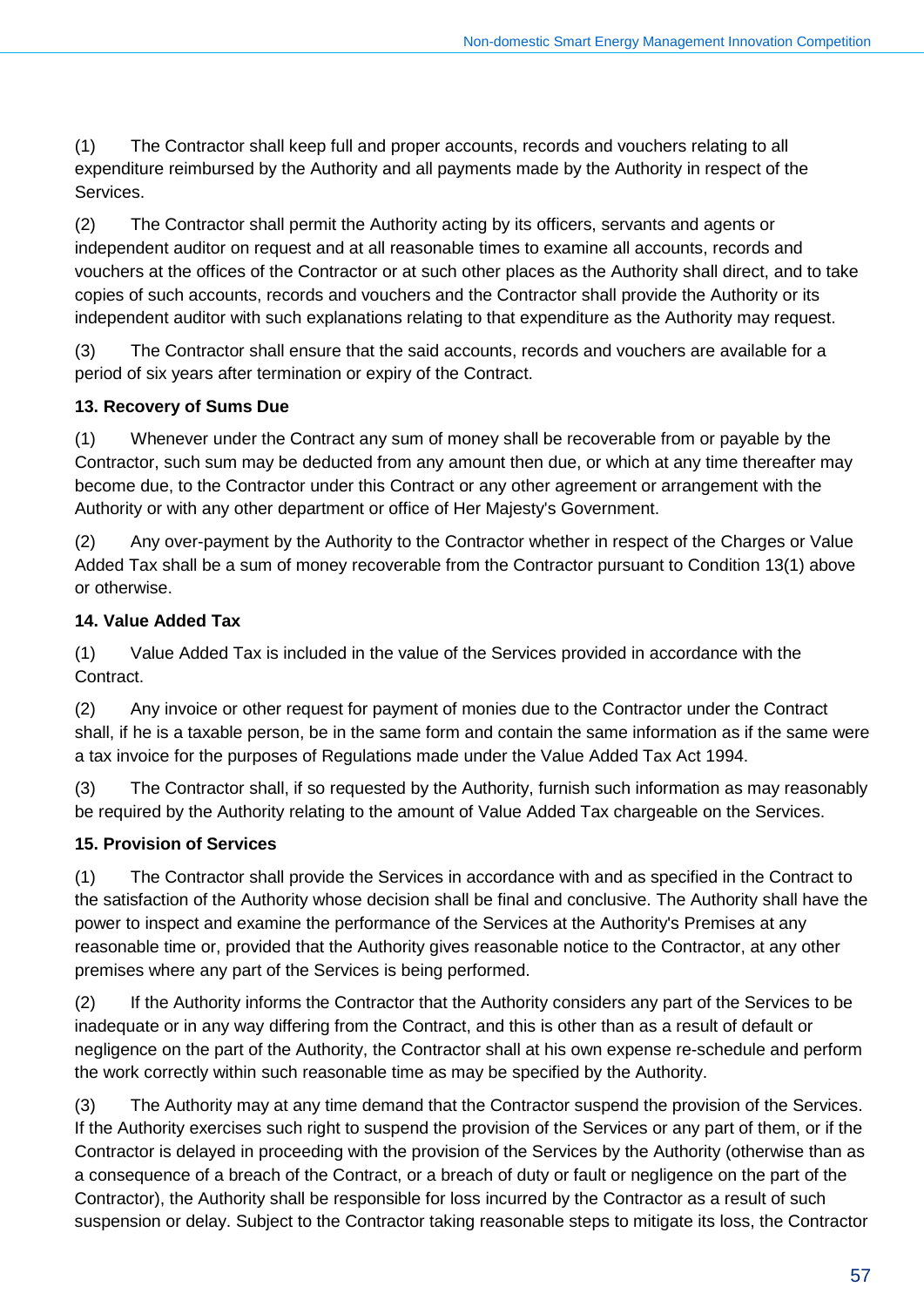(1) The Contractor shall keep full and proper accounts, records and vouchers relating to all expenditure reimbursed by the Authority and all payments made by the Authority in respect of the Services.

(2) The Contractor shall permit the Authority acting by its officers, servants and agents or independent auditor on request and at all reasonable times to examine all accounts, records and vouchers at the offices of the Contractor or at such other places as the Authority shall direct, and to take copies of such accounts, records and vouchers and the Contractor shall provide the Authority or its independent auditor with such explanations relating to that expenditure as the Authority may request.

(3) The Contractor shall ensure that the said accounts, records and vouchers are available for a period of six years after termination or expiry of the Contract.

**13. Recovery of Sums Due**

(1) Whenever under the Contract any sum of money shall be recoverable from or payable by the Contractor, such sum may be deducted from any amount then due, or which at any time thereafter may become due, to the Contractor under this Contract or any other agreement or arrangement with the Authority or with any other department or office of Her Majesty's Government.

(2) Any over-payment by the Authority to the Contractor whether in respect of the Charges or Value Added Tax shall be a sum of money recoverable from the Contractor pursuant to Condition 13(1) above or otherwise.

**14. Value Added Tax**

(1) Value Added Tax is included in the value of the Services provided in accordance with the Contract.

(2) Any invoice or other request for payment of monies due to the Contractor under the Contract shall, if he is a taxable person, be in the same form and contain the same information as if the same were a tax invoice for the purposes of Regulations made under the Value Added Tax Act 1994.

(3) The Contractor shall, if so requested by the Authority, furnish such information as may reasonably be required by the Authority relating to the amount of Value Added Tax chargeable on the Services.

**15. Provision of Services**

(1) The Contractor shall provide the Services in accordance with and as specified in the Contract to the satisfaction of the Authority whose decision shall be final and conclusive. The Authority shall have the power to inspect and examine the performance of the Services at the Authority's Premises at any reasonable time or, provided that the Authority gives reasonable notice to the Contractor, at any other premises where any part of the Services is being performed.

(2) If the Authority informs the Contractor that the Authority considers any part of the Services to be inadequate or in any way differing from the Contract, and this is other than as a result of default or negligence on the part of the Authority, the Contractor shall at his own expense re-schedule and perform the work correctly within such reasonable time as may be specified by the Authority.

(3) The Authority may at any time demand that the Contractor suspend the provision of the Services. If the Authority exercises such right to suspend the provision of the Services or any part of them, or if the Contractor is delayed in proceeding with the provision of the Services by the Authority (otherwise than as a consequence of a breach of the Contract, or a breach of duty or fault or negligence on the part of the Contractor), the Authority shall be responsible for loss incurred by the Contractor as a result of such suspension or delay. Subject to the Contractor taking reasonable steps to mitigate its loss, the Contractor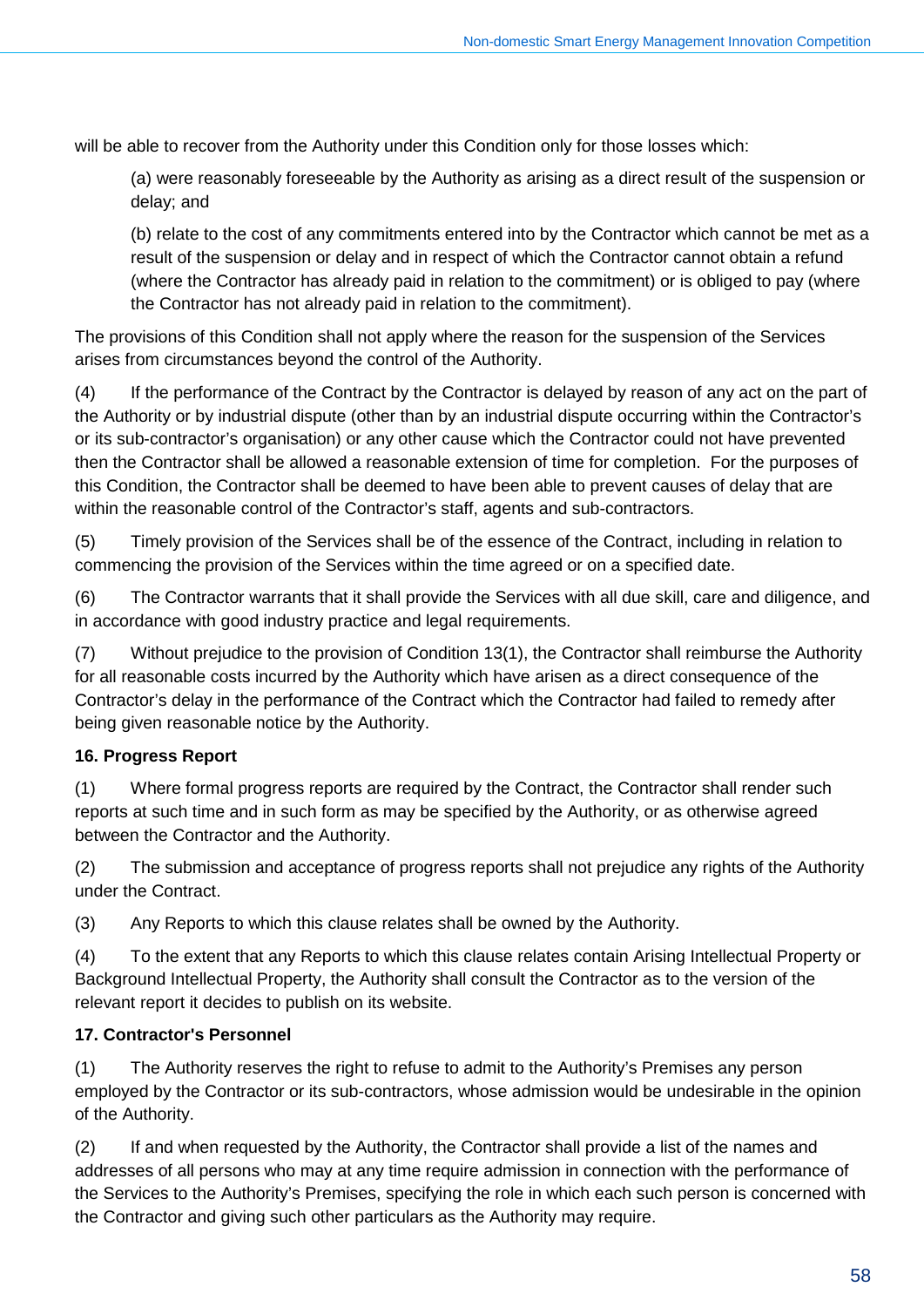will be able to recover from the Authority under this Condition only for those losses which:

(a) were reasonably foreseeable by the Authority as arising as a direct result of the suspension or delay; and

(b) relate to the cost of any commitments entered into by the Contractor which cannot be met as a result of the suspension or delay and in respect of which the Contractor cannot obtain a refund (where the Contractor has already paid in relation to the commitment) or is obliged to pay (where the Contractor has not already paid in relation to the commitment).

The provisions of this Condition shall not apply where the reason for the suspension of the Services arises from circumstances beyond the control of the Authority.

(4) If the performance of the Contract by the Contractor is delayed by reason of any act on the part of the Authority or by industrial dispute (other than by an industrial dispute occurring within the Contractor's or its sub-contractor's organisation) or any other cause which the Contractor could not have prevented then the Contractor shall be allowed a reasonable extension of time for completion. For the purposes of this Condition, the Contractor shall be deemed to have been able to prevent causes of delay that are within the reasonable control of the Contractor's staff, agents and sub-contractors.

(5) Timely provision of the Services shall be of the essence of the Contract, including in relation to commencing the provision of the Services within the time agreed or on a specified date.

(6) The Contractor warrants that it shall provide the Services with all due skill, care and diligence, and in accordance with good industry practice and legal requirements.

(7) Without prejudice to the provision of Condition 13(1), the Contractor shall reimburse the Authority for all reasonable costs incurred by the Authority which have arisen as a direct consequence of the Contractor's delay in the performance of the Contract which the Contractor had failed to remedy after being given reasonable notice by the Authority.

**16. Progress Report**

(1) Where formal progress reports are required by the Contract, the Contractor shall render such reports at such time and in such form as may be specified by the Authority, or as otherwise agreed between the Contractor and the Authority.

(2) The submission and acceptance of progress reports shall not prejudice any rights of the Authority under the Contract.

(3) Any Reports to which this clause relates shall be owned by the Authority.

(4) To the extent that any Reports to which this clause relates contain Arising Intellectual Property or Background Intellectual Property, the Authority shall consult the Contractor as to the version of the relevant report it decides to publish on its website.

**17. Contractor's Personnel**

(1) The Authority reserves the right to refuse to admit to the Authority's Premises any person employed by the Contractor or its sub-contractors, whose admission would be undesirable in the opinion of the Authority.

(2) If and when requested by the Authority, the Contractor shall provide a list of the names and addresses of all persons who may at any time require admission in connection with the performance of the Services to the Authority's Premises, specifying the role in which each such person is concerned with the Contractor and giving such other particulars as the Authority may require.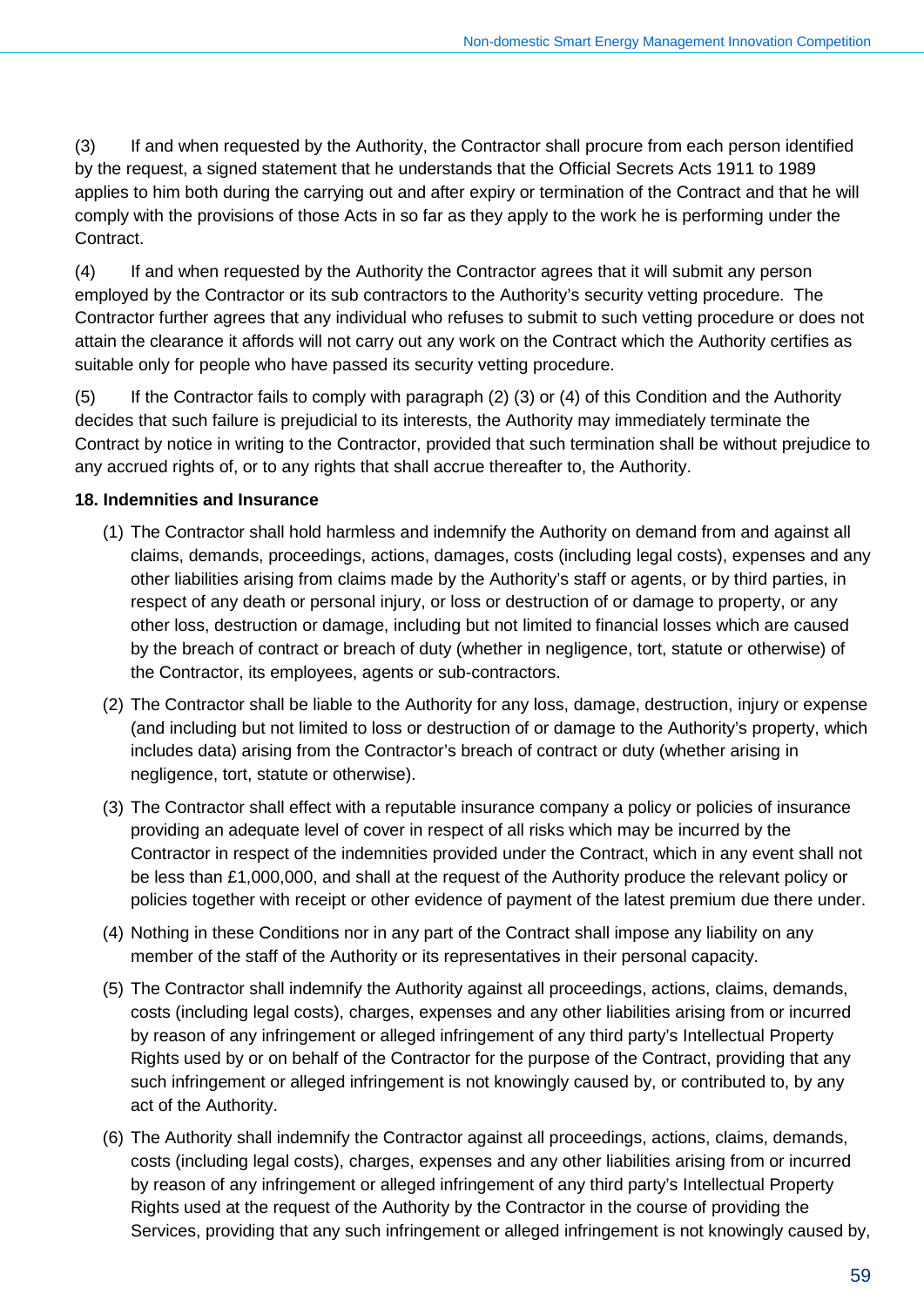(3) If and when requested by the Authority, the Contractor shall procure from each person identified by the request, a signed statement that he understands that the Official Secrets Acts 1911 to 1989 applies to him both during the carrying out and after expiry or termination of the Contract and that he will comply with the provisions of those Acts in so far as they apply to the work he is performing under the Contract.

(4) If and when requested by the Authority the Contractor agrees that it will submit any person employed by the Contractor or its sub contractors to the Authority's security vetting procedure. The Contractor further agrees that any individual who refuses to submit to such vetting procedure or does not attain the clearance it affords will not carry out any work on the Contract which the Authority certifies as suitable only for people who have passed its security vetting procedure.

(5) If the Contractor fails to comply with paragraph (2) (3) or (4) of this Condition and the Authority decides that such failure is prejudicial to its interests, the Authority may immediately terminate the Contract by notice in writing to the Contractor, provided that such termination shall be without prejudice to any accrued rights of, or to any rights that shall accrue thereafter to, the Authority.

**18. Indemnities and Insurance**

(1) The Contractor shall hold harmless and indemnify the Authority on demand from and against all claims, demands, proceedings, actions, damages, costs (including legal costs), expenses and any other liabilities arising from claims made by the Authority's staff or agents, or by third parties, in respect of any death or personal injury, or loss or destruction of or damage to property, or any other loss, destruction or damage, including but not limited to financial losses which are caused by the breach of contract or breach of duty (whether in negligence, tort, statute or otherwise) of the Contractor, its employees, agents or sub-contractors.

(2) The Contractor shall be liable to the Authority for any loss, damage, destruction, injury or expense (and including but not limited to loss or destruction of or damage to the Authority's property, which includes data) arising from the Contractor's breach of contract or duty (whether arising in negligence, tort, statute or otherwise).

(3) The Contractor shall effect with a reputable insurance company a policy or policies of insurance providing an adequate level of cover in respect of all risks which may be incurred by the Contractor in respect of the indemnities provided under the Contract, which in any event shall not be less than £1,000,000, and shall at the request of the Authority produce the relevant policy or policies together with receipt or other evidence of payment of the latest premium due there under.

(4) Nothing in these Conditions nor in any part of the Contract shall impose any liability on any member of the staff of the Authority or its representatives in their personal capacity.

(5) The Contractor shall indemnify the Authority against all proceedings, actions, claims, demands, costs (including legal costs), charges, expenses and any other liabilities arising from or incurred by reason of any infringement or alleged infringement of any third party's Intellectual Property Rights used by or on behalf of the Contractor for the purpose of the Contract, providing that any such infringement or alleged infringement is not knowingly caused by, or contributed to, by any act of the Authority.

(6) The Authority shall indemnify the Contractor against all proceedings, actions, claims, demands, costs (including legal costs), charges, expenses and any other liabilities arising from or incurred by reason of any infringement or alleged infringement of any third party's Intellectual Property Rights used at the request of the Authority by the Contractor in the course of providing the Services, providing that any such infringement or alleged infringement is not knowingly caused by,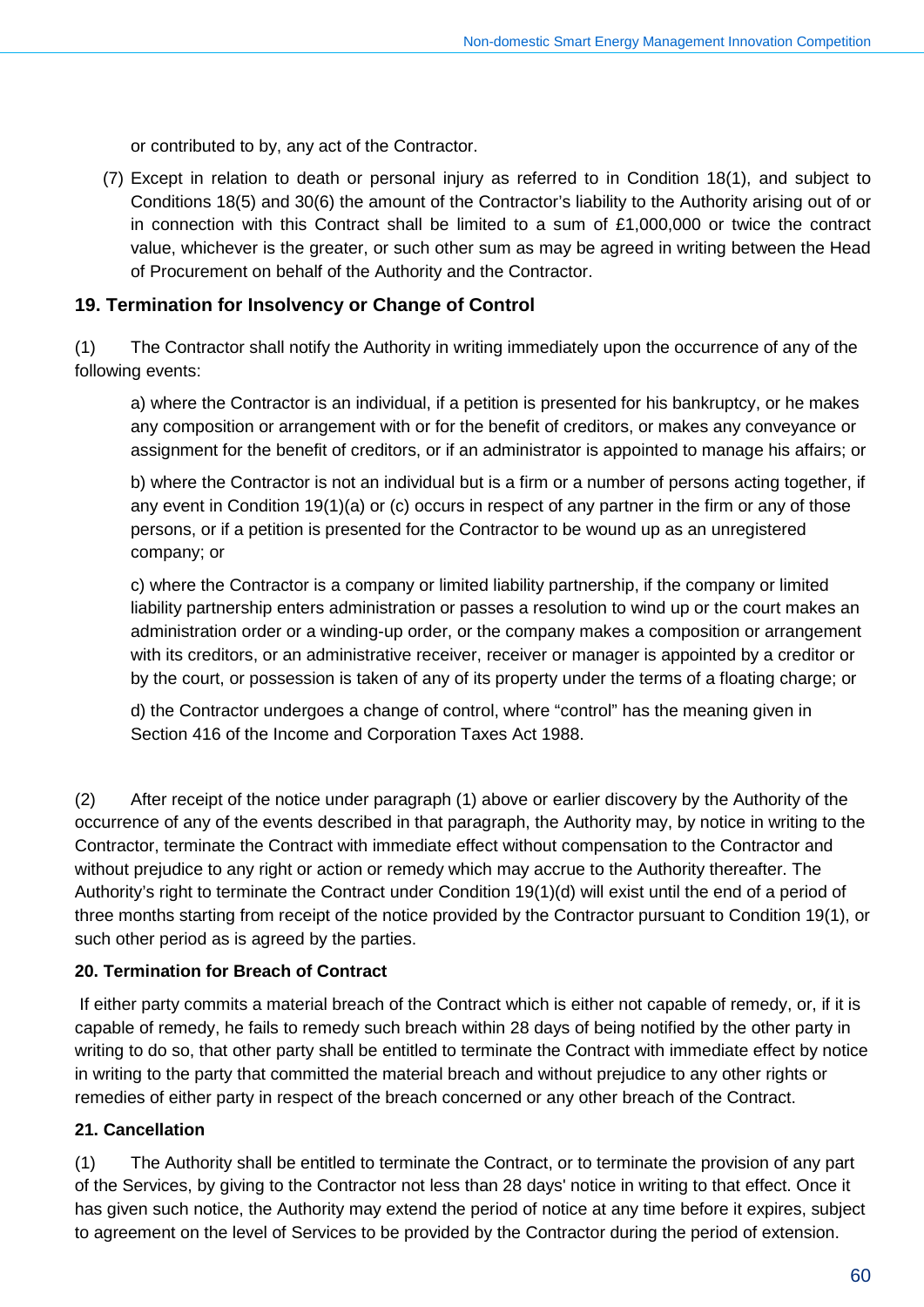or contributed to by, any act of the Contractor.

(7) Except in relation to death or personal injury as referred to in Condition 18(1), and subject to Conditions 18(5) and 30(6) the amount of the Contractor's liability to the Authority arising out of or in connection with this Contract shall be limited to a sum of £1,000,000 or twice the contract value, whichever is the greater, or such other sum as may be agreed in writing between the Head of Procurement on behalf of the Authority and the Contractor.

## 19. Termination for Insolvency or Change of Control

(1) The Contractor shall notify the Authority in writing immediately upon the occurrence of any of the following events:

a) where the Contractor is an individual, if a petition is presented for his bankruptcy, or he makes any composition or arrangement with or for the benefit of creditors, or makes any conveyance or assignment for the benefit of creditors, or if an administrator is appointed to manage his affairs; or

b) where the Contractor is not an individual but is a firm or a number of persons acting together, if any event in Condition 19(1)(a) or (c) occurs in respect of any partner in the firm or any of those persons, or if a petition is presented for the Contractor to be wound up as an unregistered company; or

c) where the Contractor is a company or limited liability partnership, if the company or limited liability partnership enters administration or passes a resolution to wind up or the court makes an administration order or a winding-up order, or the company makes a composition or arrangement with its creditors, or an administrative receiver, receiver or manager is appointed by a creditor or by the court, or possession is taken of any of its property under the terms of a floating charge; or

d) the Contractor undergoes a change of control, where "control" has the meaning given in Section 416 of the Income and Corporation Taxes Act 1988.

(2) After receipt of the notice under paragraph (1) above or earlier discovery by the Authority of the occurrence of any of the events described in that paragraph, the Authority may, by notice in writing to the Contractor, terminate the Contract with immediate effect without compensation to the Contractor and without prejudice to any right or action or remedy which may accrue to the Authority thereafter. The Authority's right to terminate the Contract under Condition 19(1)(d) will exist until the end of a period of three months starting from receipt of the notice provided by the Contractor pursuant to Condition 19(1), or such other period as is agreed by the parties.

**20. Termination for Breach of Contract**

If either party commits a material breach of the Contract which is either not capable of remedy, or, if it is capable of remedy, he fails to remedy such breach within 28 days of being notified by the other party in writing to do so, that other party shall be entitled to terminate the Contract with immediate effect by notice in writing to the party that committed the material breach and without prejudice to any other rights or remedies of either party in respect of the breach concerned or any other breach of the Contract.

**21. Cancellation**

(1) The Authority shall be entitled to terminate the Contract, or to terminate the provision of any part of the Services, by giving to the Contractor not less than 28 days' notice in writing to that effect. Once it has given such notice, the Authority may extend the period of notice at any time before it expires, subject to agreement on the level of Services to be provided by the Contractor during the period of extension.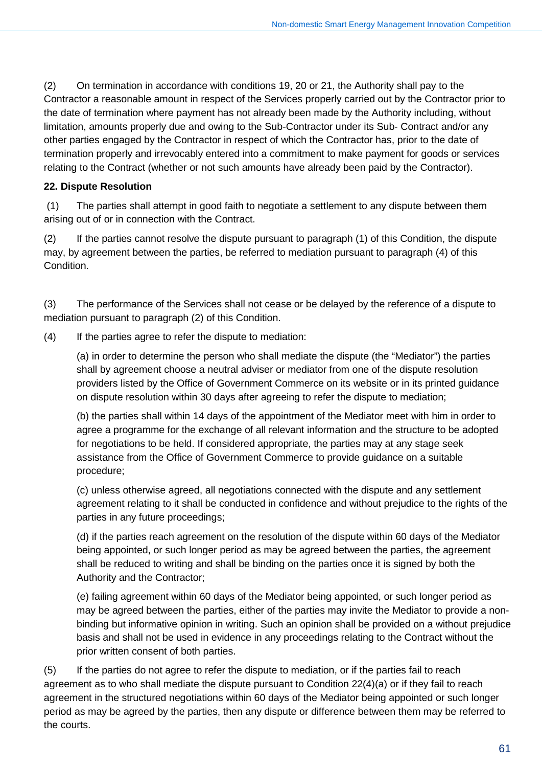(2) On termination in accordance with conditions 19, 20 or 21, the Authority shall pay to the Contractor a reasonable amount in respect of the Services properly carried out by the Contractor prior to the date of termination where payment has not already been made by the Authority including, without limitation, amounts properly due and owing to the Sub-Contractor under its Sub- Contract and/or any other parties engaged by the Contractor in respect of which the Contractor has, prior to the date of termination properly and irrevocably entered into a commitment to make payment for goods or services relating to the Contract (whether or not such amounts have already been paid by the Contractor).

**22. Dispute Resolution**

(1) The parties shall attempt in good faith to negotiate a settlement to any dispute between them arising out of or in connection with the Contract.

(2) If the parties cannot resolve the dispute pursuant to paragraph (1) of this Condition, the dispute may, by agreement between the parties, be referred to mediation pursuant to paragraph (4) of this Condition.

(3) The performance of the Services shall not cease or be delayed by the reference of a dispute to mediation pursuant to paragraph (2) of this Condition.

(4) If the parties agree to refer the dispute to mediation:

(a) in order to determine the person who shall mediate the dispute (the "Mediator") the parties shall by agreement choose a neutral adviser or mediator from one of the dispute resolution providers listed by the Office of Government Commerce on its website or in its printed guidance on dispute resolution within 30 days after agreeing to refer the dispute to mediation;

(b) the parties shall within 14 days of the appointment of the Mediator meet with him in order to agree a programme for the exchange of all relevant information and the structure to be adopted for negotiations to be held. If considered appropriate, the parties may at any stage seek assistance from the Office of Government Commerce to provide guidance on a suitable procedure;

(c) unless otherwise agreed, all negotiations connected with the dispute and any settlement agreement relating to it shall be conducted in confidence and without prejudice to the rights of the parties in any future proceedings;

(d) if the parties reach agreement on the resolution of the dispute within 60 days of the Mediator being appointed, or such longer period as may be agreed between the parties, the agreement shall be reduced to writing and shall be binding on the parties once it is signed by both the Authority and the Contractor;

(e) failing agreement within 60 days of the Mediator being appointed, or such longer period as may be agreed between the parties, either of the parties may invite the Mediator to provide a non-binding but informative opinion in writing. Such an opinion shall be provided on a without prejudice basis and shall not be used in evidence in any proceedings relating to the Contract without the prior written consent of both parties.

(5) If the parties do not agree to refer the dispute to mediation, or if the parties fail to reach agreement as to who shall mediate the dispute pursuant to Condition 22(4)(a) or if they fail to reach agreement in the structured negotiations within 60 days of the Mediator being appointed or such longer period as may be agreed by the parties, then any dispute or difference between them may be referred to the courts.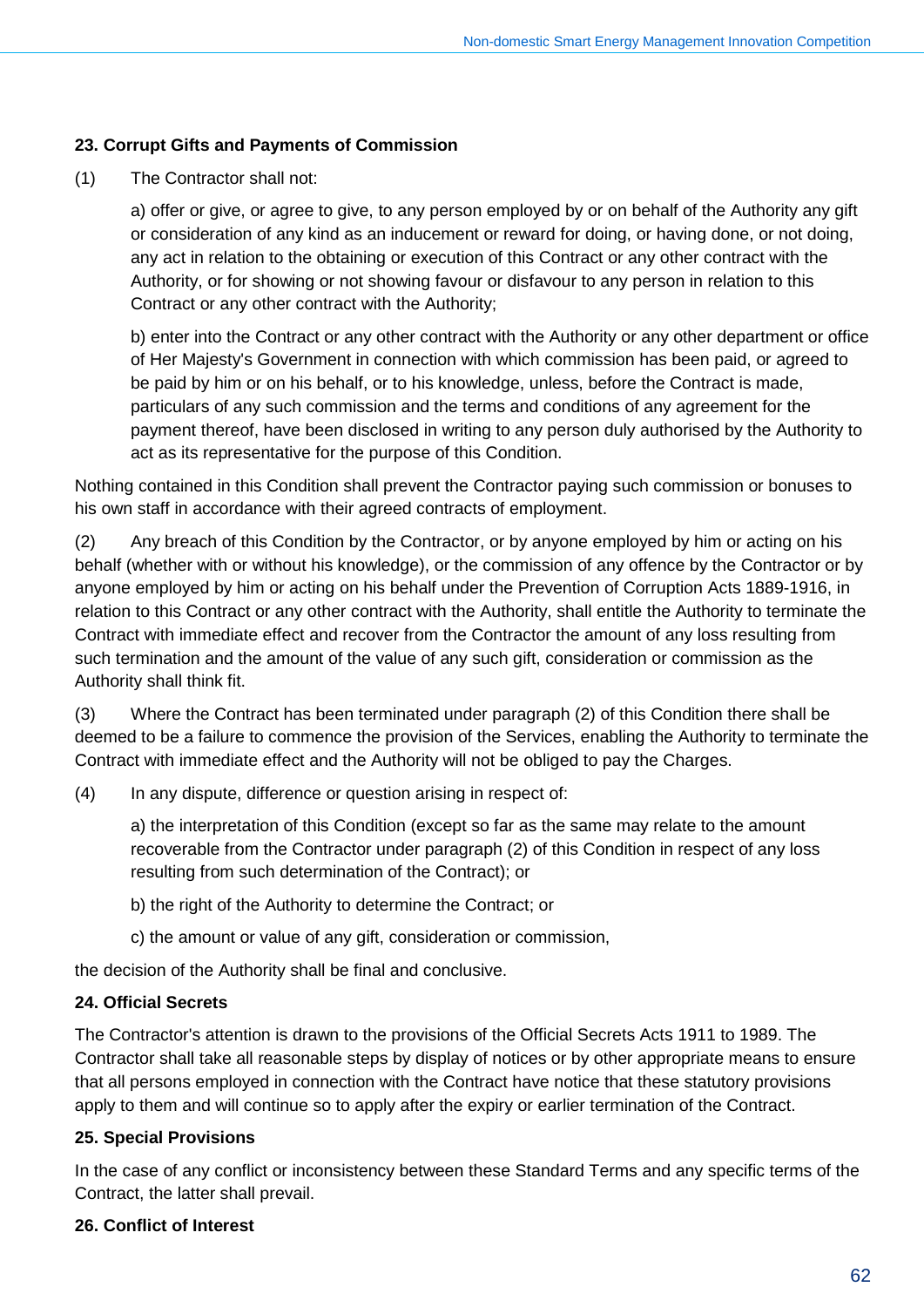### 23. Corrupt Gifts and Payments of Commission

(1) The Contractor shall not:

a) offer or give, or agree to give, to any person employed by or on behalf of the Authority any gift or consideration of any kind as an inducement or reward for doing, or having done, or not doing, any act in relation to the obtaining or execution of this Contract or any other contract with the Authority, or for showing or not showing favour or disfavour to any person in relation to this Contract or any other contract with the Authority;

b) enter into the Contract or any other contract with the Authority or any other department or office of Her Majesty's Government in connection with which commission has been paid, or agreed to be paid by him or on his behalf, or to his knowledge, unless, before the Contract is made, particulars of any such commission and the terms and conditions of any agreement for the payment thereof, have been disclosed in writing to any person duly authorised by the Authority to act as its representative for the purpose of this Condition.

Nothing contained in this Condition shall prevent the Contractor paying such commission or bonuses to his own staff in accordance with their agreed contracts of employment.

(2) Any breach of this Condition by the Contractor, or by anyone employed by him or acting on his behalf (whether with or without his knowledge), or the commission of any offence by the Contractor or by anyone employed by him or acting on his behalf under the Prevention of Corruption Acts 1889-1916, in relation to this Contract or any other contract with the Authority, shall entitle the Authority to terminate the Contract with immediate effect and recover from the Contractor the amount of any loss resulting from such termination and the amount of the value of any such gift, consideration or commission as the Authority shall think fit.

(3) Where the Contract has been terminated under paragraph (2) of this Condition there shall be deemed to be a failure to commence the provision of the Services, enabling the Authority to terminate the Contract with immediate effect and the Authority will not be obliged to pay the Charges.

(4) In any dispute, difference or question arising in respect of:

a) the interpretation of this Condition (except so far as the same may relate to the amount recoverable from the Contractor under paragraph (2) of this Condition in respect of any loss resulting from such determination of the Contract); or

b) the right of the Authority to determine the Contract; or

c) the amount or value of any gift, consideration or commission,

the decision of the Authority shall be final and conclusive.

### 24. Official Secrets

The Contractor's attention is drawn to the provisions of the Official Secrets Acts 1911 to 1989. The Contractor shall take all reasonable steps by display of notices or by other appropriate means to ensure that all persons employed in connection with the Contract have notice that these statutory provisions apply to them and will continue so to apply after the expiry or earlier termination of the Contract.

### 25. Special Provisions

In the case of any conflict or inconsistency between these Standard Terms and any specific terms of the Contract, the latter shall prevail.

### 26. Conflict of Interest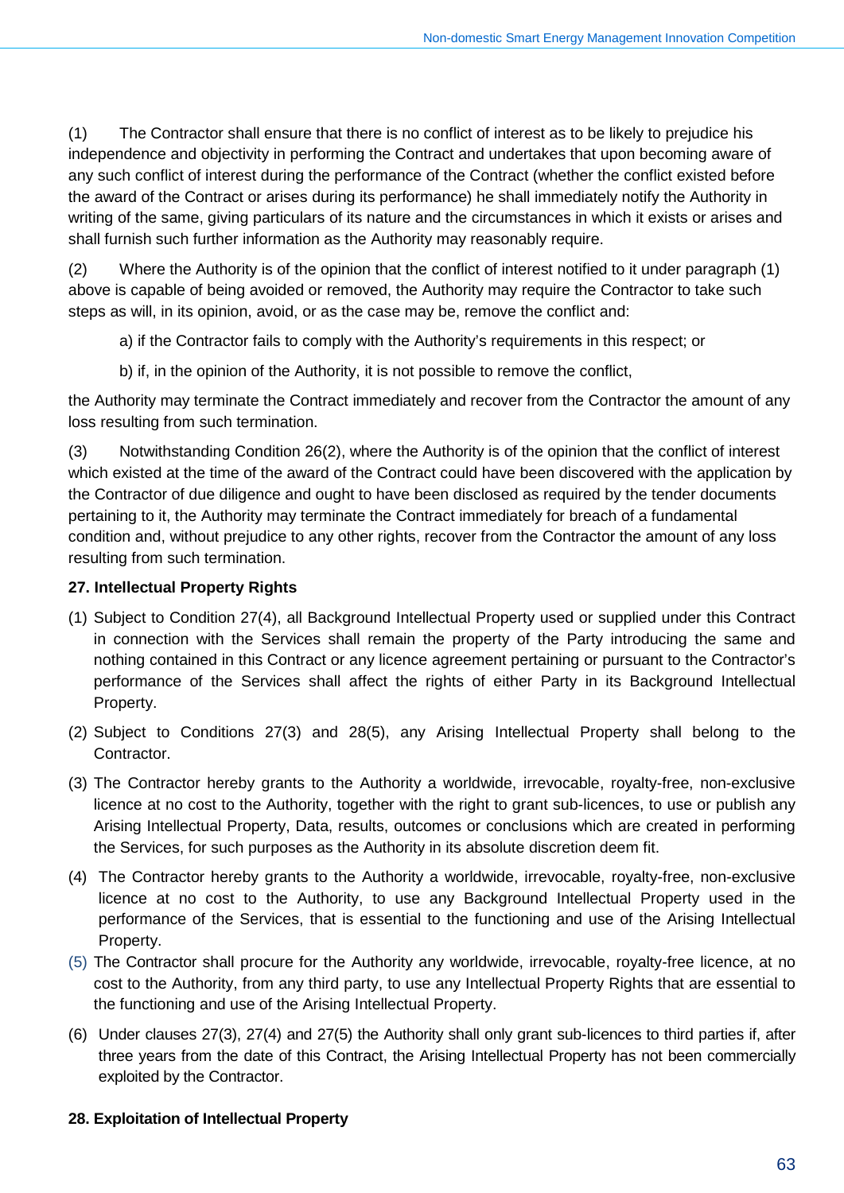(1) The Contractor shall ensure that there is no conflict of interest as to be likely to prejudice his independence and objectivity in performing the Contract and undertakes that upon becoming aware of any such conflict of interest during the performance of the Contract (whether the conflict existed before the award of the Contract or arises during its performance) he shall immediately notify the Authority in writing of the same, giving particulars of its nature and the circumstances in which it exists or arises and shall furnish such further information as the Authority may reasonably require.

(2) Where the Authority is of the opinion that the conflict of interest notified to it under paragraph (1) above is capable of being avoided or removed, the Authority may require the Contractor to take such steps as will, in its opinion, avoid, or as the case may be, remove the conflict and:

a) if the Contractor fails to comply with the Authority's requirements in this respect; or

b) if, in the opinion of the Authority, it is not possible to remove the conflict,

the Authority may terminate the Contract immediately and recover from the Contractor the amount of any loss resulting from such termination.

(3) Notwithstanding Condition 26(2), where the Authority is of the opinion that the conflict of interest which existed at the time of the award of the Contract could have been discovered with the application by the Contractor of due diligence and ought to have been disclosed as required by the tender documents pertaining to it, the Authority may terminate the Contract immediately for breach of a fundamental condition and, without prejudice to any other rights, recover from the Contractor the amount of any loss resulting from such termination.

**27. Intellectual Property Rights**

(1) Subject to Condition 27(4), all Background Intellectual Property used or supplied under this Contract in connection with the Services shall remain the property of the Party introducing the same and nothing contained in this Contract or any licence agreement pertaining or pursuant to the Contractor's performance of the Services shall affect the rights of either Party in its Background Intellectual Property.

(2) Subject to Conditions 27(3) and 28(5), any Arising Intellectual Property shall belong to the Contractor.

(3) The Contractor hereby grants to the Authority a worldwide, irrevocable, royalty-free, non-exclusive licence at no cost to the Authority, together with the right to grant sub-licences, to use or publish any Arising Intellectual Property, Data, results, outcomes or conclusions which are created in performing the Services, for such purposes as the Authority in its absolute discretion deem fit.

(4) The Contractor hereby grants to the Authority a worldwide, irrevocable, royalty-free, non-exclusive licence at no cost to the Authority, to use any Background Intellectual Property used in the performance of the Services, that is essential to the functioning and use of the Arising Intellectual Property.

(5) The Contractor shall procure for the Authority any worldwide, irrevocable, royalty-free licence, at no cost to the Authority, from any third party, to use any Intellectual Property Rights that are essential to the functioning and use of the Arising Intellectual Property.

(6) Under clauses 27(3), 27(4) and 27(5) the Authority shall only grant sub-licences to third parties if, after three years from the date of this Contract, the Arising Intellectual Property has not been commercially exploited by the Contractor.

**28. Exploitation of Intellectual Property**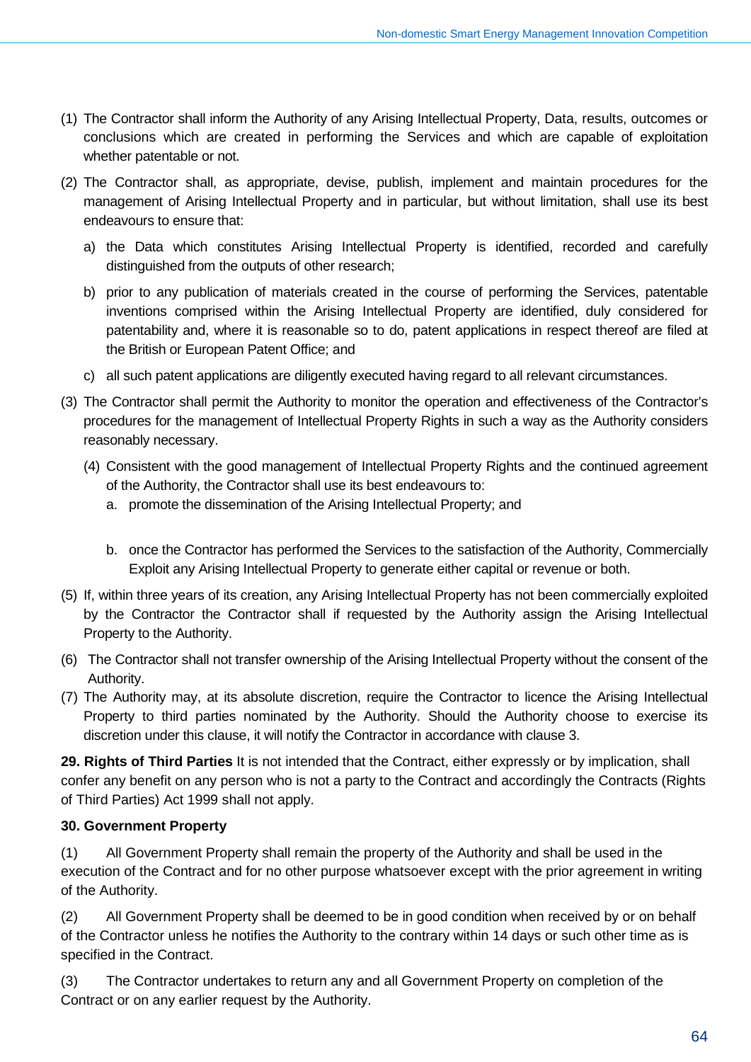(1) The Contractor shall inform the Authority of any Arising Intellectual Property, Data, results, outcomes or conclusions which are created in performing the Services and which are capable of exploitation whether patentable or not.

(2) The Contractor shall, as appropriate, devise, publish, implement and maintain procedures for the management of Arising Intellectual Property and in particular, but without limitation, shall use its best endeavours to ensure that:

a) the Data which constitutes Arising Intellectual Property is identified, recorded and carefully distinguished from the outputs of other research;

b) prior to any publication of materials created in the course of performing the Services, patentable inventions comprised within the Arising Intellectual Property are identified, duly considered for patentability and, where it is reasonable so to do, patent applications in respect thereof are filed at the British or European Patent Office; and

c) all such patent applications are diligently executed having regard to all relevant circumstances.

(3) The Contractor shall permit the Authority to monitor the operation and effectiveness of the Contractor's procedures for the management of Intellectual Property Rights in such a way as the Authority considers reasonably necessary.

(4) Consistent with the good management of Intellectual Property Rights and the continued agreement of the Authority, the Contractor shall use its best endeavours to:

a. promote the dissemination of the Arising Intellectual Property; and

b. once the Contractor has performed the Services to the satisfaction of the Authority, Commercially Exploit any Arising Intellectual Property to generate either capital or revenue or both.

(5) If, within three years of its creation, any Arising Intellectual Property has not been commercially exploited by the Contractor the Contractor shall if requested by the Authority assign the Arising Intellectual Property to the Authority.

(6) The Contractor shall not transfer ownership of the Arising Intellectual Property without the consent of the Authority.

(7) The Authority may, at its absolute discretion, require the Contractor to licence the Arising Intellectual Property to third parties nominated by the Authority. Should the Authority choose to exercise its discretion under this clause, it will notify the Contractor in accordance with clause 3.

**29. Rights of Third Parties** It is not intended that the Contract, either expressly or by implication, shall confer any benefit on any person who is not a party to the Contract and accordingly the Contracts (Rights of Third Parties) Act 1999 shall not apply.

**30. Government Property**

(1) All Government Property shall remain the property of the Authority and shall be used in the execution of the Contract and for no other purpose whatsoever except with the prior agreement in writing of the Authority.

(2) All Government Property shall be deemed to be in good condition when received by or on behalf of the Contractor unless he notifies the Authority to the contrary within 14 days or such other time as is specified in the Contract.

(3) The Contractor undertakes to return any and all Government Property on completion of the Contract or on any earlier request by the Authority.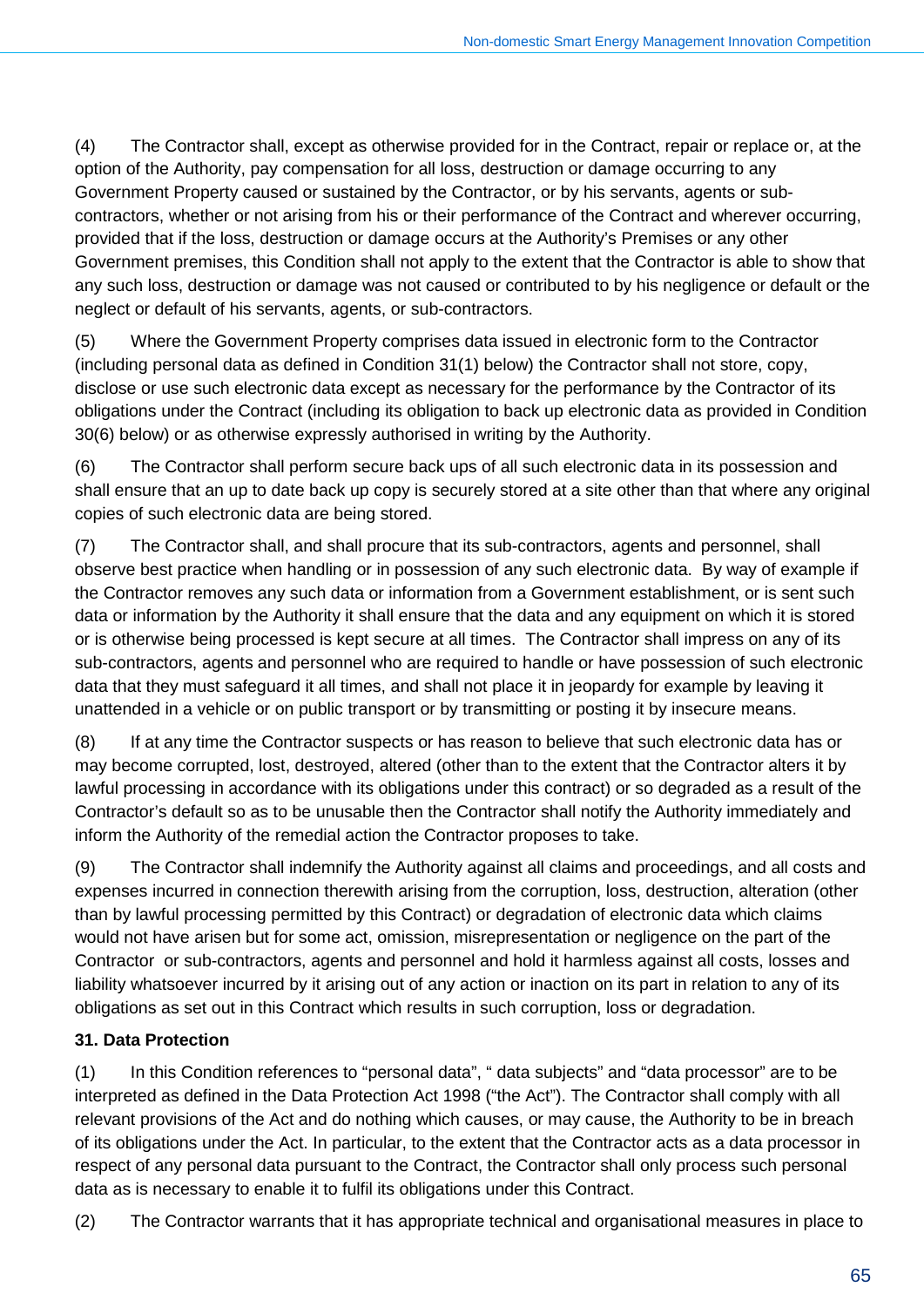(4) The Contractor shall, except as otherwise provided for in the Contract, repair or replace or, at the option of the Authority, pay compensation for all loss, destruction or damage occurring to any Government Property caused or sustained by the Contractor, or by his servants, agents or sub-contractors, whether or not arising from his or their performance of the Contract and wherever occurring, provided that if the loss, destruction or damage occurs at the Authority's Premises or any other Government premises, this Condition shall not apply to the extent that the Contractor is able to show that any such loss, destruction or damage was not caused or contributed to by his negligence or default or the neglect or default of his servants, agents, or sub-contractors.

(5) Where the Government Property comprises data issued in electronic form to the Contractor (including personal data as defined in Condition 31(1) below) the Contractor shall not store, copy, disclose or use such electronic data except as necessary for the performance by the Contractor of its obligations under the Contract (including its obligation to back up electronic data as provided in Condition 30(6) below) or as otherwise expressly authorised in writing by the Authority.

(6) The Contractor shall perform secure back ups of all such electronic data in its possession and shall ensure that an up to date back up copy is securely stored at a site other than that where any original copies of such electronic data are being stored.

(7) The Contractor shall, and shall procure that its sub-contractors, agents and personnel, shall observe best practice when handling or in possession of any such electronic data. By way of example if the Contractor removes any such data or information from a Government establishment, or is sent such data or information by the Authority it shall ensure that the data and any equipment on which it is stored or is otherwise being processed is kept secure at all times. The Contractor shall impress on any of its sub-contractors, agents and personnel who are required to handle or have possession of such electronic data that they must safeguard it all times, and shall not place it in jeopardy for example by leaving it unattended in a vehicle or on public transport or by transmitting or posting it by insecure means.

(8) If at any time the Contractor suspects or has reason to believe that such electronic data has or may become corrupted, lost, destroyed, altered (other than to the extent that the Contractor alters it by lawful processing in accordance with its obligations under this contract) or so degraded as a result of the Contractor's default so as to be unusable then the Contractor shall notify the Authority immediately and inform the Authority of the remedial action the Contractor proposes to take.

(9) The Contractor shall indemnify the Authority against all claims and proceedings, and all costs and expenses incurred in connection therewith arising from the corruption, loss, destruction, alteration (other than by lawful processing permitted by this Contract) or degradation of electronic data which claims would not have arisen but for some act, omission, misrepresentation or negligence on the part of the Contractor or sub-contractors, agents and personnel and hold it harmless against all costs, losses and liability whatsoever incurred by it arising out of any action or inaction on its part in relation to any of its obligations as set out in this Contract which results in such corruption, loss or degradation.

**31. Data Protection**

(1) In this Condition references to "personal data", " data subjects" and "data processor" are to be interpreted as defined in the Data Protection Act 1998 ("the Act"). The Contractor shall comply with all relevant provisions of the Act and do nothing which causes, or may cause, the Authority to be in breach of its obligations under the Act. In particular, to the extent that the Contractor acts as a data processor in respect of any personal data pursuant to the Contract, the Contractor shall only process such personal data as is necessary to enable it to fulfil its obligations under this Contract.

(2) The Contractor warrants that it has appropriate technical and organisational measures in place to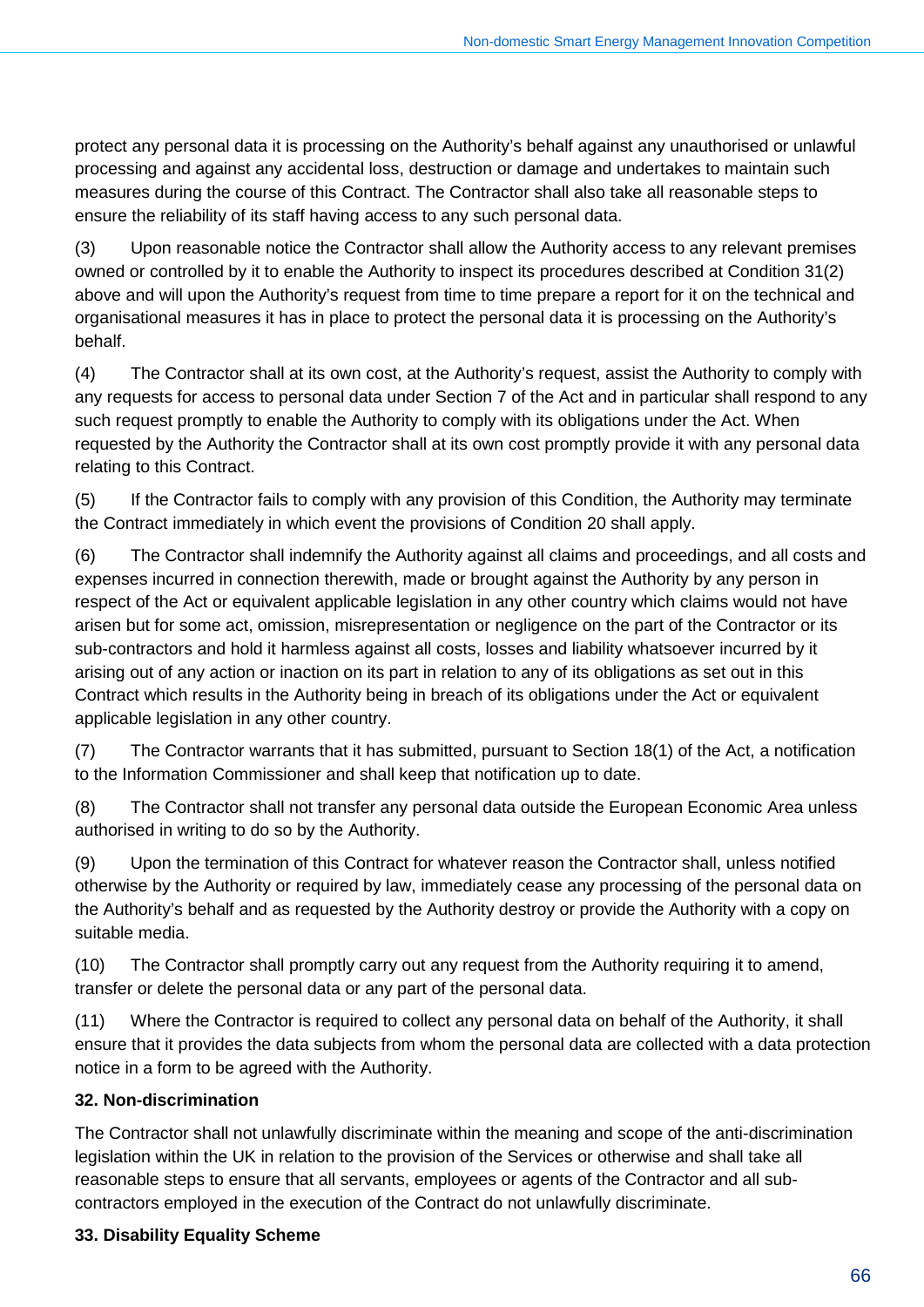protect any personal data it is processing on the Authority's behalf against any unauthorised or unlawful processing and against any accidental loss, destruction or damage and undertakes to maintain such measures during the course of this Contract. The Contractor shall also take all reasonable steps to ensure the reliability of its staff having access to any such personal data.

(3) Upon reasonable notice the Contractor shall allow the Authority access to any relevant premises owned or controlled by it to enable the Authority to inspect its procedures described at Condition 31(2) above and will upon the Authority's request from time to time prepare a report for it on the technical and organisational measures it has in place to protect the personal data it is processing on the Authority's behalf.

(4) The Contractor shall at its own cost, at the Authority's request, assist the Authority to comply with any requests for access to personal data under Section 7 of the Act and in particular shall respond to any such request promptly to enable the Authority to comply with its obligations under the Act. When requested by the Authority the Contractor shall at its own cost promptly provide it with any personal data relating to this Contract.

(5) If the Contractor fails to comply with any provision of this Condition, the Authority may terminate the Contract immediately in which event the provisions of Condition 20 shall apply.

(6) The Contractor shall indemnify the Authority against all claims and proceedings, and all costs and expenses incurred in connection therewith, made or brought against the Authority by any person in respect of the Act or equivalent applicable legislation in any other country which claims would not have arisen but for some act, omission, misrepresentation or negligence on the part of the Contractor or its sub-contractors and hold it harmless against all costs, losses and liability whatsoever incurred by it arising out of any action or inaction on its part in relation to any of its obligations as set out in this Contract which results in the Authority being in breach of its obligations under the Act or equivalent applicable legislation in any other country.

(7) The Contractor warrants that it has submitted, pursuant to Section 18(1) of the Act, a notification to the Information Commissioner and shall keep that notification up to date.

(8) The Contractor shall not transfer any personal data outside the European Economic Area unless authorised in writing to do so by the Authority.

(9) Upon the termination of this Contract for whatever reason the Contractor shall, unless notified otherwise by the Authority or required by law, immediately cease any processing of the personal data on the Authority's behalf and as requested by the Authority destroy or provide the Authority with a copy on suitable media.

(10) The Contractor shall promptly carry out any request from the Authority requiring it to amend, transfer or delete the personal data or any part of the personal data.

(11) Where the Contractor is required to collect any personal data on behalf of the Authority, it shall ensure that it provides the data subjects from whom the personal data are collected with a data protection notice in a form to be agreed with the Authority.

**32. Non-discrimination**

The Contractor shall not unlawfully discriminate within the meaning and scope of the anti-discrimination legislation within the UK in relation to the provision of the Services or otherwise and shall take all reasonable steps to ensure that all servants, employees or agents of the Contractor and all sub-contractors employed in the execution of the Contract do not unlawfully discriminate.

**33. Disability Equality Scheme**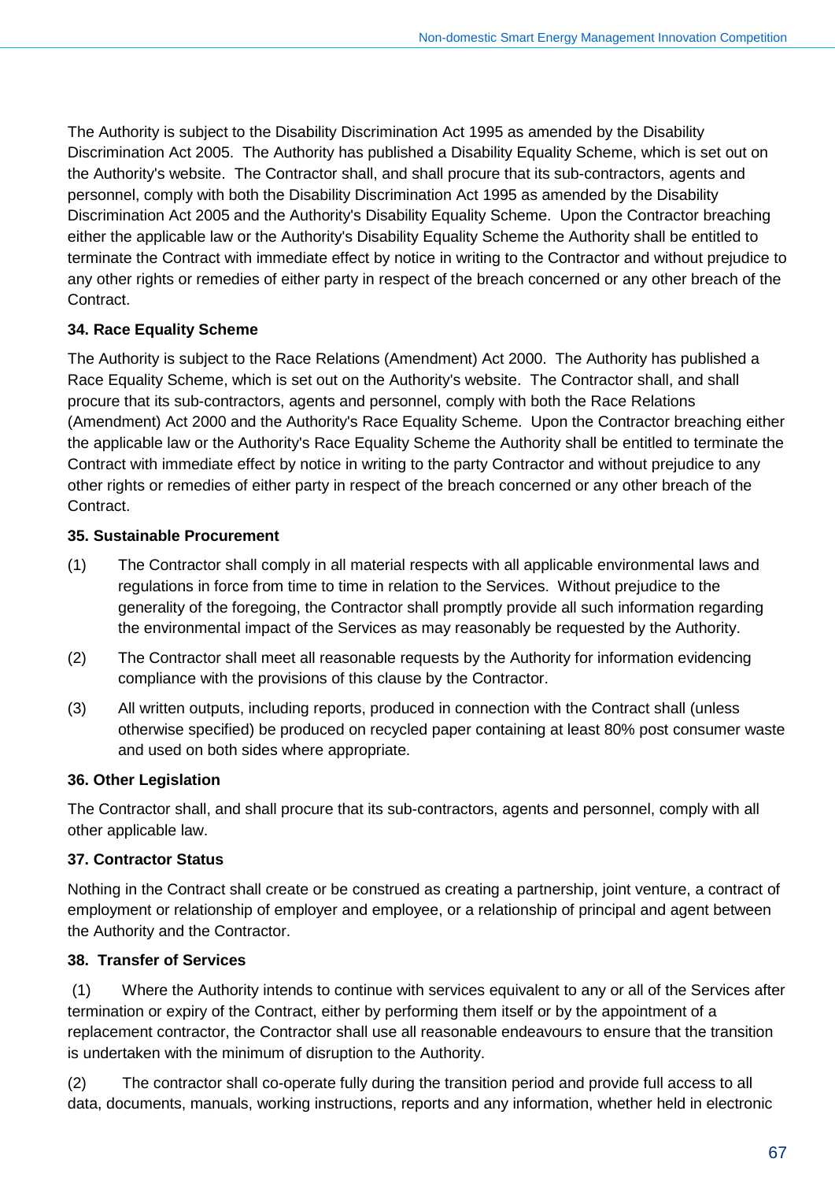The Authority is subject to the Disability Discrimination Act 1995 as amended by the Disability Discrimination Act 2005. The Authority has published a Disability Equality Scheme, which is set out on the Authority's website. The Contractor shall, and shall procure that its sub-contractors, agents and personnel, comply with both the Disability Discrimination Act 1995 as amended by the Disability Discrimination Act 2005 and the Authority's Disability Equality Scheme. Upon the Contractor breaching either the applicable law or the Authority's Disability Equality Scheme the Authority shall be entitled to terminate the Contract with immediate effect by notice in writing to the Contractor and without prejudice to any other rights or remedies of either party in respect of the breach concerned or any other breach of the Contract.

**34. Race Equality Scheme**

The Authority is subject to the Race Relations (Amendment) Act 2000. The Authority has published a Race Equality Scheme, which is set out on the Authority's website. The Contractor shall, and shall procure that its sub-contractors, agents and personnel, comply with both the Race Relations (Amendment) Act 2000 and the Authority's Race Equality Scheme. Upon the Contractor breaching either the applicable law or the Authority's Race Equality Scheme the Authority shall be entitled to terminate the Contract with immediate effect by notice in writing to the party Contractor and without prejudice to any other rights or remedies of either party in respect of the breach concerned or any other breach of the Contract.

**35. Sustainable Procurement**

(1) The Contractor shall comply in all material respects with all applicable environmental laws and regulations in force from time to time in relation to the Services. Without prejudice to the generality of the foregoing, the Contractor shall promptly provide all such information regarding the environmental impact of the Services as may reasonably be requested by the Authority.

(2) The Contractor shall meet all reasonable requests by the Authority for information evidencing compliance with the provisions of this clause by the Contractor.

(3) All written outputs, including reports, produced in connection with the Contract shall (unless otherwise specified) be produced on recycled paper containing at least 80% post consumer waste and used on both sides where appropriate.

**36. Other Legislation**

The Contractor shall, and shall procure that its sub-contractors, agents and personnel, comply with all other applicable law.

**37. Contractor Status**

Nothing in the Contract shall create or be construed as creating a partnership, joint venture, a contract of employment or relationship of employer and employee, or a relationship of principal and agent between the Authority and the Contractor.

**38. Transfer of Services**

(1) Where the Authority intends to continue with services equivalent to any or all of the Services after termination or expiry of the Contract, either by performing them itself or by the appointment of a replacement contractor, the Contractor shall use all reasonable endeavours to ensure that the transition is undertaken with the minimum of disruption to the Authority.

(2) The contractor shall co-operate fully during the transition period and provide full access to all data, documents, manuals, working instructions, reports and any information, whether held in electronic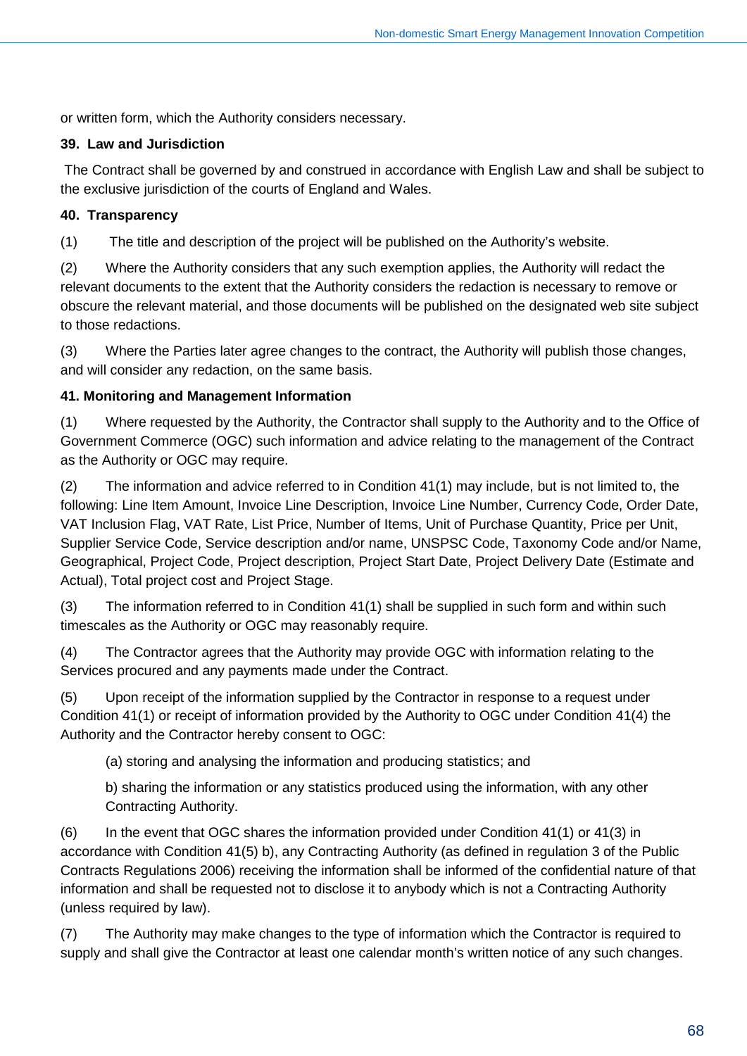or written form, which the Authority considers necessary.

**39. Law and Jurisdiction**

The Contract shall be governed by and construed in accordance with English Law and shall be subject to the exclusive jurisdiction of the courts of England and Wales.

**40. Transparency**

(1) The title and description of the project will be published on the Authority's website.

(2) Where the Authority considers that any such exemption applies, the Authority will redact the relevant documents to the extent that the Authority considers the redaction is necessary to remove or obscure the relevant material, and those documents will be published on the designated web site subject to those redactions.

(3) Where the Parties later agree changes to the contract, the Authority will publish those changes, and will consider any redaction, on the same basis.

**41. Monitoring and Management Information**

(1) Where requested by the Authority, the Contractor shall supply to the Authority and to the Office of Government Commerce (OGC) such information and advice relating to the management of the Contract as the Authority or OGC may require.

(2) The information and advice referred to in Condition 41(1) may include, but is not limited to, the following: Line Item Amount, Invoice Line Description, Invoice Line Number, Currency Code, Order Date, VAT Inclusion Flag, VAT Rate, List Price, Number of Items, Unit of Purchase Quantity, Price per Unit, Supplier Service Code, Service description and/or name, UNSPSC Code, Taxonomy Code and/or Name, Geographical, Project Code, Project description, Project Start Date, Project Delivery Date (Estimate and Actual), Total project cost and Project Stage.

(3) The information referred to in Condition 41(1) shall be supplied in such form and within such timescales as the Authority or OGC may reasonably require.

(4) The Contractor agrees that the Authority may provide OGC with information relating to the Services procured and any payments made under the Contract.

(5) Upon receipt of the information supplied by the Contractor in response to a request under Condition 41(1) or receipt of information provided by the Authority to OGC under Condition 41(4) the Authority and the Contractor hereby consent to OGC:

(a) storing and analysing the information and producing statistics; and

b) sharing the information or any statistics produced using the information, with any other Contracting Authority.

(6) In the event that OGC shares the information provided under Condition 41(1) or 41(3) in accordance with Condition 41(5) b), any Contracting Authority (as defined in regulation 3 of the Public Contracts Regulations 2006) receiving the information shall be informed of the confidential nature of that information and shall be requested not to disclose it to anybody which is not a Contracting Authority (unless required by law).

(7) The Authority may make changes to the type of information which the Contractor is required to supply and shall give the Contractor at least one calendar month's written notice of any such changes.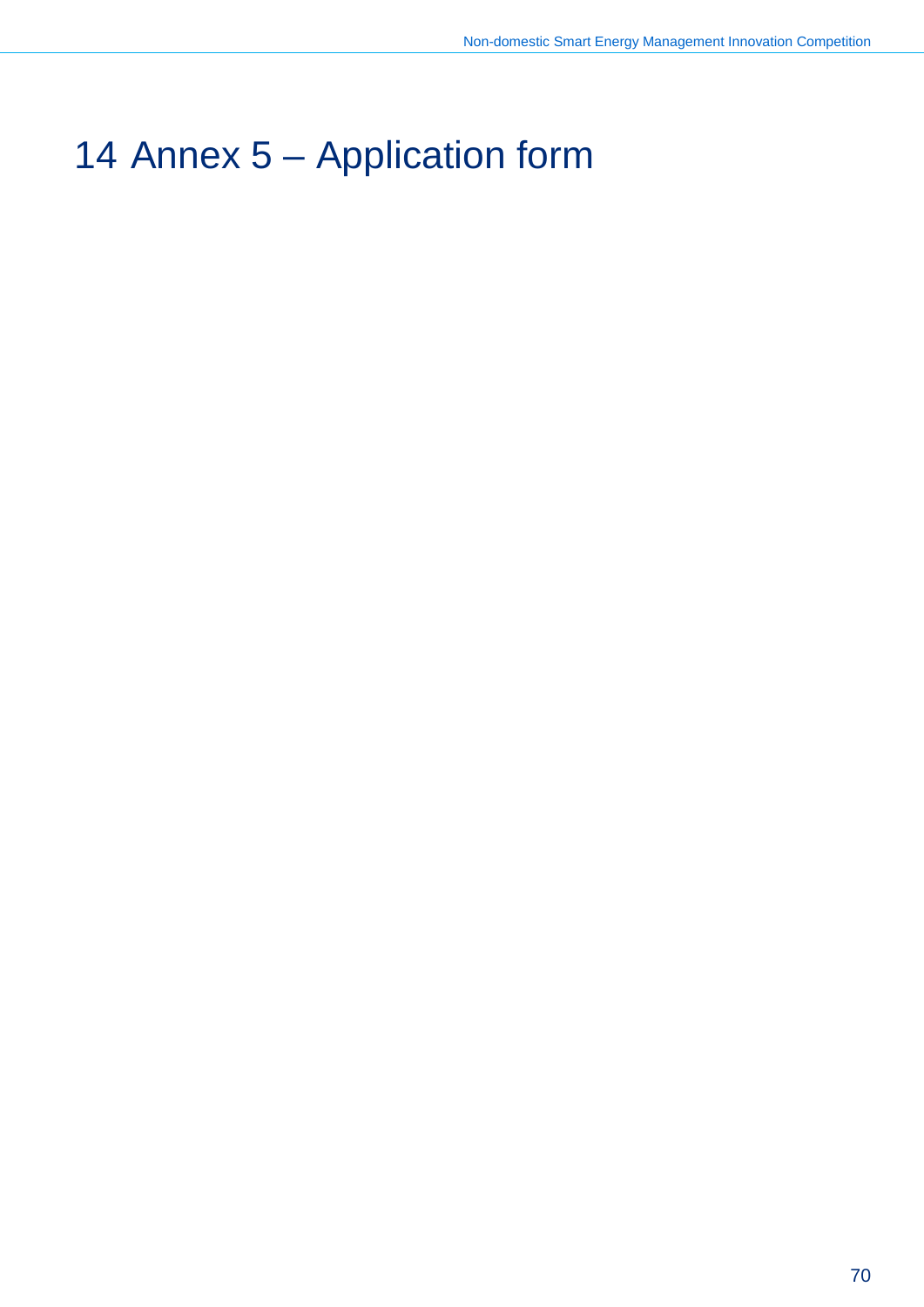# 14 Annex 5 – Application form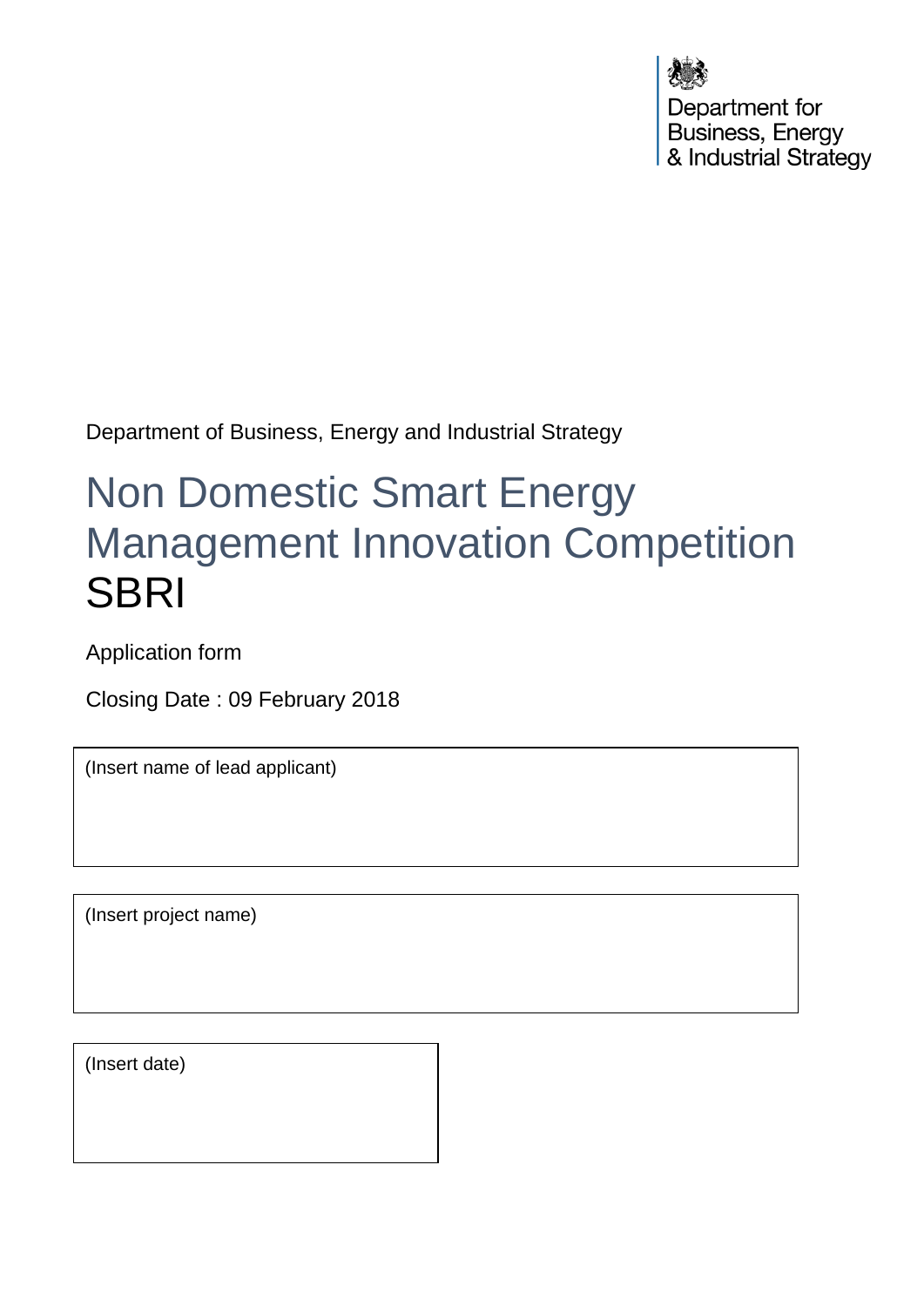Department for
Business, Energy
& Industrial Strategy

Department of Business, Energy and Industrial Strategy

# Non Domestic Smart Energy Management Innovation Competition SBRI

Application form

Closing Date : 09 February 2018

| (Insert name of lead applicant) |
|---|

| (Insert project name) |
|---|

| (Insert date) |
|---|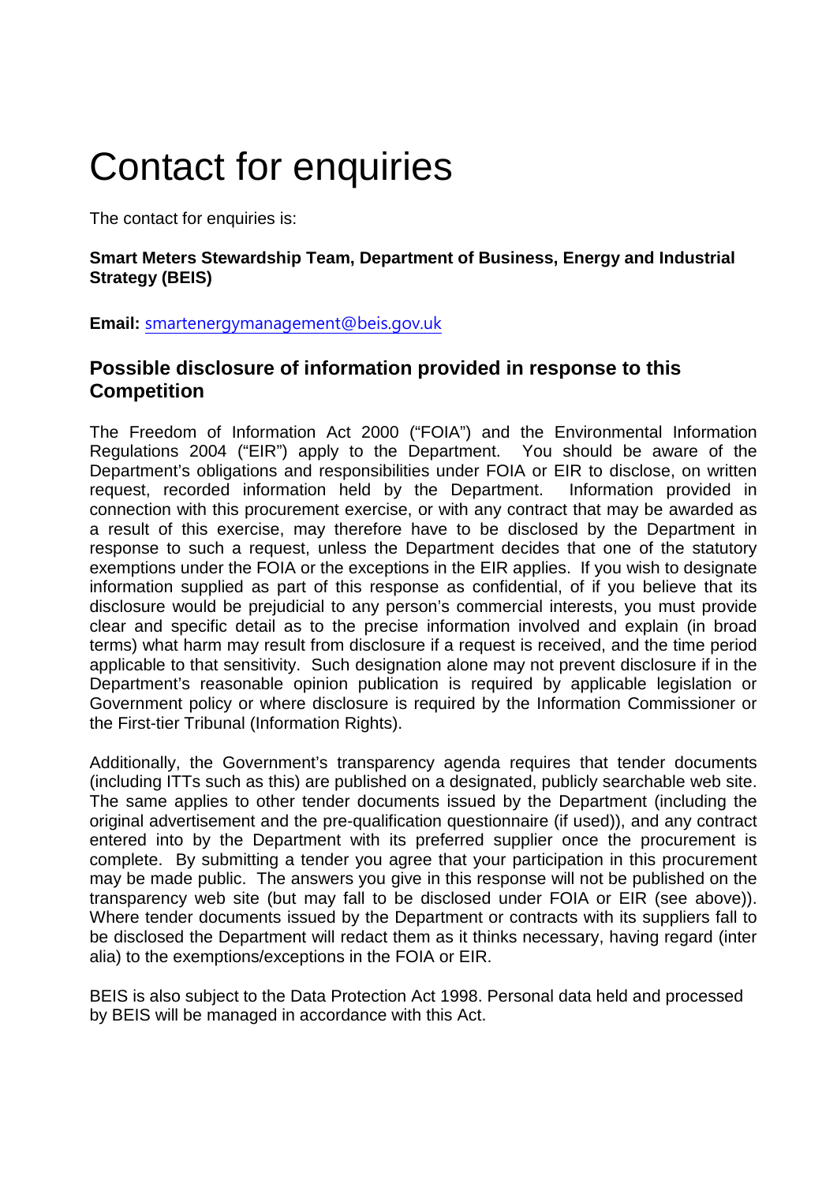# Contact for enquiries

The contact for enquiries is:

**Smart Meters Stewardship Team, Department of Business, Energy and Industrial Strategy (BEIS)**

**Email:** smartenergymanagement@beis.gov.uk

## Possible disclosure of information provided in response to this Competition

The Freedom of Information Act 2000 ("FOIA") and the Environmental Information Regulations 2004 ("EIR") apply to the Department. You should be aware of the Department's obligations and responsibilities under FOIA or EIR to disclose, on written request, recorded information held by the Department. Information provided in connection with this procurement exercise, or with any contract that may be awarded as a result of this exercise, may therefore have to be disclosed by the Department in response to such a request, unless the Department decides that one of the statutory exemptions under the FOIA or the exceptions in the EIR applies. If you wish to designate information supplied as part of this response as confidential, of if you believe that its disclosure would be prejudicial to any person's commercial interests, you must provide clear and specific detail as to the precise information involved and explain (in broad terms) what harm may result from disclosure if a request is received, and the time period applicable to that sensitivity. Such designation alone may not prevent disclosure if in the Department's reasonable opinion publication is required by applicable legislation or Government policy or where disclosure is required by the Information Commissioner or the First-tier Tribunal (Information Rights).

Additionally, the Government's transparency agenda requires that tender documents (including ITTs such as this) are published on a designated, publicly searchable web site. The same applies to other tender documents issued by the Department (including the original advertisement and the pre-qualification questionnaire (if used)), and any contract entered into by the Department with its preferred supplier once the procurement is complete. By submitting a tender you agree that your participation in this procurement may be made public. The answers you give in this response will not be published on the transparency web site (but may fall to be disclosed under FOIA or EIR (see above)). Where tender documents issued by the Department or contracts with its suppliers fall to be disclosed the Department will redact them as it thinks necessary, having regard (inter alia) to the exemptions/exceptions in the FOIA or EIR.

BEIS is also subject to the Data Protection Act 1998. Personal data held and processed by BEIS will be managed in accordance with this Act.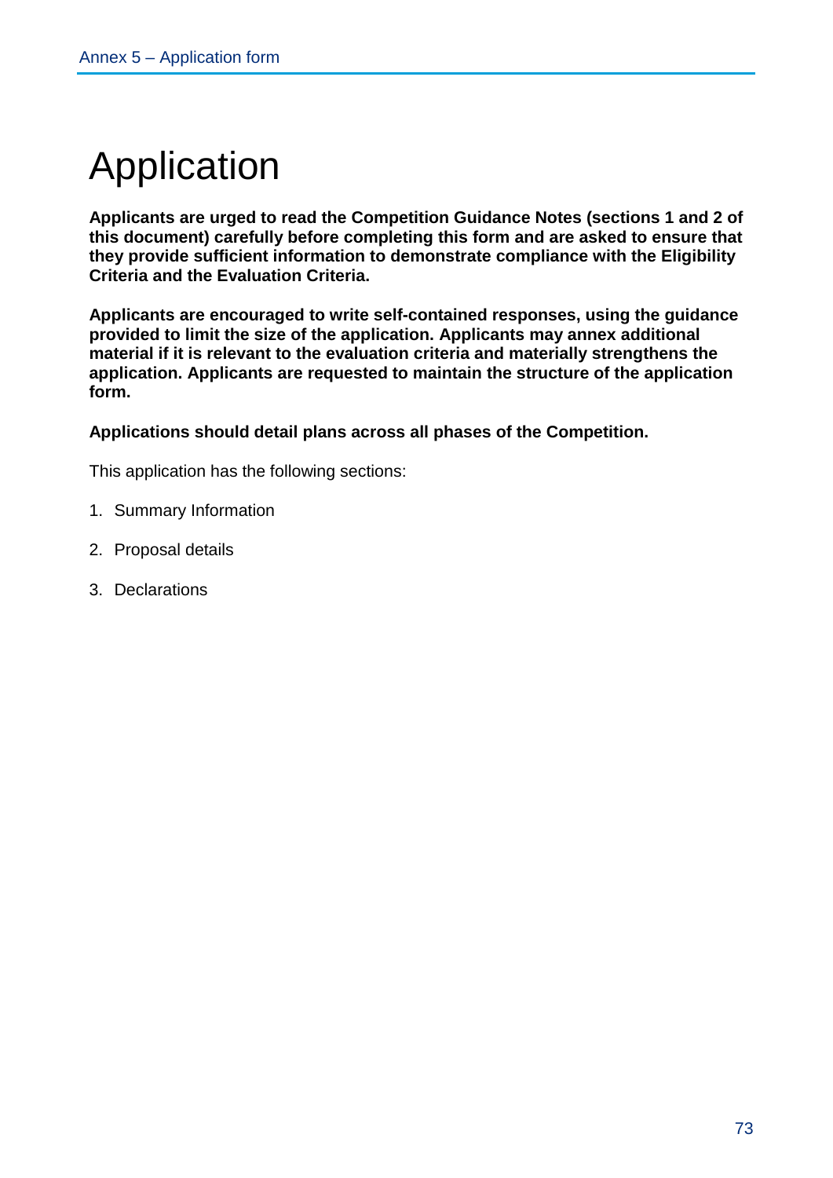# Application

**Applicants are urged to read the Competition Guidance Notes (sections 1 and 2 of this document) carefully before completing this form and are asked to ensure that they provide sufficient information to demonstrate compliance with the Eligibility Criteria and the Evaluation Criteria.**

**Applicants are encouraged to write self-contained responses, using the guidance provided to limit the size of the application. Applicants may annex additional material if it is relevant to the evaluation criteria and materially strengthens the application. Applicants are requested to maintain the structure of the application form.**

**Applications should detail plans across all phases of the Competition.**

This application has the following sections:

1. Summary Information
2. Proposal details
3. Declarations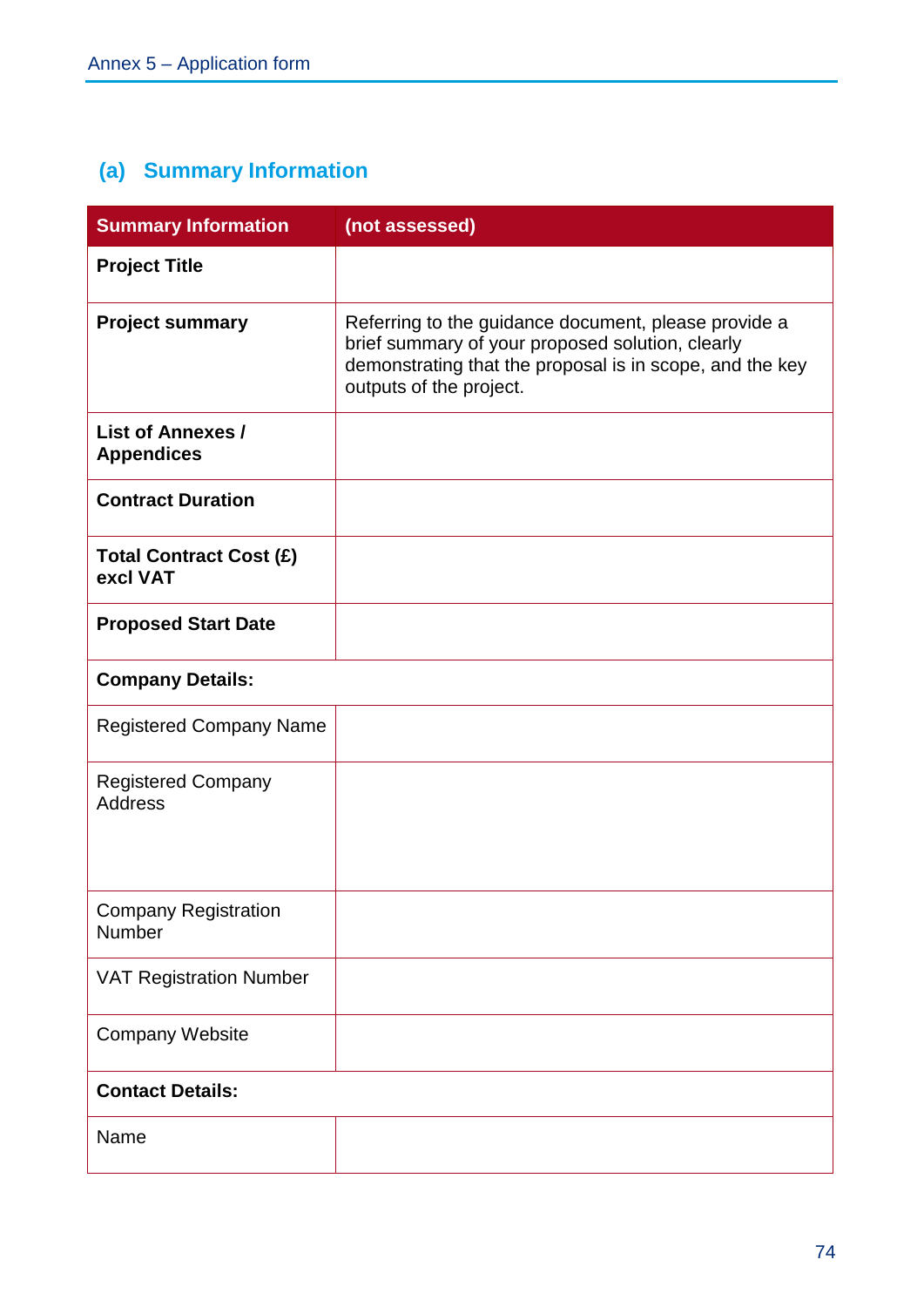## (a) Summary Information

| Summary Information | (not assessed) |
| --- | --- |
| **Project Title** | |
| **Project summary** | Referring to the guidance document, please provide a brief summary of your proposed solution, clearly demonstrating that the proposal is in scope, and the key outputs of the project. |
| **List of Annexes / Appendices** | |
| **Contract Duration** | |
| **Total Contract Cost (£) excl VAT** | |
| **Proposed Start Date** | |
| **Company Details:** | |
| Registered Company Name | |
| Registered Company Address | |
| Company Registration Number | |
| VAT Registration Number | |
| Company Website | |
| **Contact Details:** | |
| Name | |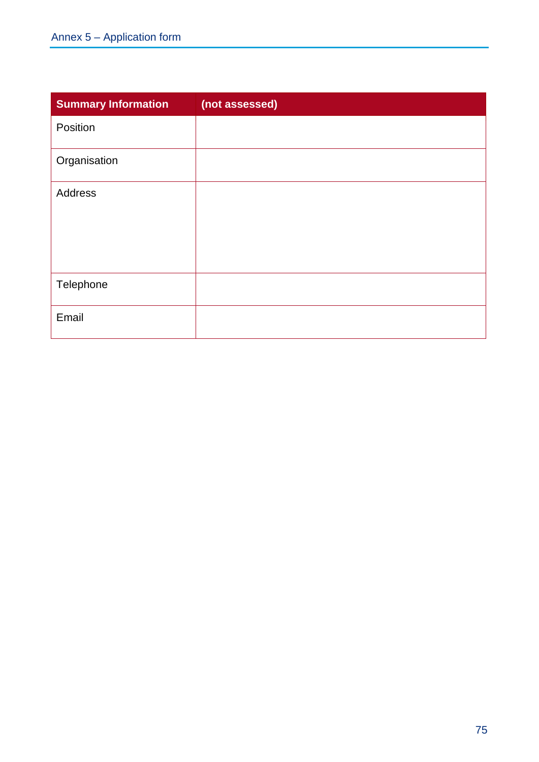| Summary Information | (not assessed) |
|---|---|
| Position | |
| Organisation | |
| Address | |
| Telephone | |
| Email | |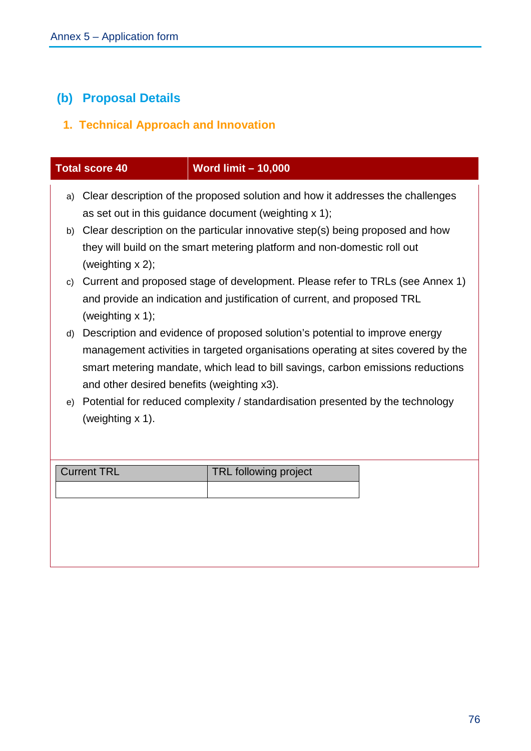## (b) Proposal Details

### 1. Technical Approach and Innovation

| Total score 40 | Word limit – 10,000 |
|---|---|

a) Clear description of the proposed solution and how it addresses the challenges as set out in this guidance document (weighting x 1);

b) Clear description on the particular innovative step(s) being proposed and how they will build on the smart metering platform and non-domestic roll out (weighting x 2);

c) Current and proposed stage of development. Please refer to TRLs (see Annex 1) and provide an indication and justification of current, and proposed TRL (weighting x 1);

d) Description and evidence of proposed solution's potential to improve energy management activities in targeted organisations operating at sites covered by the smart metering mandate, which lead to bill savings, carbon emissions reductions and other desired benefits (weighting x3).

e) Potential for reduced complexity / standardisation presented by the technology (weighting x 1).

| Current TRL | TRL following project |
|---|---|
| | |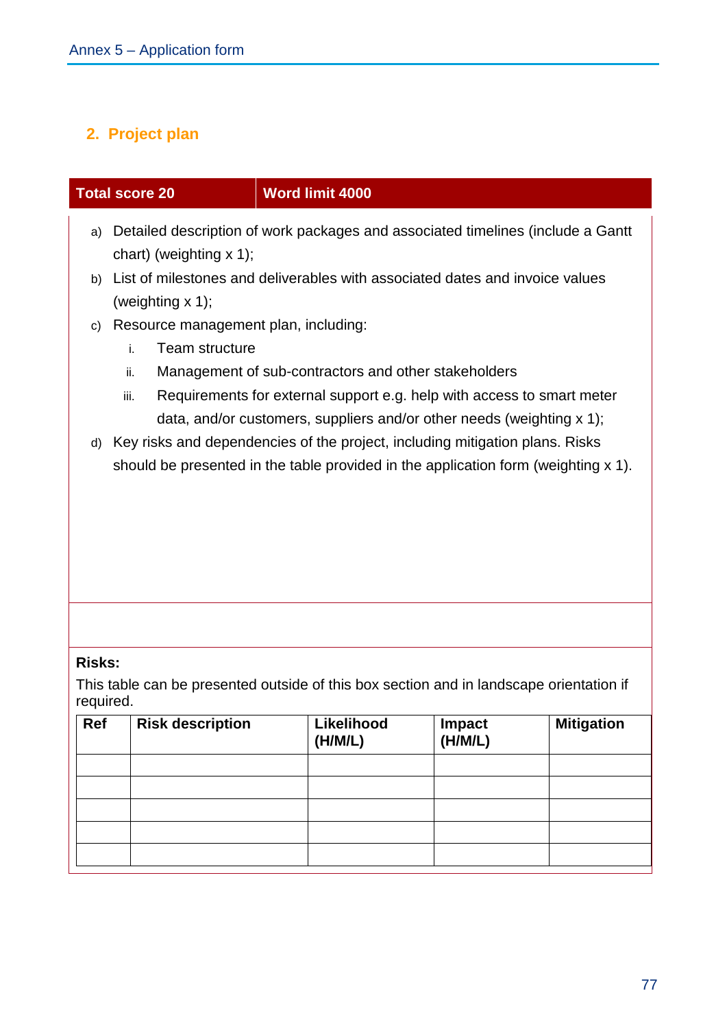## 2. Project plan

| Total score 20 | Word limit 4000 |
|---|---|

a) Detailed description of work packages and associated timelines (include a Gantt chart) (weighting x 1);

b) List of milestones and deliverables with associated dates and invoice values (weighting x 1);

c) Resource management plan, including:

   i. Team structure

   ii. Management of sub-contractors and other stakeholders

   iii. Requirements for external support e.g. help with access to smart meter data, and/or customers, suppliers and/or other needs (weighting x 1);

d) Key risks and dependencies of the project, including mitigation plans. Risks should be presented in the table provided in the application form (weighting x 1).

**Risks:**

This table can be presented outside of this box section and in landscape orientation if required.

| Ref | Risk description | Likelihood (H/M/L) | Impact (H/M/L) | Mitigation |
|---|---|---|---|---|
| | | | | |
| | | | | |
| | | | | |
| | | | | |
| | | | | |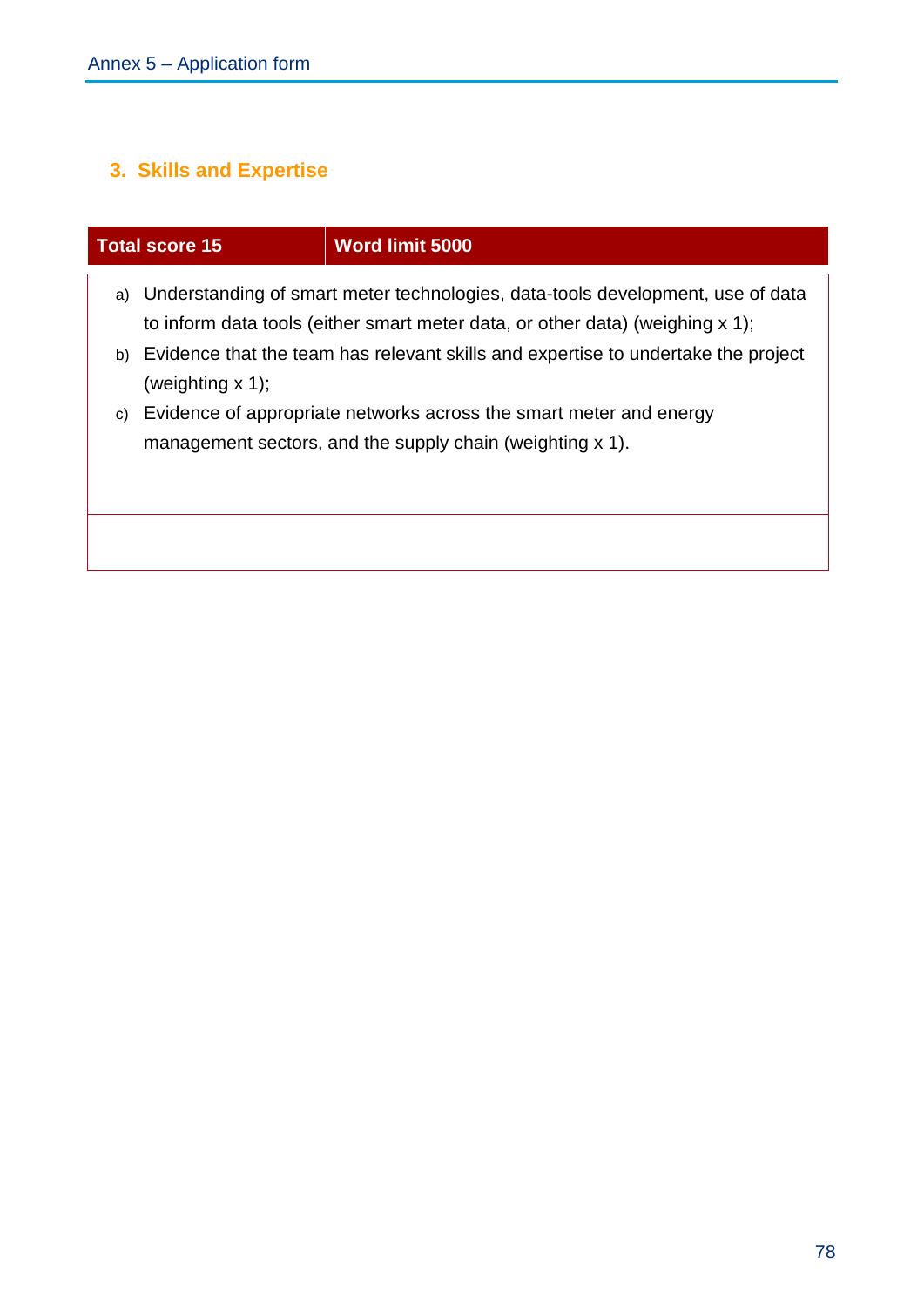## 3. Skills and Expertise

| Total score 15 | Word limit 5000 |
|---|---|
| a) Understanding of smart meter technologies, data-tools development, use of data to inform data tools (either smart meter data, or other data) (weighing x 1);<br>b) Evidence that the team has relevant skills and expertise to undertake the project (weighting x 1);<br>c) Evidence of appropriate networks across the smart meter and energy management sectors, and the supply chain (weighting x 1). | |
| | |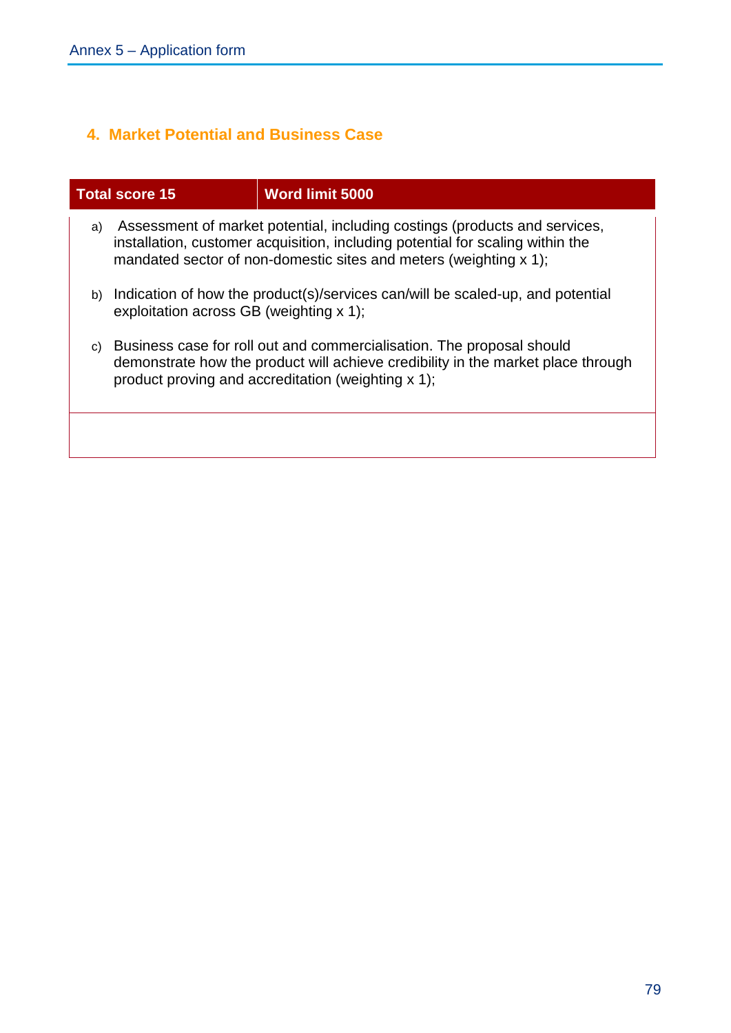## 4. Market Potential and Business Case

| Total score 15 | Word limit 5000 |
| --- | --- |
| a) Assessment of market potential, including costings (products and services, installation, customer acquisition, including potential for scaling within the mandated sector of non-domestic sites and meters (weighting x 1); <br> b) Indication of how the product(s)/services can/will be scaled-up, and potential exploitation across GB (weighting x 1); <br> c) Business case for roll out and commercialisation. The proposal should demonstrate how the product will achieve credibility in the market place through product proving and accreditation (weighting x 1); | |
| | |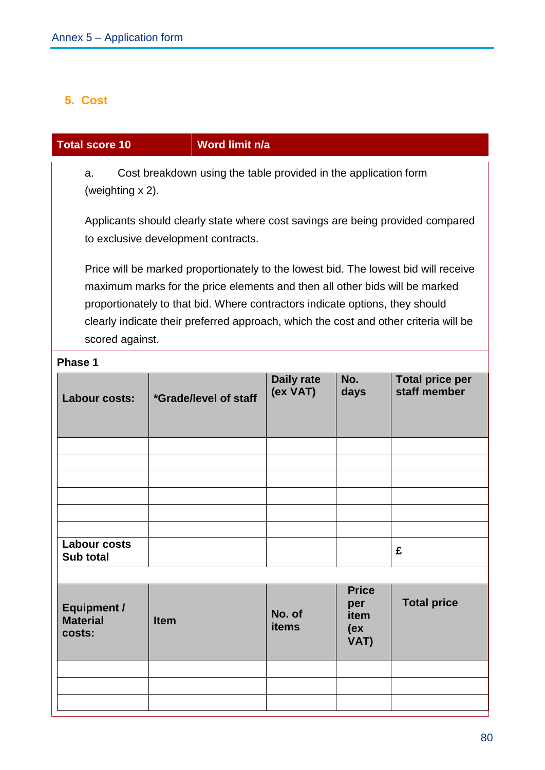## 5. Cost

| Total score 10 | Word limit n/a |
|---|---|

a. Cost breakdown using the table provided in the application form (weighting x 2).

Applicants should clearly state where cost savings are being provided compared to exclusive development contracts.

Price will be marked proportionately to the lowest bid. The lowest bid will receive maximum marks for the price elements and then all other bids will be marked proportionately to that bid. Where contractors indicate options, they should clearly indicate their preferred approach, which the cost and other criteria will be scored against.

**Phase 1**

| **Labour costs:** | ***Grade/level of staff** | **Daily rate (ex VAT)** | **No. days** | **Total price per staff member** |
|---|---|---|---|---|
| | | | | |
| | | | | |
| | | | | |
| | | | | |
| | | | | |
| | | | | |
| **Labour costs Sub total** | | | | **£** |
| | | | | |
| **Equipment / Material costs:** | **Item** | **No. of items** | **Price per item (ex VAT)** | **Total price** |
| | | | | |
| | | | | |
| | | | | |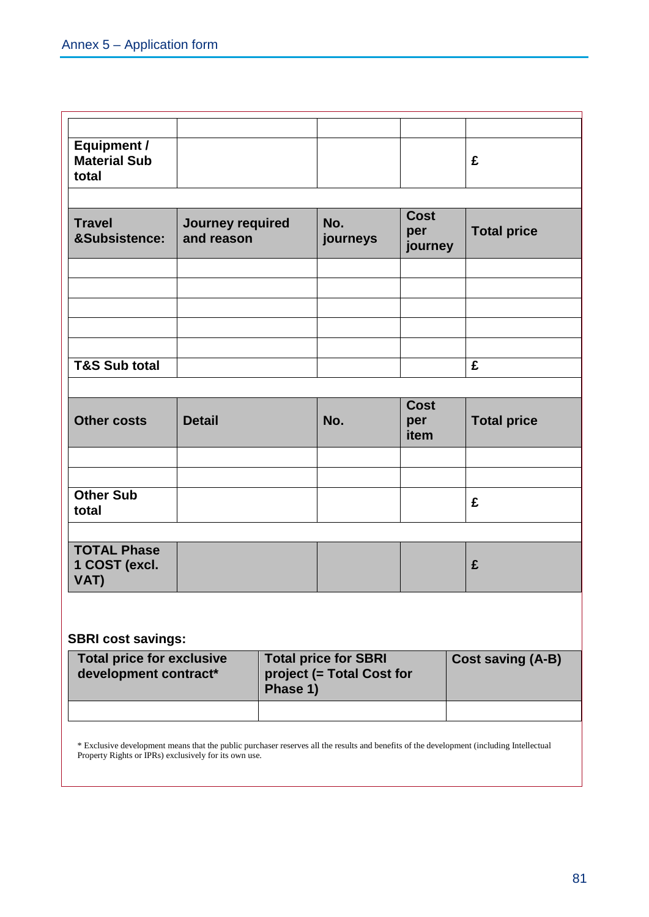| | | | | |
|---|---|---|---|---|
| | | | | |
| **Equipment / Material Sub total** | | | | **£** |
| | | | | |
| **Travel &Subsistence:** | **Journey required and reason** | **No. journeys** | **Cost per journey** | **Total price** |
| | | | | |
| | | | | |
| | | | | |
| | | | | |
| | | | | |
| **T&S Sub total** | | | | **£** |
| | | | | |
| **Other costs** | **Detail** | **No.** | **Cost per item** | **Total price** |
| | | | | |
| | | | | |
| **Other Sub total** | | | | **£** |
| | | | | |
| **TOTAL Phase 1 COST (excl. VAT)** | | | | **£** |

**SBRI cost savings:**

| Total price for exclusive development contract* | Total price for SBRI project (= Total Cost for Phase 1) | Cost saving (A-B) |
|---|---|---|
| | | |

* Exclusive development means that the public purchaser reserves all the results and benefits of the development (including Intellectual Property Rights or IPRs) exclusively for its own use.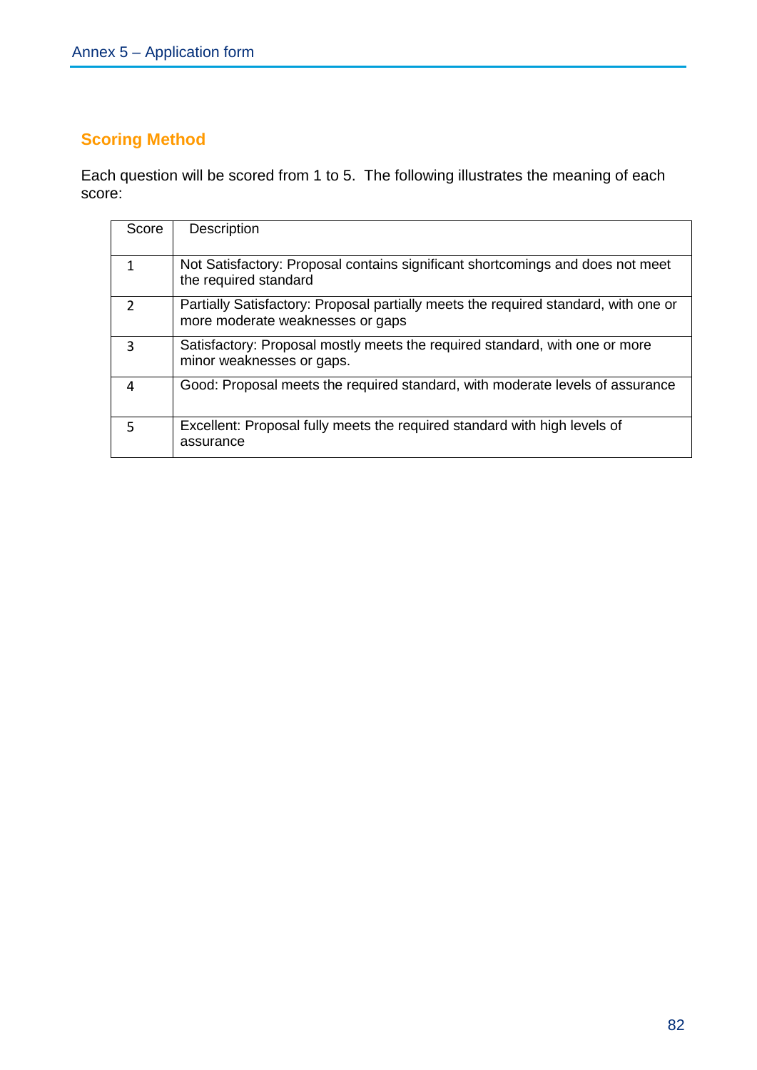## Scoring Method

Each question will be scored from 1 to 5. The following illustrates the meaning of each score:

| Score | Description |
|---|---|
| 1 | Not Satisfactory: Proposal contains significant shortcomings and does not meet the required standard |
| 2 | Partially Satisfactory: Proposal partially meets the required standard, with one or more moderate weaknesses or gaps |
| 3 | Satisfactory: Proposal mostly meets the required standard, with one or more minor weaknesses or gaps. |
| 4 | Good: Proposal meets the required standard, with moderate levels of assurance |
| 5 | Excellent: Proposal fully meets the required standard with high levels of assurance |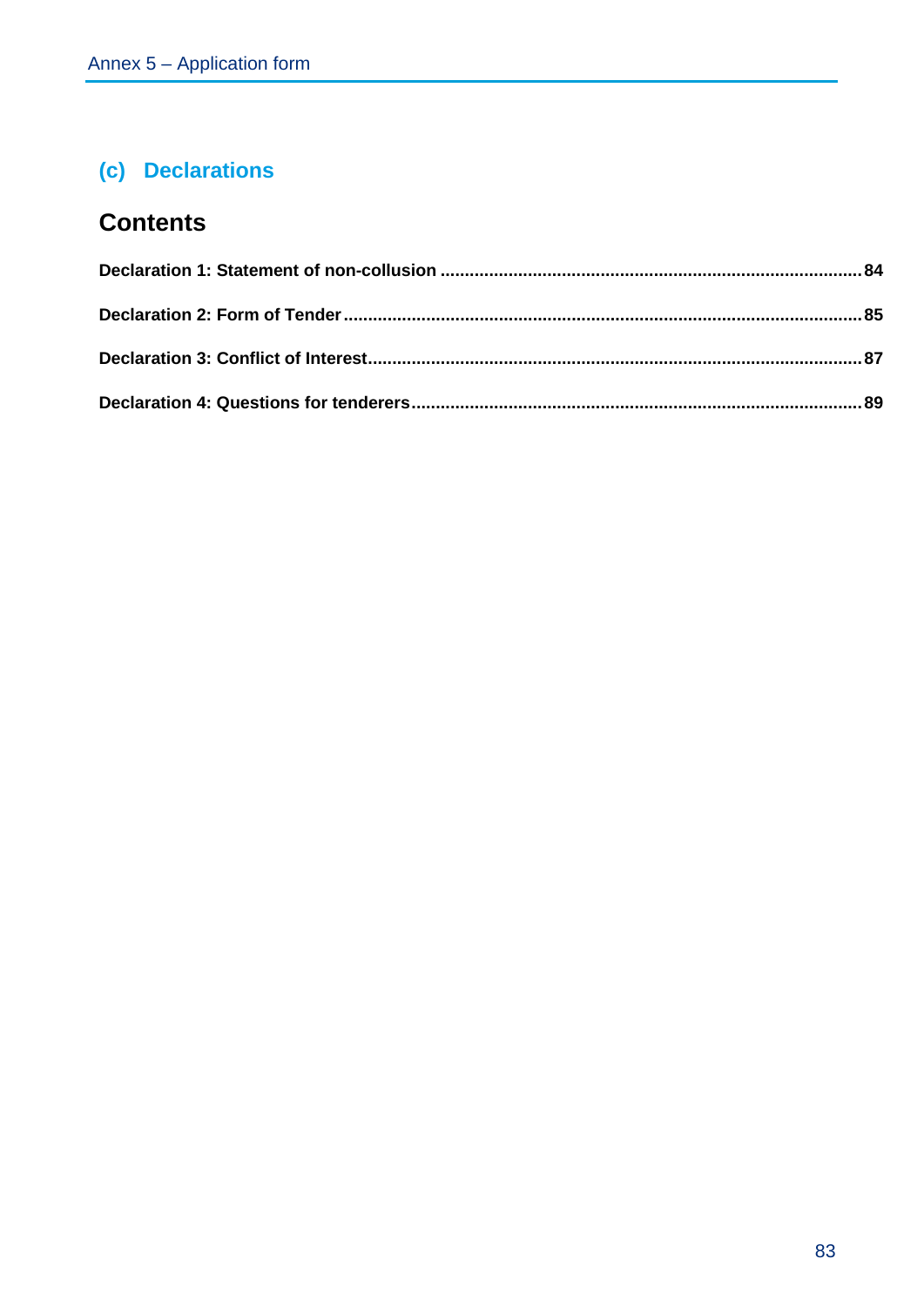## (c) Declarations

## Contents

**Declaration 1: Statement of non-collusion** ..................................... **84**

**Declaration 2: Form of Tender** ..................................... **85**

**Declaration 3: Conflict of Interest** ..................................... **87**

**Declaration 4: Questions for tenderers** ..................................... **89**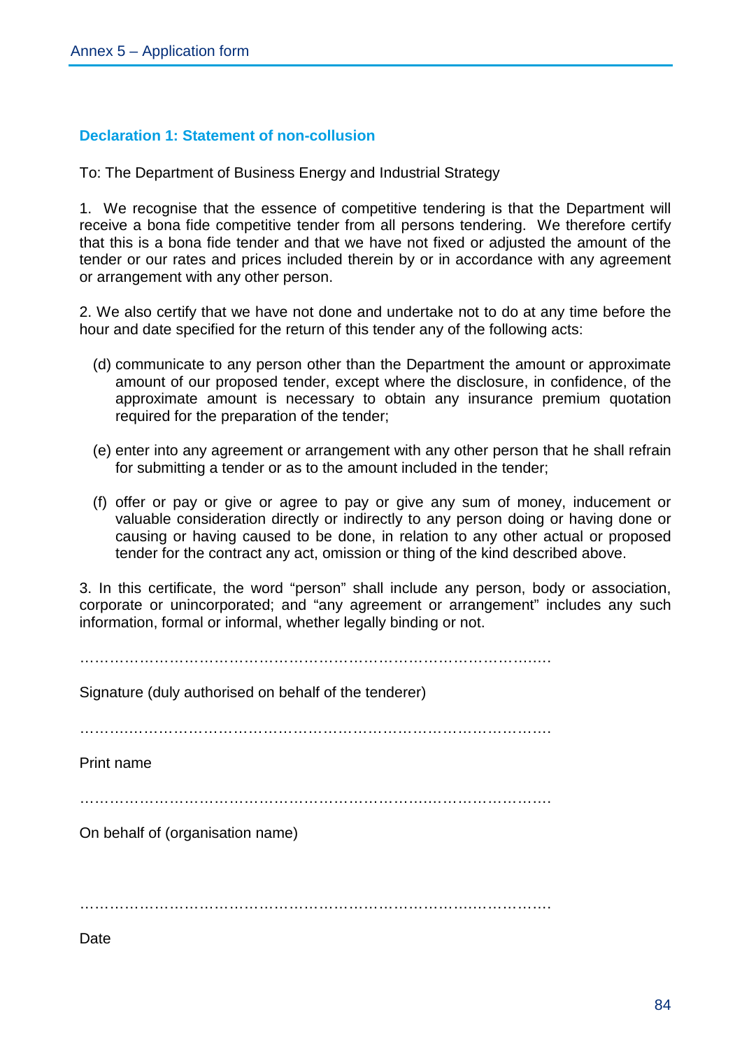### Declaration 1: Statement of non-collusion

To: The Department of Business Energy and Industrial Strategy

1. We recognise that the essence of competitive tendering is that the Department will receive a bona fide competitive tender from all persons tendering. We therefore certify that this is a bona fide tender and that we have not fixed or adjusted the amount of the tender or our rates and prices included therein by or in accordance with any agreement or arrangement with any other person.

2. We also certify that we have not done and undertake not to do at any time before the hour and date specified for the return of this tender any of the following acts:

   (d) communicate to any person other than the Department the amount or approximate amount of our proposed tender, except where the disclosure, in confidence, of the approximate amount is necessary to obtain any insurance premium quotation required for the preparation of the tender;

   (e) enter into any agreement or arrangement with any other person that he shall refrain for submitting a tender or as to the amount included in the tender;

   (f) offer or pay or give or agree to pay or give any sum of money, inducement or valuable consideration directly or indirectly to any person doing or having done or causing or having caused to be done, in relation to any other actual or proposed tender for the contract any act, omission or thing of the kind described above.

3. In this certificate, the word "person" shall include any person, body or association, corporate or unincorporated; and "any agreement or arrangement" includes any such information, formal or informal, whether legally binding or not.

………………………………………………………………………………….

Signature (duly authorised on behalf of the tenderer)

………………………………………………………………………………….

Print name

………………………………………………………………………………….

On behalf of (organisation name)

………………………………………………………………………………….

Date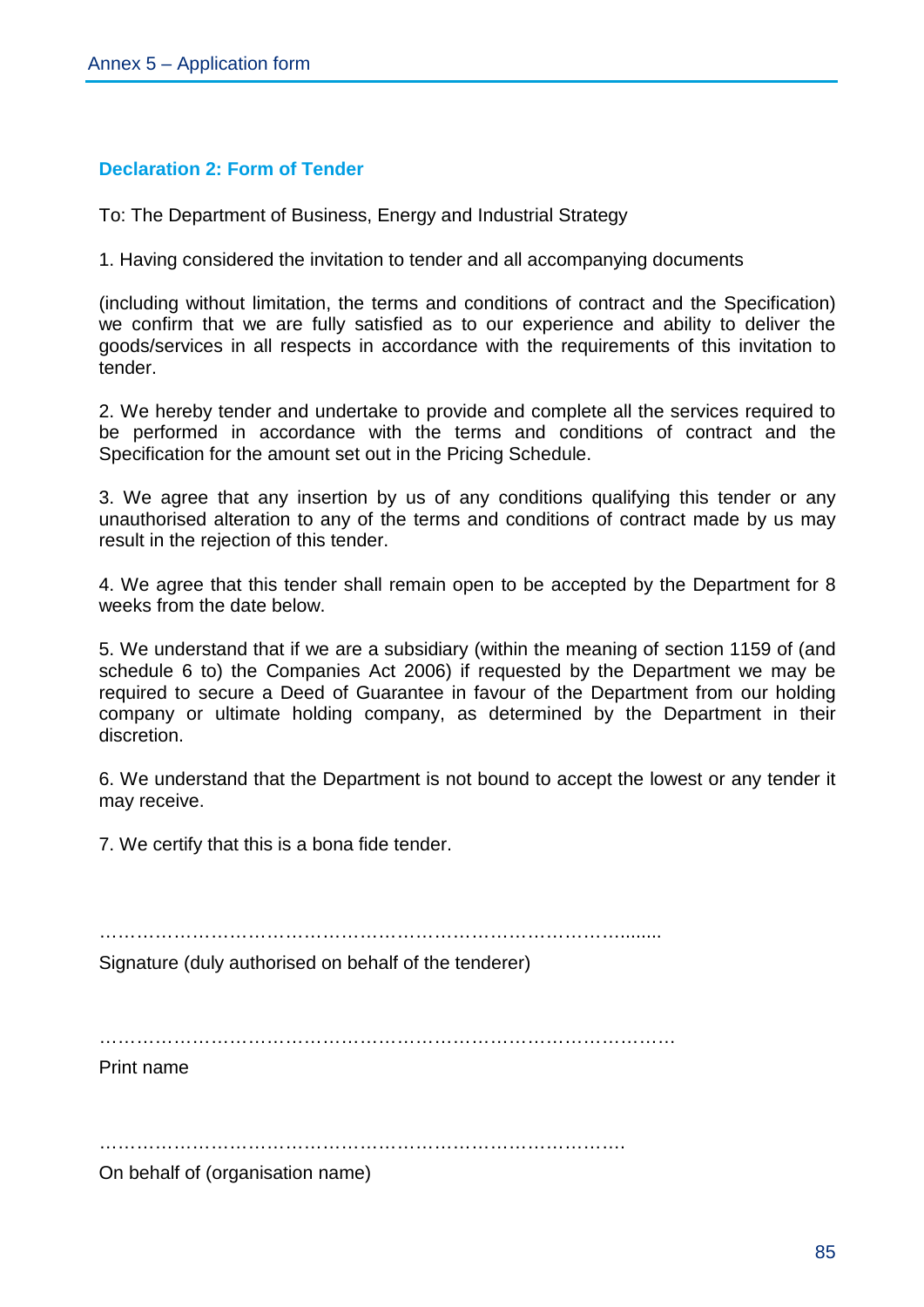### Declaration 2: Form of Tender

To: The Department of Business, Energy and Industrial Strategy

1. Having considered the invitation to tender and all accompanying documents

(including without limitation, the terms and conditions of contract and the Specification) we confirm that we are fully satisfied as to our experience and ability to deliver the goods/services in all respects in accordance with the requirements of this invitation to tender.

2. We hereby tender and undertake to provide and complete all the services required to be performed in accordance with the terms and conditions of contract and the Specification for the amount set out in the Pricing Schedule.

3. We agree that any insertion by us of any conditions qualifying this tender or any unauthorised alteration to any of the terms and conditions of contract made by us may result in the rejection of this tender.

4. We agree that this tender shall remain open to be accepted by the Department for 8 weeks from the date below.

5. We understand that if we are a subsidiary (within the meaning of section 1159 of (and schedule 6 to) the Companies Act 2006) if requested by the Department we may be required to secure a Deed of Guarantee in favour of the Department from our holding company or ultimate holding company, as determined by the Department in their discretion.

6. We understand that the Department is not bound to accept the lowest or any tender it may receive.

7. We certify that this is a bona fide tender.

…………………………………………………………………………………......

Signature (duly authorised on behalf of the tenderer)

………………………………………………………………………………….

Print name

……………………………………………………………………………….

On behalf of (organisation name)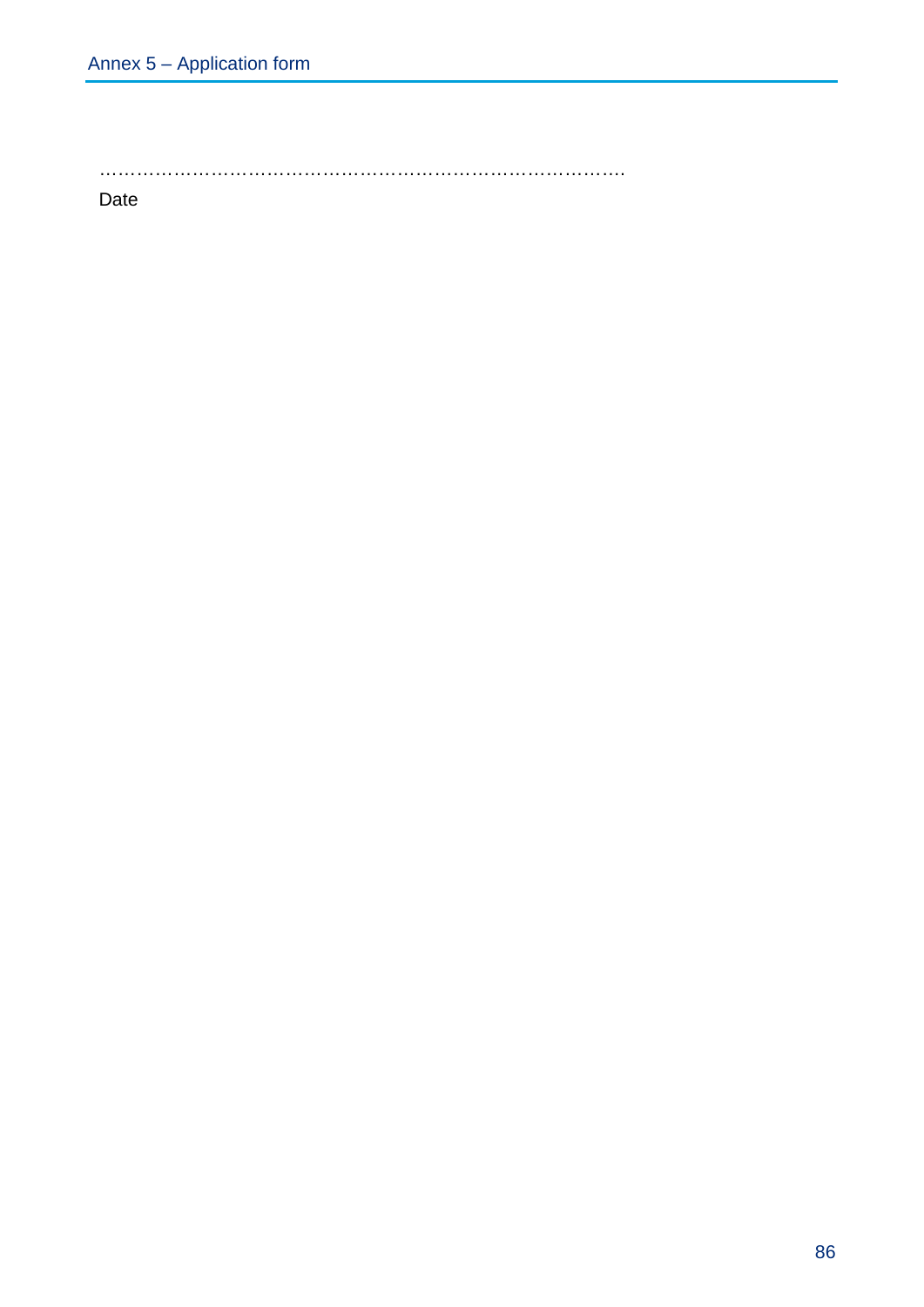……………………………………………………………………………….

Date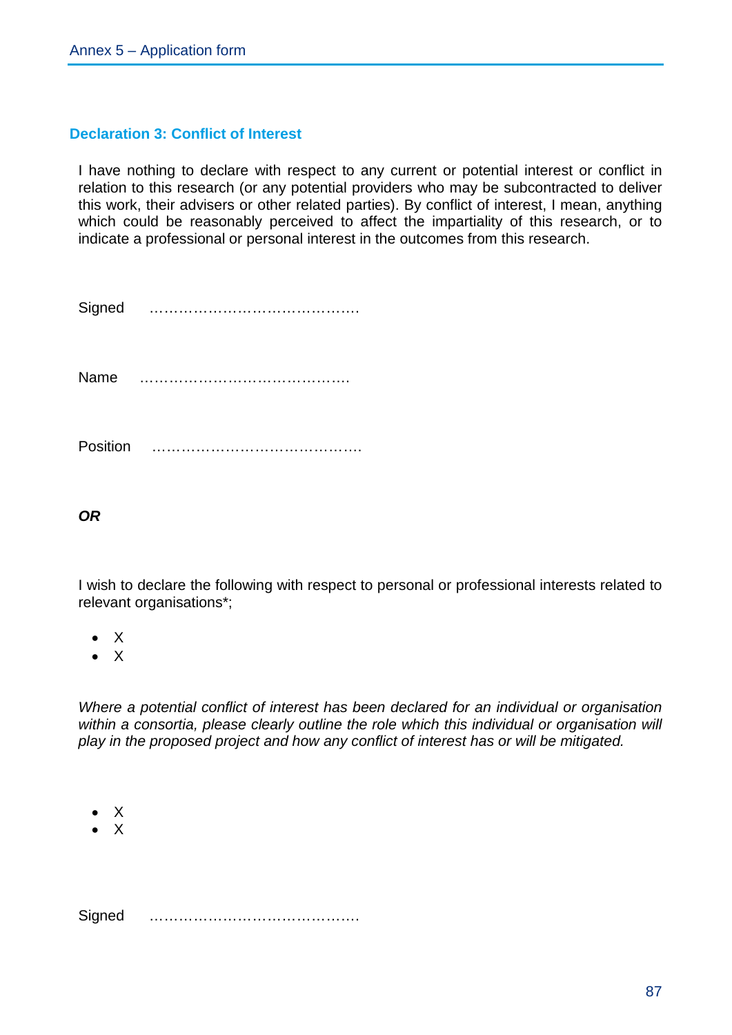### Declaration 3: Conflict of Interest

I have nothing to declare with respect to any current or potential interest or conflict in relation to this research (or any potential providers who may be subcontracted to deliver this work, their advisers or other related parties). By conflict of interest, I mean, anything which could be reasonably perceived to affect the impartiality of this research, or to indicate a professional or personal interest in the outcomes from this research.

Signed ……………………………………

Name ……………………………………

Position ……………………………………

***OR***

I wish to declare the following with respect to personal or professional interests related to relevant organisations*;

- X
- X

*Where a potential conflict of interest has been declared for an individual or organisation within a consortia, please clearly outline the role which this individual or organisation will play in the proposed project and how any conflict of interest has or will be mitigated.*

- X
- X

Signed ……………………………………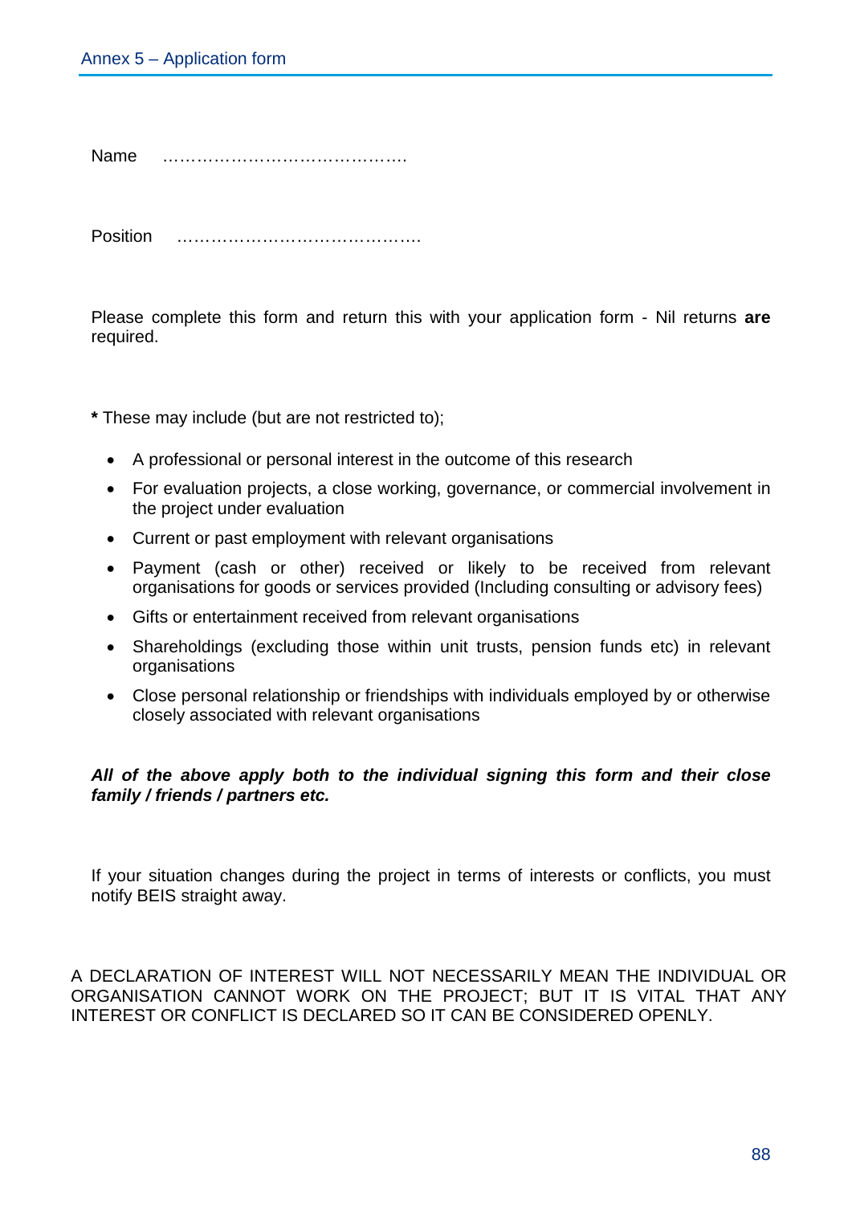Name ……………………………………

Position ……………………………………

Please complete this form and return this with your application form - Nil returns **are** required.

**\*** These may include (but are not restricted to);

- A professional or personal interest in the outcome of this research
- For evaluation projects, a close working, governance, or commercial involvement in the project under evaluation
- Current or past employment with relevant organisations
- Payment (cash or other) received or likely to be received from relevant organisations for goods or services provided (Including consulting or advisory fees)
- Gifts or entertainment received from relevant organisations
- Shareholdings (excluding those within unit trusts, pension funds etc) in relevant organisations
- Close personal relationship or friendships with individuals employed by or otherwise closely associated with relevant organisations

***All of the above apply both to the individual signing this form and their close family / friends / partners etc.***

If your situation changes during the project in terms of interests or conflicts, you must notify BEIS straight away.

A DECLARATION OF INTEREST WILL NOT NECESSARILY MEAN THE INDIVIDUAL OR ORGANISATION CANNOT WORK ON THE PROJECT; BUT IT IS VITAL THAT ANY INTEREST OR CONFLICT IS DECLARED SO IT CAN BE CONSIDERED OPENLY.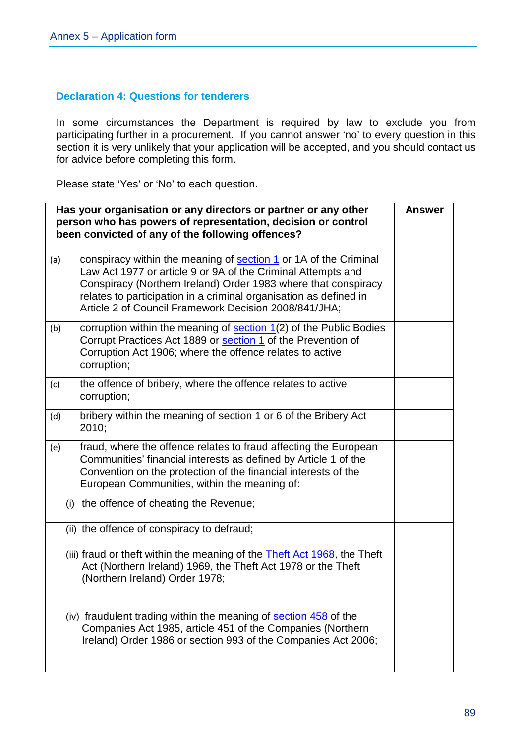### Declaration 4: Questions for tenderers

In some circumstances the Department is required by law to exclude you from participating further in a procurement. If you cannot answer 'no' to every question in this section it is very unlikely that your application will be accepted, and you should contact us for advice before completing this form.

Please state 'Yes' or 'No' to each question.

| Has your organisation or any directors or partner or any other person who has powers of representation, decision or control been convicted of any of the following offences? | Answer |
|---|---|
| (a) conspiracy within the meaning of section 1 or 1A of the Criminal Law Act 1977 or article 9 or 9A of the Criminal Attempts and Conspiracy (Northern Ireland) Order 1983 where that conspiracy relates to participation in a criminal organisation as defined in Article 2 of Council Framework Decision 2008/841/JHA; | |
| (b) corruption within the meaning of section 1(2) of the Public Bodies Corrupt Practices Act 1889 or section 1 of the Prevention of Corruption Act 1906; where the offence relates to active corruption; | |
| (c) the offence of bribery, where the offence relates to active corruption; | |
| (d) bribery within the meaning of section 1 or 6 of the Bribery Act 2010; | |
| (e) fraud, where the offence relates to fraud affecting the European Communities' financial interests as defined by Article 1 of the Convention on the protection of the financial interests of the European Communities, within the meaning of: | |
| (i) the offence of cheating the Revenue; | |
| (ii) the offence of conspiracy to defraud; | |
| (iii) fraud or theft within the meaning of the Theft Act 1968, the Theft Act (Northern Ireland) 1969, the Theft Act 1978 or the Theft (Northern Ireland) Order 1978; | |
| (iv) fraudulent trading within the meaning of section 458 of the Companies Act 1985, article 451 of the Companies (Northern Ireland) Order 1986 or section 993 of the Companies Act 2006; | |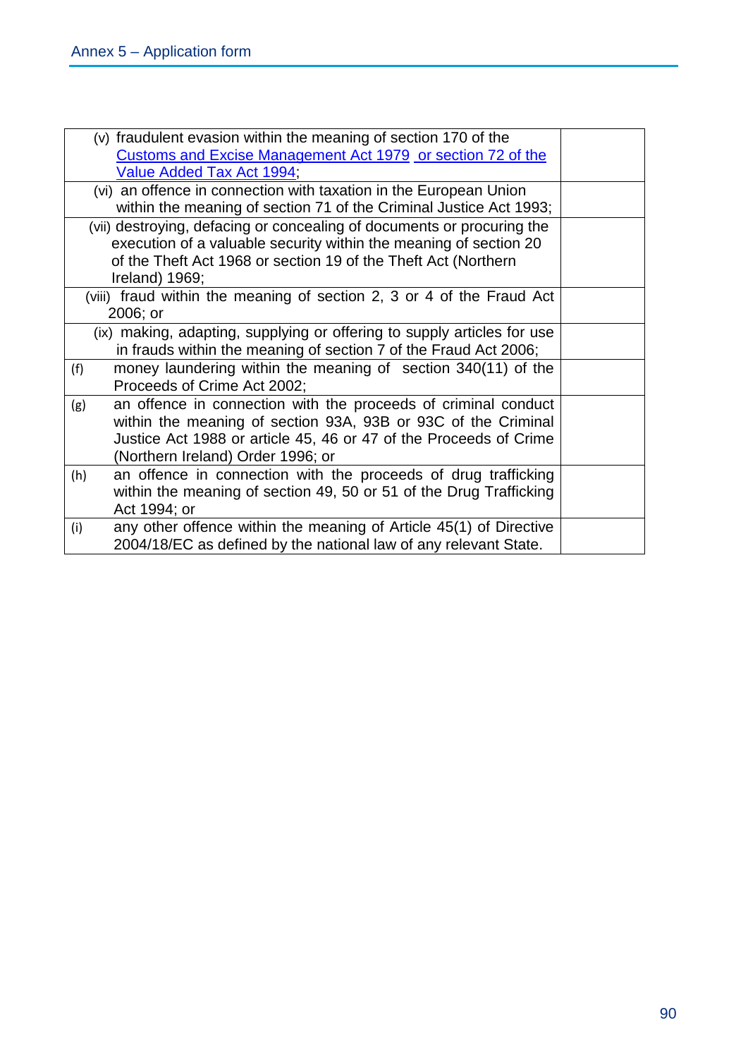| | |
|---|---|
| (v) fraudulent evasion within the meaning of section 170 of the Customs and Excise Management Act 1979 or section 72 of the Value Added Tax Act 1994; | |
| (vi) an offence in connection with taxation in the European Union within the meaning of section 71 of the Criminal Justice Act 1993; | |
| (vii) destroying, defacing or concealing of documents or procuring the execution of a valuable security within the meaning of section 20 of the Theft Act 1968 or section 19 of the Theft Act (Northern Ireland) 1969; | |
| (viii) fraud within the meaning of section 2, 3 or 4 of the Fraud Act 2006; or | |
| (ix) making, adapting, supplying or offering to supply articles for use in frauds within the meaning of section 7 of the Fraud Act 2006; | |
| (f) money laundering within the meaning of section 340(11) of the Proceeds of Crime Act 2002; | |
| (g) an offence in connection with the proceeds of criminal conduct within the meaning of section 93A, 93B or 93C of the Criminal Justice Act 1988 or article 45, 46 or 47 of the Proceeds of Crime (Northern Ireland) Order 1996; or | |
| (h) an offence in connection with the proceeds of drug trafficking within the meaning of section 49, 50 or 51 of the Drug Trafficking Act 1994; or | |
| (i) any other offence within the meaning of Article 45(1) of Directive 2004/18/EC as defined by the national law of any relevant State. | |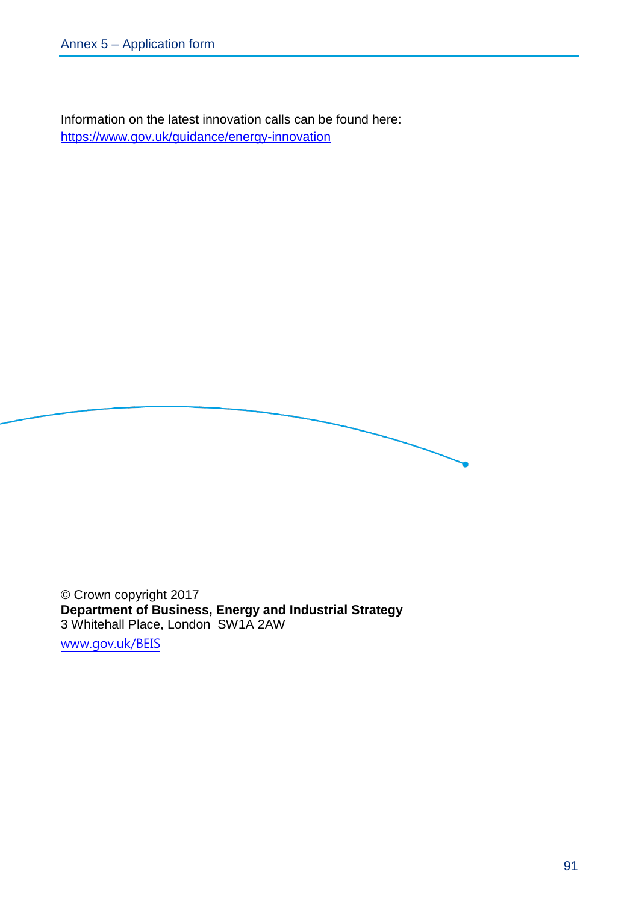Information on the latest innovation calls can be found here: https://www.gov.uk/guidance/energy-innovation

© Crown copyright 2017
**Department of Business, Energy and Industrial Strategy**
3 Whitehall Place, London SW1A 2AW
www.gov.uk/BEIS